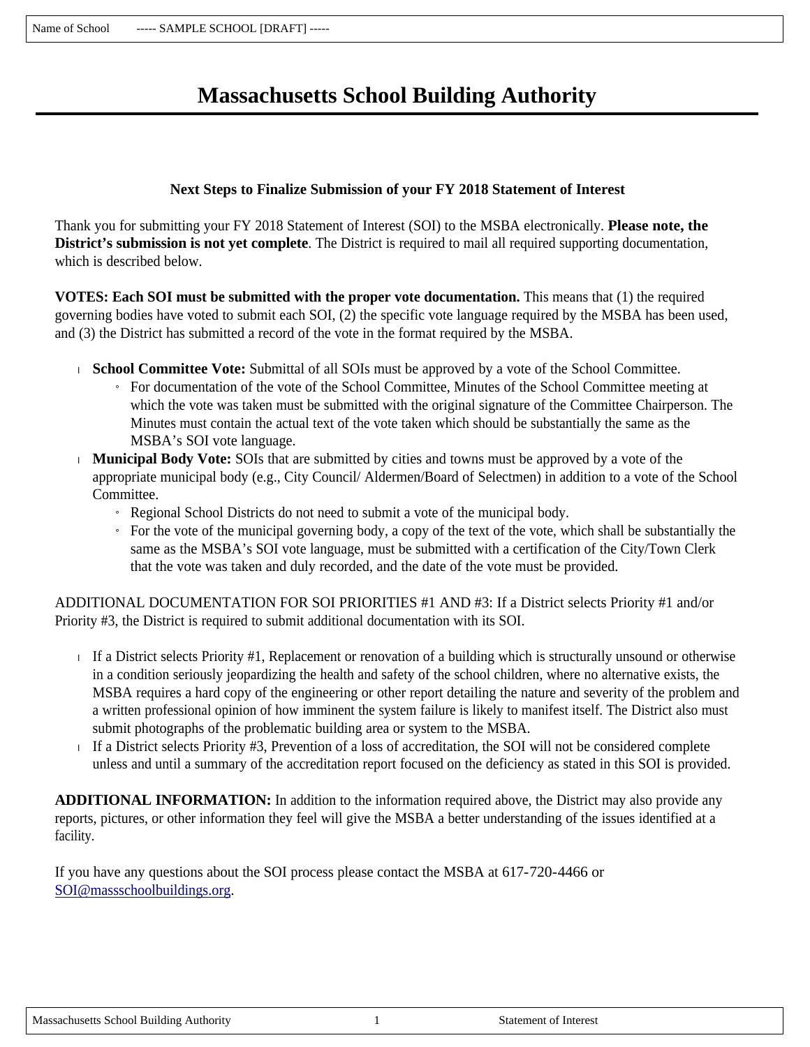Name of School ----- SAMPLE SCHOOL [DRAFT] -----

# Massachusetts School Building Authority

### Next Steps to Finalize Submission of your FY 2018 Statement of Interest

Thank you for submitting your FY 2018 Statement of Interest (SOI) to the MSBA electronically. **Please note, the District's submission is not yet complete**. The District is required to mail all required supporting documentation, which is described below.

**VOTES: Each SOI must be submitted with the proper vote documentation.** This means that (1) the required governing bodies have voted to submit each SOI, (2) the specific vote language required by the MSBA has been used, and (3) the District has submitted a record of the vote in the format required by the MSBA.

- **School Committee Vote:** Submittal of all SOIs must be approved by a vote of the School Committee.
  - For documentation of the vote of the School Committee, Minutes of the School Committee meeting at which the vote was taken must be submitted with the original signature of the Committee Chairperson. The Minutes must contain the actual text of the vote taken which should be substantially the same as the MSBA's SOI vote language.
- **Municipal Body Vote:** SOIs that are submitted by cities and towns must be approved by a vote of the appropriate municipal body (e.g., City Council/ Aldermen/Board of Selectmen) in addition to a vote of the School Committee.
  - Regional School Districts do not need to submit a vote of the municipal body.
  - For the vote of the municipal governing body, a copy of the text of the vote, which shall be substantially the same as the MSBA's SOI vote language, must be submitted with a certification of the City/Town Clerk that the vote was taken and duly recorded, and the date of the vote must be provided.

ADDITIONAL DOCUMENTATION FOR SOI PRIORITIES #1 AND #3: If a District selects Priority #1 and/or Priority #3, the District is required to submit additional documentation with its SOI.

- If a District selects Priority #1, Replacement or renovation of a building which is structurally unsound or otherwise in a condition seriously jeopardizing the health and safety of the school children, where no alternative exists, the MSBA requires a hard copy of the engineering or other report detailing the nature and severity of the problem and a written professional opinion of how imminent the system failure is likely to manifest itself. The District also must submit photographs of the problematic building area or system to the MSBA.
- If a District selects Priority #3, Prevention of a loss of accreditation, the SOI will not be considered complete unless and until a summary of the accreditation report focused on the deficiency as stated in this SOI is provided.

**ADDITIONAL INFORMATION:** In addition to the information required above, the District may also provide any reports, pictures, or other information they feel will give the MSBA a better understanding of the issues identified at a facility.

If you have any questions about the SOI process please contact the MSBA at 617-720-4466 or SOI@massschoolbuildings.org.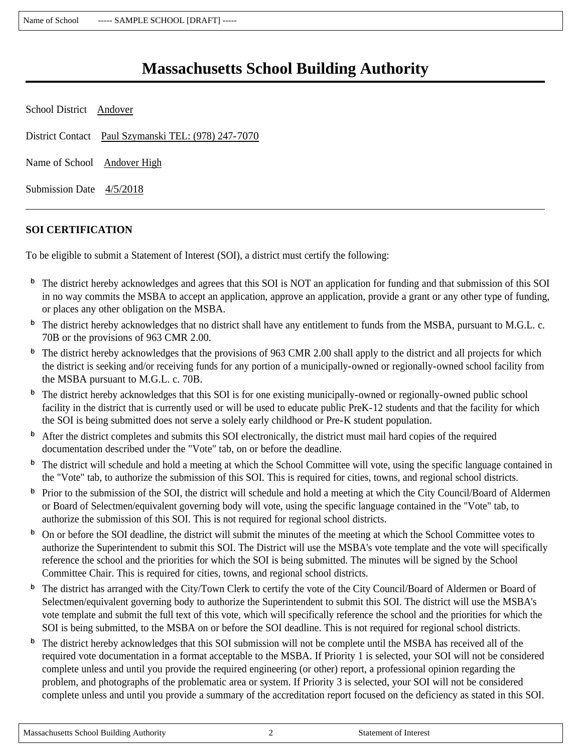# Massachusetts School Building Authority

School District Andover

District Contact Paul Szymanski TEL: (978) 247-7070

Name of School Andover High

Submission Date 4/5/2018

---

**SOI CERTIFICATION**

To be eligible to submit a Statement of Interest (SOI), a district must certify the following:

- The district hereby acknowledges and agrees that this SOI is NOT an application for funding and that submission of this SOI in no way commits the MSBA to accept an application, approve an application, provide a grant or any other type of funding, or places any other obligation on the MSBA.
- The district hereby acknowledges that no district shall have any entitlement to funds from the MSBA, pursuant to M.G.L. c. 70B or the provisions of 963 CMR 2.00.
- The district hereby acknowledges that the provisions of 963 CMR 2.00 shall apply to the district and all projects for which the district is seeking and/or receiving funds for any portion of a municipally-owned or regionally-owned school facility from the MSBA pursuant to M.G.L. c. 70B.
- The district hereby acknowledges that this SOI is for one existing municipally-owned or regionally-owned public school facility in the district that is currently used or will be used to educate public PreK-12 students and that the facility for which the SOI is being submitted does not serve a solely early childhood or Pre-K student population.
- After the district completes and submits this SOI electronically, the district must mail hard copies of the required documentation described under the "Vote" tab, on or before the deadline.
- The district will schedule and hold a meeting at which the School Committee will vote, using the specific language contained in the "Vote" tab, to authorize the submission of this SOI. This is required for cities, towns, and regional school districts.
- Prior to the submission of the SOI, the district will schedule and hold a meeting at which the City Council/Board of Aldermen or Board of Selectmen/equivalent governing body will vote, using the specific language contained in the "Vote" tab, to authorize the submission of this SOI. This is not required for regional school districts.
- On or before the SOI deadline, the district will submit the minutes of the meeting at which the School Committee votes to authorize the Superintendent to submit this SOI. The District will use the MSBA's vote template and the vote will specifically reference the school and the priorities for which the SOI is being submitted. The minutes will be signed by the School Committee Chair. This is required for cities, towns, and regional school districts.
- The district has arranged with the City/Town Clerk to certify the vote of the City Council/Board of Aldermen or Board of Selectmen/equivalent governing body to authorize the Superintendent to submit this SOI. The district will use the MSBA's vote template and submit the full text of this vote, which will specifically reference the school and the priorities for which the SOI is being submitted, to the MSBA on or before the SOI deadline. This is not required for regional school districts.
- The district hereby acknowledges that this SOI submission will not be complete until the MSBA has received all of the required vote documentation in a format acceptable to the MSBA. If Priority 1 is selected, your SOI will not be considered complete unless and until you provide the required engineering (or other) report, a professional opinion regarding the problem, and photographs of the problematic area or system. If Priority 3 is selected, your SOI will not be considered complete unless and until you provide a summary of the accreditation report focused on the deficiency as stated in this SOI.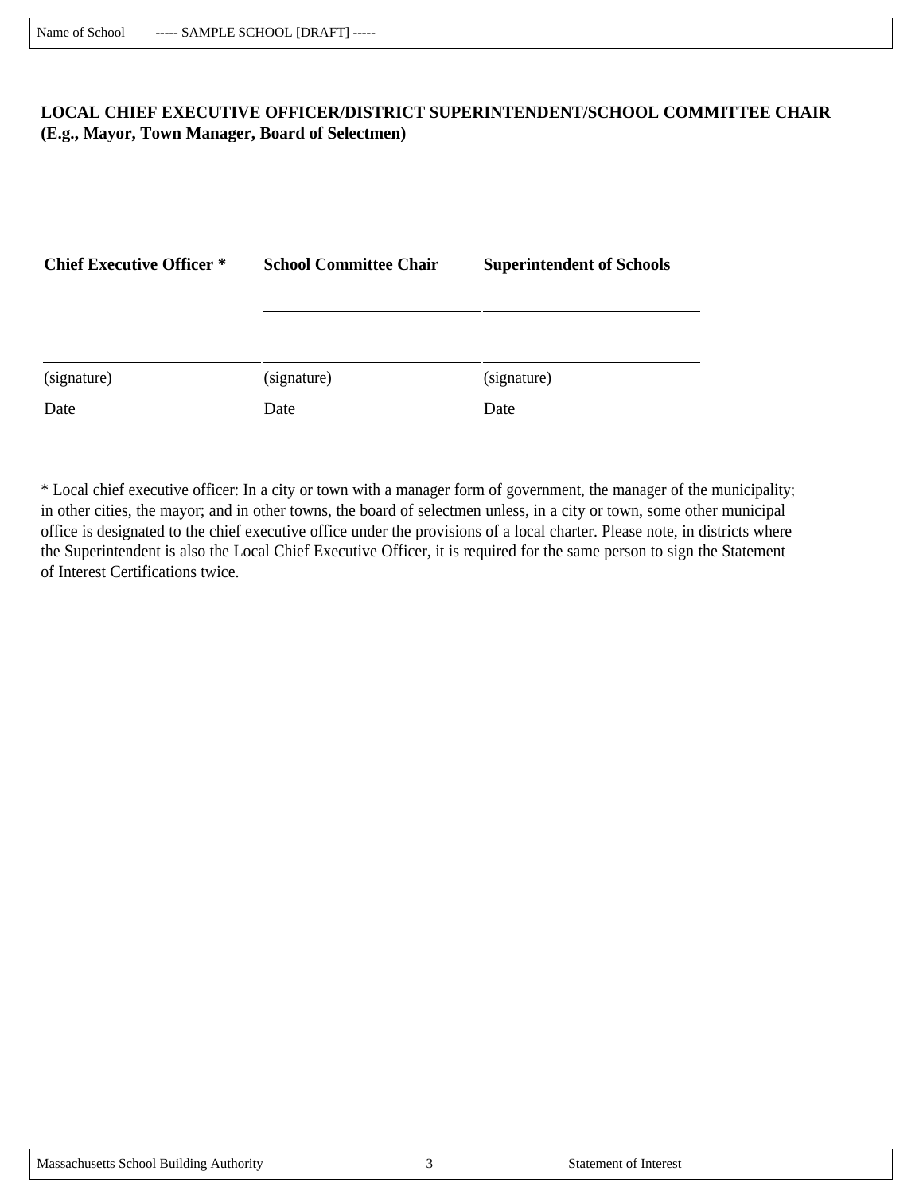Name of School ----- SAMPLE SCHOOL [DRAFT] -----

**LOCAL CHIEF EXECUTIVE OFFICER/DISTRICT SUPERINTENDENT/SCHOOL COMMITTEE CHAIR (E.g., Mayor, Town Manager, Board of Selectmen)**

| **Chief Executive Officer *** | **School Committee Chair** | **Superintendent of Schools** |
|---|---|---|
| | ____________________ | ____________________ |
| ____________________ | ____________________ | ____________________ |
| (signature) | (signature) | (signature) |
| Date | Date | Date |

* Local chief executive officer: In a city or town with a manager form of government, the manager of the municipality; in other cities, the mayor; and in other towns, the board of selectmen unless, in a city or town, some other municipal office is designated to the chief executive office under the provisions of a local charter. Please note, in districts where the Superintendent is also the Local Chief Executive Officer, it is required for the same person to sign the Statement of Interest Certifications twice.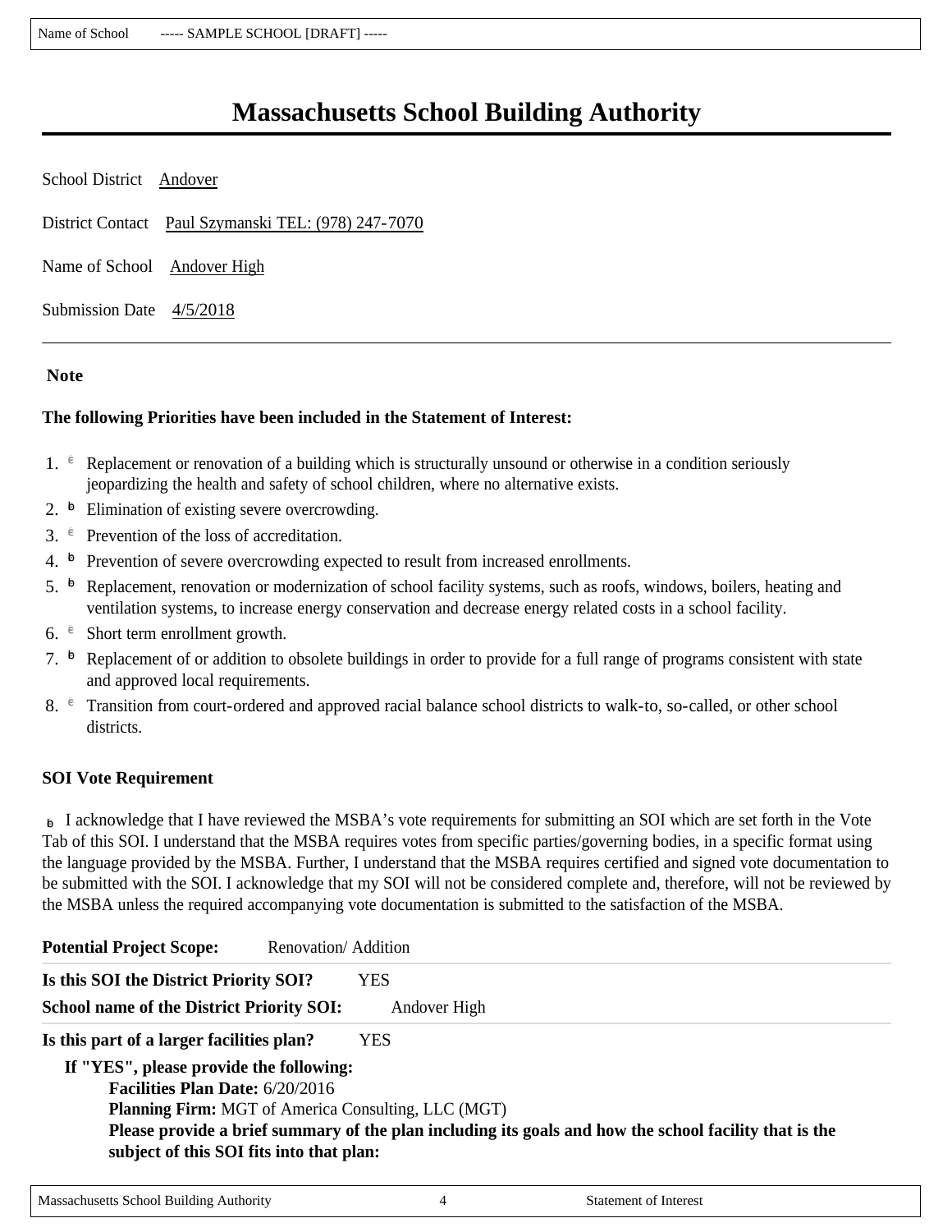# Massachusetts School Building Authority

School District Andover

District Contact Paul Szymanski TEL: (978) 247-7070

Name of School Andover High

Submission Date 4/5/2018

---

**Note**

**The following Priorities have been included in the Statement of Interest:**

1. ☐ Replacement or renovation of a building which is structurally unsound or otherwise in a condition seriously jeopardizing the health and safety of school children, where no alternative exists.
2. ☑ Elimination of existing severe overcrowding.
3. ☐ Prevention of the loss of accreditation.
4. ☑ Prevention of severe overcrowding expected to result from increased enrollments.
5. ☑ Replacement, renovation or modernization of school facility systems, such as roofs, windows, boilers, heating and ventilation systems, to increase energy conservation and decrease energy related costs in a school facility.
6. ☐ Short term enrollment growth.
7. ☑ Replacement of or addition to obsolete buildings in order to provide for a full range of programs consistent with state and approved local requirements.
8. ☐ Transition from court-ordered and approved racial balance school districts to walk-to, so-called, or other school districts.

**SOI Vote Requirement**

☑ I acknowledge that I have reviewed the MSBA's vote requirements for submitting an SOI which are set forth in the Vote Tab of this SOI. I understand that the MSBA requires votes from specific parties/governing bodies, in a specific format using the language provided by the MSBA. Further, I understand that the MSBA requires certified and signed vote documentation to be submitted with the SOI. I acknowledge that my SOI will not be considered complete and, therefore, will not be reviewed by the MSBA unless the required accompanying vote documentation is submitted to the satisfaction of the MSBA.

**Potential Project Scope:** Renovation/ Addition

**Is this SOI the District Priority SOI?** YES

**School name of the District Priority SOI:** Andover High

**Is this part of a larger facilities plan?** YES

**If "YES", please provide the following:**

**Facilities Plan Date:** 6/20/2016

**Planning Firm:** MGT of America Consulting, LLC (MGT)

**Please provide a brief summary of the plan including its goals and how the school facility that is the subject of this SOI fits into that plan:**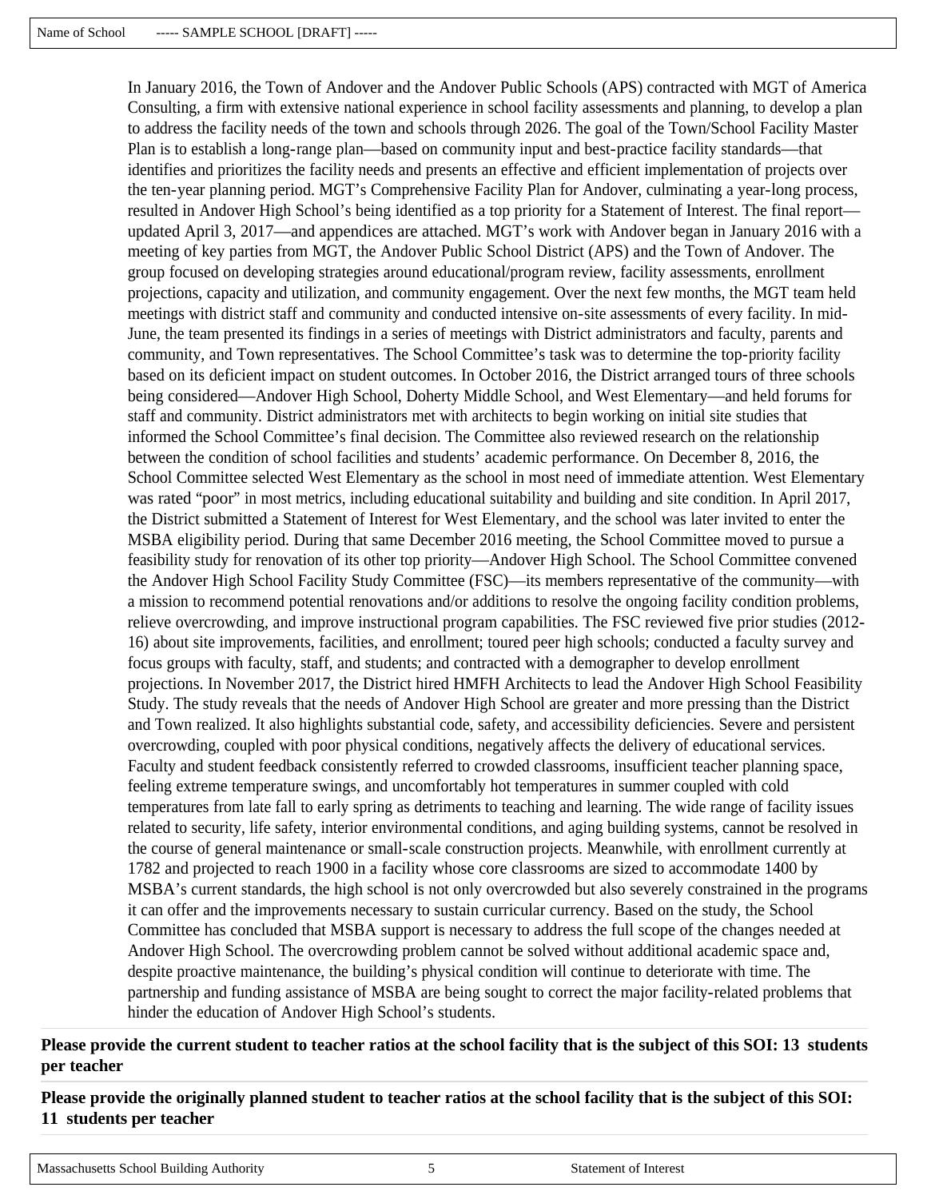In January 2016, the Town of Andover and the Andover Public Schools (APS) contracted with MGT of America Consulting, a firm with extensive national experience in school facility assessments and planning, to develop a plan to address the facility needs of the town and schools through 2026. The goal of the Town/School Facility Master Plan is to establish a long-range plan—based on community input and best-practice facility standards—that identifies and prioritizes the facility needs and presents an effective and efficient implementation of projects over the ten-year planning period. MGT's Comprehensive Facility Plan for Andover, culminating a year-long process, resulted in Andover High School's being identified as a top priority for a Statement of Interest. The final report—updated April 3, 2017—and appendices are attached. MGT's work with Andover began in January 2016 with a meeting of key parties from MGT, the Andover Public School District (APS) and the Town of Andover. The group focused on developing strategies around educational/program review, facility assessments, enrollment projections, capacity and utilization, and community engagement. Over the next few months, the MGT team held meetings with district staff and community and conducted intensive on-site assessments of every facility. In mid-June, the team presented its findings in a series of meetings with District administrators and faculty, parents and community, and Town representatives. The School Committee's task was to determine the top-priority facility based on its deficient impact on student outcomes. In October 2016, the District arranged tours of three schools being considered—Andover High School, Doherty Middle School, and West Elementary—and held forums for staff and community. District administrators met with architects to begin working on initial site studies that informed the School Committee's final decision. The Committee also reviewed research on the relationship between the condition of school facilities and students' academic performance. On December 8, 2016, the School Committee selected West Elementary as the school in most need of immediate attention. West Elementary was rated "poor" in most metrics, including educational suitability and building and site condition. In April 2017, the District submitted a Statement of Interest for West Elementary, and the school was later invited to enter the MSBA eligibility period. During that same December 2016 meeting, the School Committee moved to pursue a feasibility study for renovation of its other top priority—Andover High School. The School Committee convened the Andover High School Facility Study Committee (FSC)—its members representative of the community—with a mission to recommend potential renovations and/or additions to resolve the ongoing facility condition problems, relieve overcrowding, and improve instructional program capabilities. The FSC reviewed five prior studies (2012-16) about site improvements, facilities, and enrollment; toured peer high schools; conducted a faculty survey and focus groups with faculty, staff, and students; and contracted with a demographer to develop enrollment projections. In November 2017, the District hired HMFH Architects to lead the Andover High School Feasibility Study. The study reveals that the needs of Andover High School are greater and more pressing than the District and Town realized. It also highlights substantial code, safety, and accessibility deficiencies. Severe and persistent overcrowding, coupled with poor physical conditions, negatively affects the delivery of educational services. Faculty and student feedback consistently referred to crowded classrooms, insufficient teacher planning space, feeling extreme temperature swings, and uncomfortably hot temperatures in summer coupled with cold temperatures from late fall to early spring as detriments to teaching and learning. The wide range of facility issues related to security, life safety, interior environmental conditions, and aging building systems, cannot be resolved in the course of general maintenance or small-scale construction projects. Meanwhile, with enrollment currently at 1782 and projected to reach 1900 in a facility whose core classrooms are sized to accommodate 1400 by MSBA's current standards, the high school is not only overcrowded but also severely constrained in the programs it can offer and the improvements necessary to sustain curricular currency. Based on the study, the School Committee has concluded that MSBA support is necessary to address the full scope of the changes needed at Andover High School. The overcrowding problem cannot be solved without additional academic space and, despite proactive maintenance, the building's physical condition will continue to deteriorate with time. The partnership and funding assistance of MSBA are being sought to correct the major facility-related problems that hinder the education of Andover High School's students.

**Please provide the current student to teacher ratios at the school facility that is the subject of this SOI: 13 students per teacher**

**Please provide the originally planned student to teacher ratios at the school facility that is the subject of this SOI: 11 students per teacher**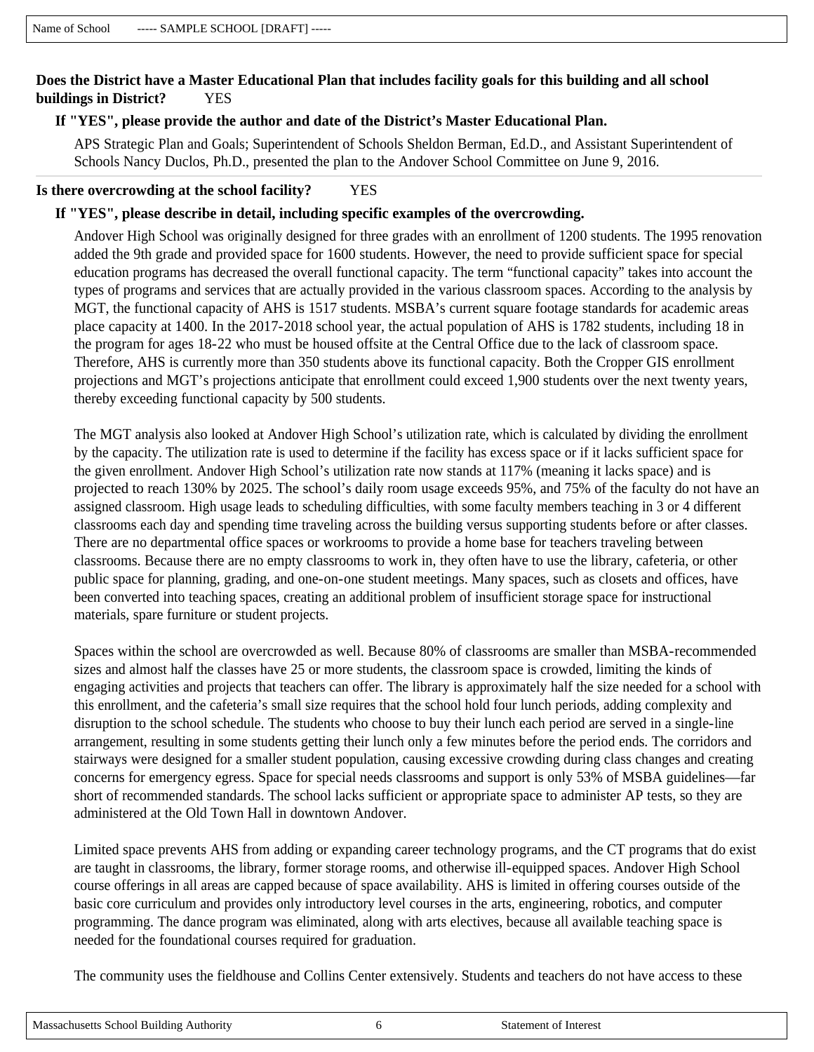Name of School ----- SAMPLE SCHOOL [DRAFT] -----

**Does the District have a Master Educational Plan that includes facility goals for this building and all school buildings in District?** YES

**If "YES", please provide the author and date of the District's Master Educational Plan.**

APS Strategic Plan and Goals; Superintendent of Schools Sheldon Berman, Ed.D., and Assistant Superintendent of Schools Nancy Duclos, Ph.D., presented the plan to the Andover School Committee on June 9, 2016.

---

**Is there overcrowding at the school facility?** YES

**If "YES", please describe in detail, including specific examples of the overcrowding.**

Andover High School was originally designed for three grades with an enrollment of 1200 students. The 1995 renovation added the 9th grade and provided space for 1600 students. However, the need to provide sufficient space for special education programs has decreased the overall functional capacity. The term "functional capacity" takes into account the types of programs and services that are actually provided in the various classroom spaces. According to the analysis by MGT, the functional capacity of AHS is 1517 students. MSBA's current square footage standards for academic areas place capacity at 1400. In the 2017-2018 school year, the actual population of AHS is 1782 students, including 18 in the program for ages 18-22 who must be housed offsite at the Central Office due to the lack of classroom space. Therefore, AHS is currently more than 350 students above its functional capacity. Both the Cropper GIS enrollment projections and MGT's projections anticipate that enrollment could exceed 1,900 students over the next twenty years, thereby exceeding functional capacity by 500 students.

The MGT analysis also looked at Andover High School's utilization rate, which is calculated by dividing the enrollment by the capacity. The utilization rate is used to determine if the facility has excess space or if it lacks sufficient space for the given enrollment. Andover High School's utilization rate now stands at 117% (meaning it lacks space) and is projected to reach 130% by 2025. The school's daily room usage exceeds 95%, and 75% of the faculty do not have an assigned classroom. High usage leads to scheduling difficulties, with some faculty members teaching in 3 or 4 different classrooms each day and spending time traveling across the building versus supporting students before or after classes. There are no departmental office spaces or workrooms to provide a home base for teachers traveling between classrooms. Because there are no empty classrooms to work in, they often have to use the library, cafeteria, or other public space for planning, grading, and one-on-one student meetings. Many spaces, such as closets and offices, have been converted into teaching spaces, creating an additional problem of insufficient storage space for instructional materials, spare furniture or student projects.

Spaces within the school are overcrowded as well. Because 80% of classrooms are smaller than MSBA-recommended sizes and almost half the classes have 25 or more students, the classroom space is crowded, limiting the kinds of engaging activities and projects that teachers can offer. The library is approximately half the size needed for a school with this enrollment, and the cafeteria's small size requires that the school hold four lunch periods, adding complexity and disruption to the school schedule. The students who choose to buy their lunch each period are served in a single-line arrangement, resulting in some students getting their lunch only a few minutes before the period ends. The corridors and stairways were designed for a smaller student population, causing excessive crowding during class changes and creating concerns for emergency egress. Space for special needs classrooms and support is only 53% of MSBA guidelines—far short of recommended standards. The school lacks sufficient or appropriate space to administer AP tests, so they are administered at the Old Town Hall in downtown Andover.

Limited space prevents AHS from adding or expanding career technology programs, and the CT programs that do exist are taught in classrooms, the library, former storage rooms, and otherwise ill-equipped spaces. Andover High School course offerings in all areas are capped because of space availability. AHS is limited in offering courses outside of the basic core curriculum and provides only introductory level courses in the arts, engineering, robotics, and computer programming. The dance program was eliminated, along with arts electives, because all available teaching space is needed for the foundational courses required for graduation.

The community uses the fieldhouse and Collins Center extensively. Students and teachers do not have access to these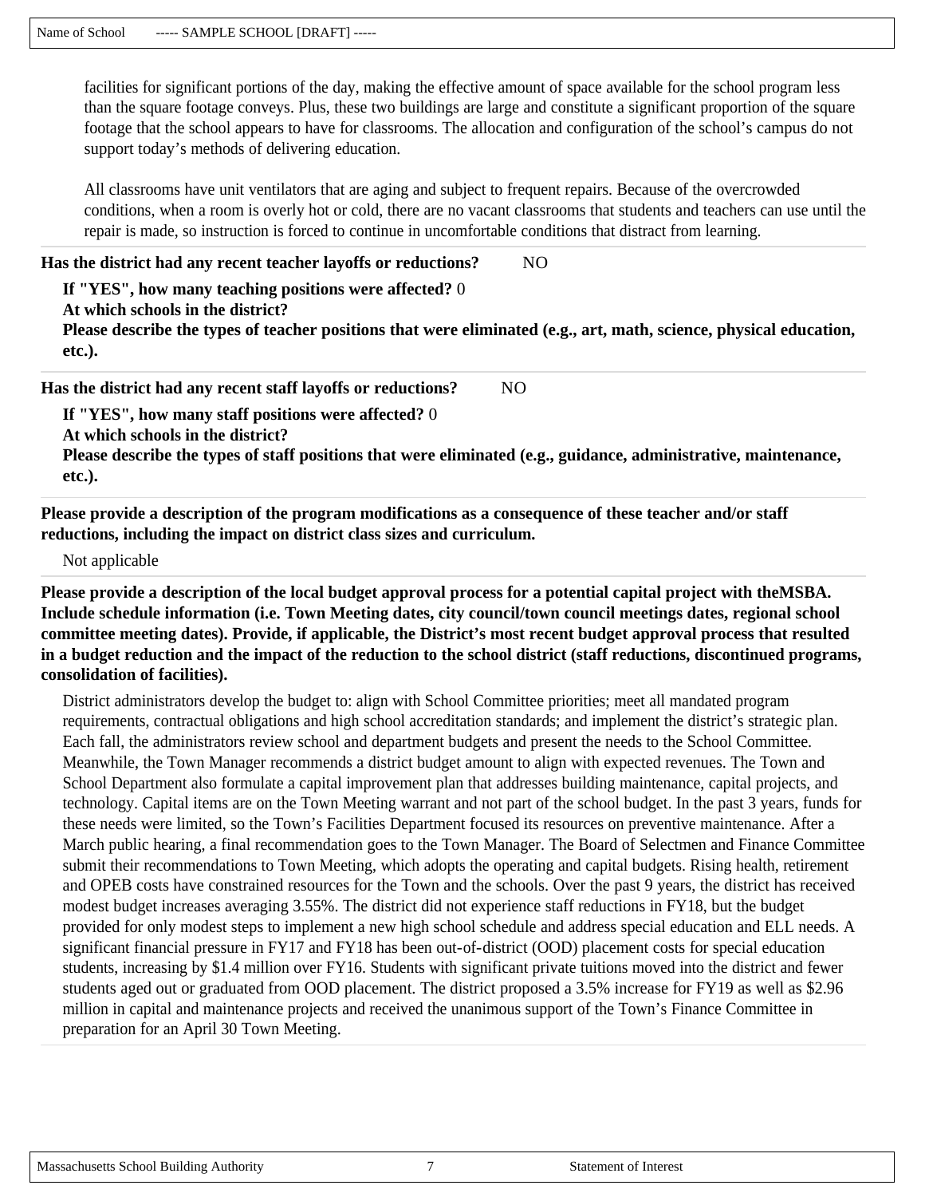facilities for significant portions of the day, making the effective amount of space available for the school program less than the square footage conveys. Plus, these two buildings are large and constitute a significant proportion of the square footage that the school appears to have for classrooms. The allocation and configuration of the school's campus do not support today's methods of delivering education.

All classrooms have unit ventilators that are aging and subject to frequent repairs. Because of the overcrowded conditions, when a room is overly hot or cold, there are no vacant classrooms that students and teachers can use until the repair is made, so instruction is forced to continue in uncomfortable conditions that distract from learning.

**Has the district had any recent teacher layoffs or reductions?** NO

**If "YES", how many teaching positions were affected?** 0
**At which schools in the district?**
**Please describe the types of teacher positions that were eliminated (e.g., art, math, science, physical education, etc.).**

**Has the district had any recent staff layoffs or reductions?** NO

**If "YES", how many staff positions were affected?** 0
**At which schools in the district?**
**Please describe the types of staff positions that were eliminated (e.g., guidance, administrative, maintenance, etc.).**

**Please provide a description of the program modifications as a consequence of these teacher and/or staff reductions, including the impact on district class sizes and curriculum.**

Not applicable

**Please provide a description of the local budget approval process for a potential capital project with theMSBA. Include schedule information (i.e. Town Meeting dates, city council/town council meetings dates, regional school committee meeting dates). Provide, if applicable, the District's most recent budget approval process that resulted in a budget reduction and the impact of the reduction to the school district (staff reductions, discontinued programs, consolidation of facilities).**

District administrators develop the budget to: align with School Committee priorities; meet all mandated program requirements, contractual obligations and high school accreditation standards; and implement the district's strategic plan. Each fall, the administrators review school and department budgets and present the needs to the School Committee. Meanwhile, the Town Manager recommends a district budget amount to align with expected revenues. The Town and School Department also formulate a capital improvement plan that addresses building maintenance, capital projects, and technology. Capital items are on the Town Meeting warrant and not part of the school budget. In the past 3 years, funds for these needs were limited, so the Town's Facilities Department focused its resources on preventive maintenance. After a March public hearing, a final recommendation goes to the Town Manager. The Board of Selectmen and Finance Committee submit their recommendations to Town Meeting, which adopts the operating and capital budgets. Rising health, retirement and OPEB costs have constrained resources for the Town and the schools. Over the past 9 years, the district has received modest budget increases averaging 3.55%. The district did not experience staff reductions in FY18, but the budget provided for only modest steps to implement a new high school schedule and address special education and ELL needs. A significant financial pressure in FY17 and FY18 has been out-of-district (OOD) placement costs for special education students, increasing by $1.4 million over FY16. Students with significant private tuitions moved into the district and fewer students aged out or graduated from OOD placement. The district proposed a 3.5% increase for FY19 as well as $2.96 million in capital and maintenance projects and received the unanimous support of the Town's Finance Committee in preparation for an April 30 Town Meeting.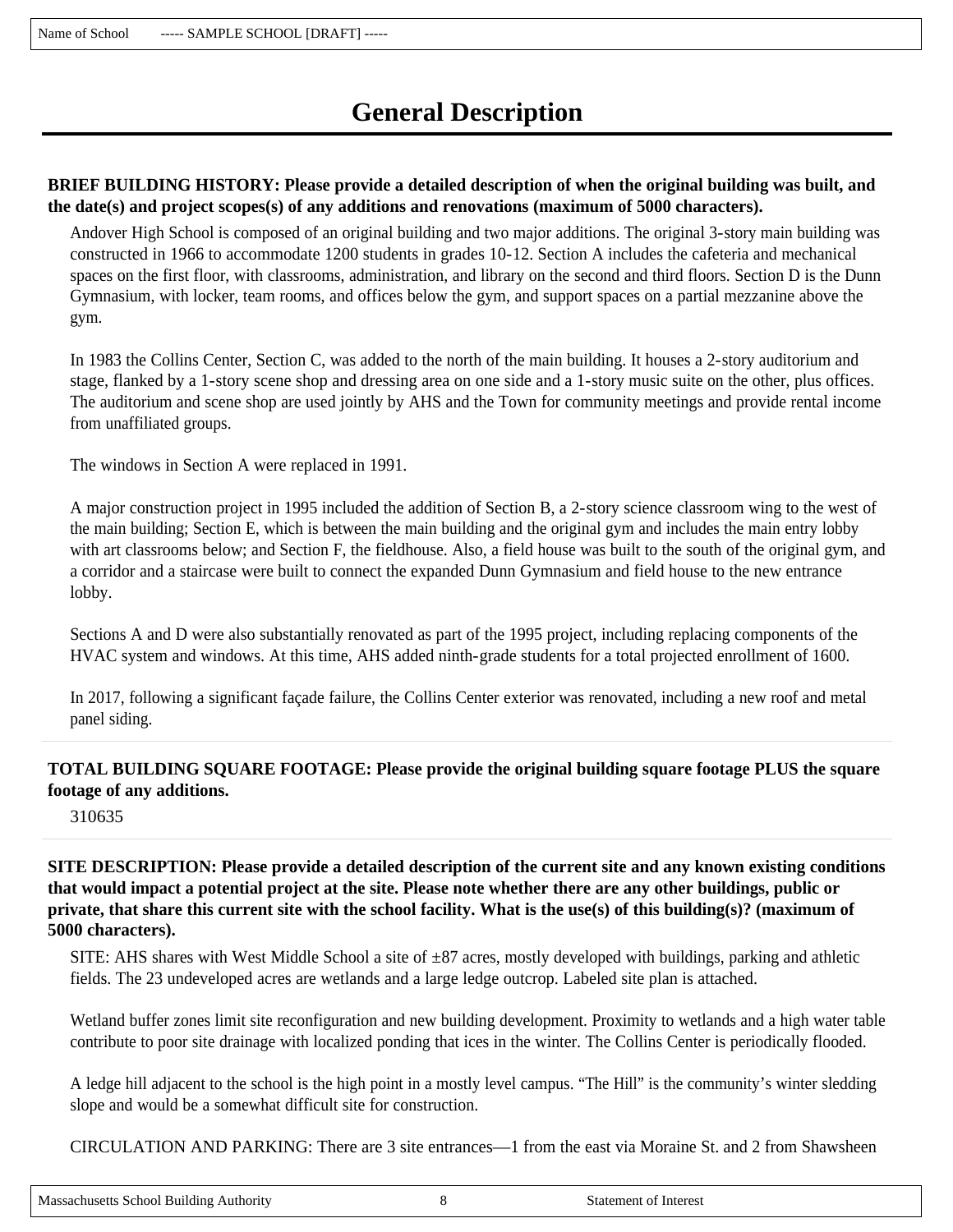# General Description

**BRIEF BUILDING HISTORY: Please provide a detailed description of when the original building was built, and the date(s) and project scopes(s) of any additions and renovations (maximum of 5000 characters).**

Andover High School is composed of an original building and two major additions. The original 3-story main building was constructed in 1966 to accommodate 1200 students in grades 10-12. Section A includes the cafeteria and mechanical spaces on the first floor, with classrooms, administration, and library on the second and third floors. Section D is the Dunn Gymnasium, with locker, team rooms, and offices below the gym, and support spaces on a partial mezzanine above the gym.

In 1983 the Collins Center, Section C, was added to the north of the main building. It houses a 2-story auditorium and stage, flanked by a 1-story scene shop and dressing area on one side and a 1-story music suite on the other, plus offices. The auditorium and scene shop are used jointly by AHS and the Town for community meetings and provide rental income from unaffiliated groups.

The windows in Section A were replaced in 1991.

A major construction project in 1995 included the addition of Section B, a 2-story science classroom wing to the west of the main building; Section E, which is between the main building and the original gym and includes the main entry lobby with art classrooms below; and Section F, the fieldhouse. Also, a field house was built to the south of the original gym, and a corridor and a staircase were built to connect the expanded Dunn Gymnasium and field house to the new entrance lobby.

Sections A and D were also substantially renovated as part of the 1995 project, including replacing components of the HVAC system and windows. At this time, AHS added ninth-grade students for a total projected enrollment of 1600.

In 2017, following a significant façade failure, the Collins Center exterior was renovated, including a new roof and metal panel siding.

**TOTAL BUILDING SQUARE FOOTAGE: Please provide the original building square footage PLUS the square footage of any additions.**

310635

**SITE DESCRIPTION: Please provide a detailed description of the current site and any known existing conditions that would impact a potential project at the site. Please note whether there are any other buildings, public or private, that share this current site with the school facility. What is the use(s) of this building(s)? (maximum of 5000 characters).**

SITE: AHS shares with West Middle School a site of ±87 acres, mostly developed with buildings, parking and athletic fields. The 23 undeveloped acres are wetlands and a large ledge outcrop. Labeled site plan is attached.

Wetland buffer zones limit site reconfiguration and new building development. Proximity to wetlands and a high water table contribute to poor site drainage with localized ponding that ices in the winter. The Collins Center is periodically flooded.

A ledge hill adjacent to the school is the high point in a mostly level campus. "The Hill" is the community's winter sledding slope and would be a somewhat difficult site for construction.

CIRCULATION AND PARKING: There are 3 site entrances—1 from the east via Moraine St. and 2 from Shawsheen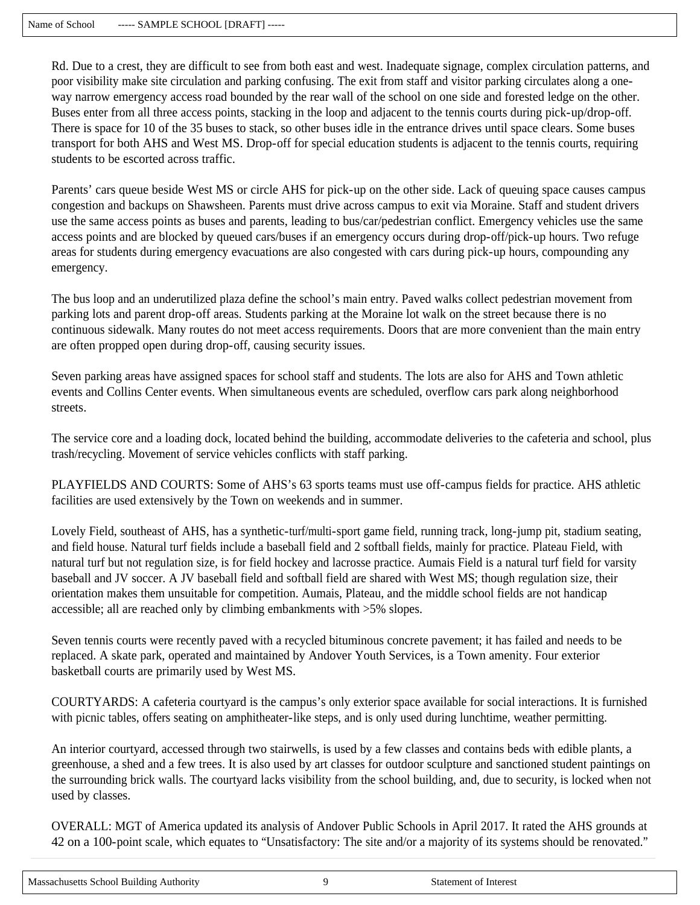Rd. Due to a crest, they are difficult to see from both east and west. Inadequate signage, complex circulation patterns, and poor visibility make site circulation and parking confusing. The exit from staff and visitor parking circulates along a one-way narrow emergency access road bounded by the rear wall of the school on one side and forested ledge on the other. Buses enter from all three access points, stacking in the loop and adjacent to the tennis courts during pick-up/drop-off. There is space for 10 of the 35 buses to stack, so other buses idle in the entrance drives until space clears. Some buses transport for both AHS and West MS. Drop-off for special education students is adjacent to the tennis courts, requiring students to be escorted across traffic.

Parents' cars queue beside West MS or circle AHS for pick-up on the other side. Lack of queuing space causes campus congestion and backups on Shawsheen. Parents must drive across campus to exit via Moraine. Staff and student drivers use the same access points as buses and parents, leading to bus/car/pedestrian conflict. Emergency vehicles use the same access points and are blocked by queued cars/buses if an emergency occurs during drop-off/pick-up hours. Two refuge areas for students during emergency evacuations are also congested with cars during pick-up hours, compounding any emergency.

The bus loop and an underutilized plaza define the school's main entry. Paved walks collect pedestrian movement from parking lots and parent drop-off areas. Students parking at the Moraine lot walk on the street because there is no continuous sidewalk. Many routes do not meet access requirements. Doors that are more convenient than the main entry are often propped open during drop-off, causing security issues.

Seven parking areas have assigned spaces for school staff and students. The lots are also for AHS and Town athletic events and Collins Center events. When simultaneous events are scheduled, overflow cars park along neighborhood streets.

The service core and a loading dock, located behind the building, accommodate deliveries to the cafeteria and school, plus trash/recycling. Movement of service vehicles conflicts with staff parking.

PLAYFIELDS AND COURTS: Some of AHS's 63 sports teams must use off-campus fields for practice. AHS athletic facilities are used extensively by the Town on weekends and in summer.

Lovely Field, southeast of AHS, has a synthetic-turf/multi-sport game field, running track, long-jump pit, stadium seating, and field house. Natural turf fields include a baseball field and 2 softball fields, mainly for practice. Plateau Field, with natural turf but not regulation size, is for field hockey and lacrosse practice. Aumais Field is a natural turf field for varsity baseball and JV soccer. A JV baseball field and softball field are shared with West MS; though regulation size, their orientation makes them unsuitable for competition. Aumais, Plateau, and the middle school fields are not handicap accessible; all are reached only by climbing embankments with >5% slopes.

Seven tennis courts were recently paved with a recycled bituminous concrete pavement; it has failed and needs to be replaced. A skate park, operated and maintained by Andover Youth Services, is a Town amenity. Four exterior basketball courts are primarily used by West MS.

COURTYARDS: A cafeteria courtyard is the campus's only exterior space available for social interactions. It is furnished with picnic tables, offers seating on amphitheater-like steps, and is only used during lunchtime, weather permitting.

An interior courtyard, accessed through two stairwells, is used by a few classes and contains beds with edible plants, a greenhouse, a shed and a few trees. It is also used by art classes for outdoor sculpture and sanctioned student paintings on the surrounding brick walls. The courtyard lacks visibility from the school building, and, due to security, is locked when not used by classes.

OVERALL: MGT of America updated its analysis of Andover Public Schools in April 2017. It rated the AHS grounds at 42 on a 100-point scale, which equates to "Unsatisfactory: The site and/or a majority of its systems should be renovated."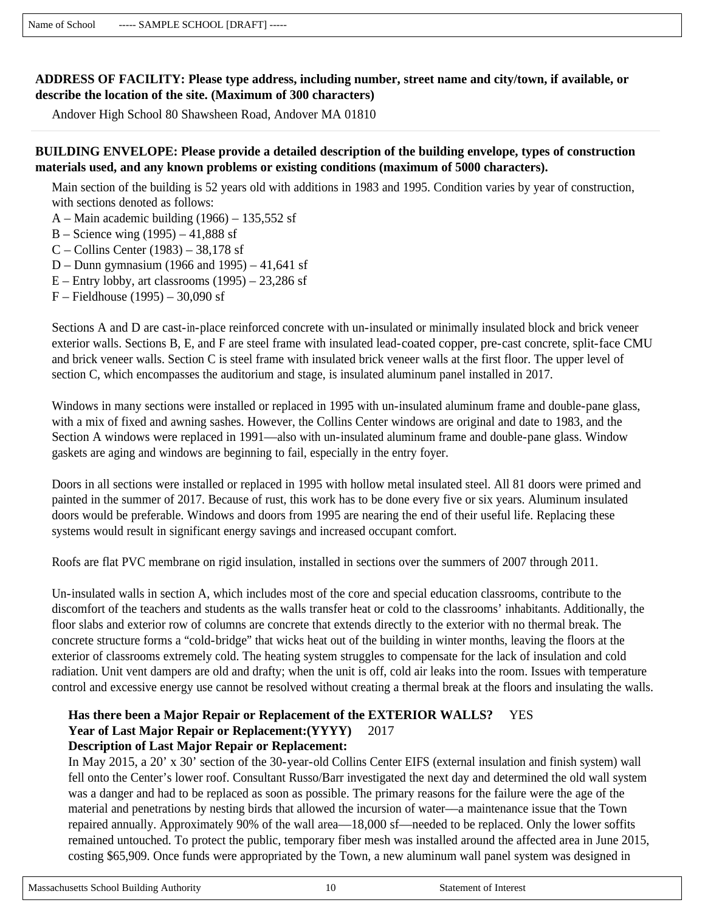Name of School ----- SAMPLE SCHOOL [DRAFT] -----

**ADDRESS OF FACILITY: Please type address, including number, street name and city/town, if available, or describe the location of the site. (Maximum of 300 characters)**

Andover High School 80 Shawsheen Road, Andover MA 01810

**BUILDING ENVELOPE: Please provide a detailed description of the building envelope, types of construction materials used, and any known problems or existing conditions (maximum of 5000 characters).**

Main section of the building is 52 years old with additions in 1983 and 1995. Condition varies by year of construction, with sections denoted as follows:
A – Main academic building (1966) – 135,552 sf
B – Science wing (1995) – 41,888 sf
C – Collins Center (1983) – 38,178 sf
D – Dunn gymnasium (1966 and 1995) – 41,641 sf
E – Entry lobby, art classrooms (1995) – 23,286 sf
F – Fieldhouse (1995) – 30,090 sf

Sections A and D are cast-in-place reinforced concrete with un-insulated or minimally insulated block and brick veneer exterior walls. Sections B, E, and F are steel frame with insulated lead-coated copper, pre-cast concrete, split-face CMU and brick veneer walls. Section C is steel frame with insulated brick veneer walls at the first floor. The upper level of section C, which encompasses the auditorium and stage, is insulated aluminum panel installed in 2017.

Windows in many sections were installed or replaced in 1995 with un-insulated aluminum frame and double-pane glass, with a mix of fixed and awning sashes. However, the Collins Center windows are original and date to 1983, and the Section A windows were replaced in 1991—also with un-insulated aluminum frame and double-pane glass. Window gaskets are aging and windows are beginning to fail, especially in the entry foyer.

Doors in all sections were installed or replaced in 1995 with hollow metal insulated steel. All 81 doors were primed and painted in the summer of 2017. Because of rust, this work has to be done every five or six years. Aluminum insulated doors would be preferable. Windows and doors from 1995 are nearing the end of their useful life. Replacing these systems would result in significant energy savings and increased occupant comfort.

Roofs are flat PVC membrane on rigid insulation, installed in sections over the summers of 2007 through 2011.

Un-insulated walls in section A, which includes most of the core and special education classrooms, contribute to the discomfort of the teachers and students as the walls transfer heat or cold to the classrooms' inhabitants. Additionally, the floor slabs and exterior row of columns are concrete that extends directly to the exterior with no thermal break. The concrete structure forms a "cold-bridge" that wicks heat out of the building in winter months, leaving the floors at the exterior of classrooms extremely cold. The heating system struggles to compensate for the lack of insulation and cold radiation. Unit vent dampers are old and drafty; when the unit is off, cold air leaks into the room. Issues with temperature control and excessive energy use cannot be resolved without creating a thermal break at the floors and insulating the walls.

**Has there been a Major Repair or Replacement of the EXTERIOR WALLS?** YES
**Year of Last Major Repair or Replacement:(YYYY)** 2017
**Description of Last Major Repair or Replacement:**
In May 2015, a 20' x 30' section of the 30-year-old Collins Center EIFS (external insulation and finish system) wall fell onto the Center's lower roof. Consultant Russo/Barr investigated the next day and determined the old wall system was a danger and had to be replaced as soon as possible. The primary reasons for the failure were the age of the material and penetrations by nesting birds that allowed the incursion of water—a maintenance issue that the Town repaired annually. Approximately 90% of the wall area—18,000 sf—needed to be replaced. Only the lower soffits remained untouched. To protect the public, temporary fiber mesh was installed around the affected area in June 2015, costing $65,909. Once funds were appropriated by the Town, a new aluminum wall panel system was designed in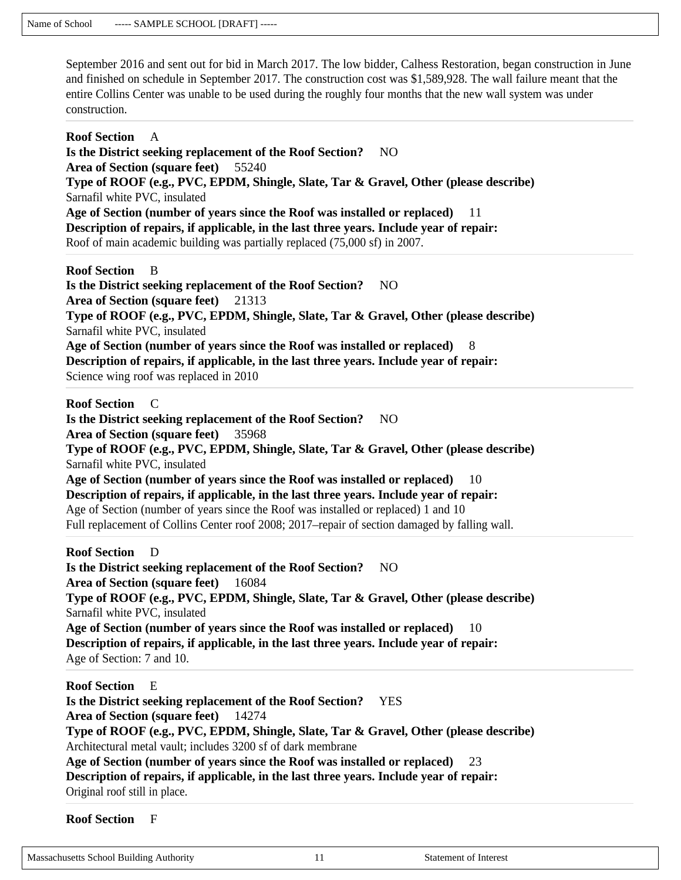September 2016 and sent out for bid in March 2017. The low bidder, Calhess Restoration, began construction in June and finished on schedule in September 2017. The construction cost was $1,589,928. The wall failure meant that the entire Collins Center was unable to be used during the roughly four months that the new wall system was under construction.

---

**Roof Section** A
**Is the District seeking replacement of the Roof Section?** NO
**Area of Section (square feet)** 55240
**Type of ROOF (e.g., PVC, EPDM, Shingle, Slate, Tar & Gravel, Other (please describe)**
Sarnafil white PVC, insulated
**Age of Section (number of years since the Roof was installed or replaced)** 11
**Description of repairs, if applicable, in the last three years. Include year of repair:**
Roof of main academic building was partially replaced (75,000 sf) in 2007.

---

**Roof Section** B
**Is the District seeking replacement of the Roof Section?** NO
**Area of Section (square feet)** 21313
**Type of ROOF (e.g., PVC, EPDM, Shingle, Slate, Tar & Gravel, Other (please describe)**
Sarnafil white PVC, insulated
**Age of Section (number of years since the Roof was installed or replaced)** 8
**Description of repairs, if applicable, in the last three years. Include year of repair:**
Science wing roof was replaced in 2010

---

**Roof Section** C
**Is the District seeking replacement of the Roof Section?** NO
**Area of Section (square feet)** 35968
**Type of ROOF (e.g., PVC, EPDM, Shingle, Slate, Tar & Gravel, Other (please describe)**
Sarnafil white PVC, insulated
**Age of Section (number of years since the Roof was installed or replaced)** 10
**Description of repairs, if applicable, in the last three years. Include year of repair:**
Age of Section (number of years since the Roof was installed or replaced) 1 and 10
Full replacement of Collins Center roof 2008; 2017–repair of section damaged by falling wall.

---

**Roof Section** D
**Is the District seeking replacement of the Roof Section?** NO
**Area of Section (square feet)** 16084
**Type of ROOF (e.g., PVC, EPDM, Shingle, Slate, Tar & Gravel, Other (please describe)**
Sarnafil white PVC, insulated
**Age of Section (number of years since the Roof was installed or replaced)** 10
**Description of repairs, if applicable, in the last three years. Include year of repair:**
Age of Section: 7 and 10.

---

**Roof Section** E
**Is the District seeking replacement of the Roof Section?** YES
**Area of Section (square feet)** 14274
**Type of ROOF (e.g., PVC, EPDM, Shingle, Slate, Tar & Gravel, Other (please describe)**
Architectural metal vault; includes 3200 sf of dark membrane
**Age of Section (number of years since the Roof was installed or replaced)** 23
**Description of repairs, if applicable, in the last three years. Include year of repair:**
Original roof still in place.

---

**Roof Section** F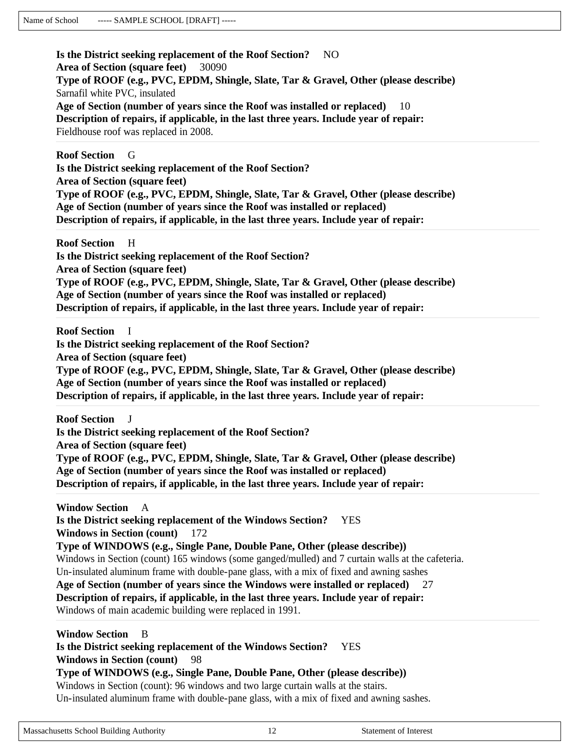**Is the District seeking replacement of the Roof Section?** NO
**Area of Section (square feet)** 30090
**Type of ROOF (e.g., PVC, EPDM, Shingle, Slate, Tar & Gravel, Other (please describe)**
Sarnafil white PVC, insulated
**Age of Section (number of years since the Roof was installed or replaced)** 10
**Description of repairs, if applicable, in the last three years. Include year of repair:**
Fieldhouse roof was replaced in 2008.

---

**Roof Section** G
**Is the District seeking replacement of the Roof Section?**
**Area of Section (square feet)**
**Type of ROOF (e.g., PVC, EPDM, Shingle, Slate, Tar & Gravel, Other (please describe)**
**Age of Section (number of years since the Roof was installed or replaced)**
**Description of repairs, if applicable, in the last three years. Include year of repair:**

---

**Roof Section** H
**Is the District seeking replacement of the Roof Section?**
**Area of Section (square feet)**
**Type of ROOF (e.g., PVC, EPDM, Shingle, Slate, Tar & Gravel, Other (please describe)**
**Age of Section (number of years since the Roof was installed or replaced)**
**Description of repairs, if applicable, in the last three years. Include year of repair:**

---

**Roof Section** I
**Is the District seeking replacement of the Roof Section?**
**Area of Section (square feet)**
**Type of ROOF (e.g., PVC, EPDM, Shingle, Slate, Tar & Gravel, Other (please describe)**
**Age of Section (number of years since the Roof was installed or replaced)**
**Description of repairs, if applicable, in the last three years. Include year of repair:**

---

**Roof Section** J
**Is the District seeking replacement of the Roof Section?**
**Area of Section (square feet)**
**Type of ROOF (e.g., PVC, EPDM, Shingle, Slate, Tar & Gravel, Other (please describe)**
**Age of Section (number of years since the Roof was installed or replaced)**
**Description of repairs, if applicable, in the last three years. Include year of repair:**

---

**Window Section** A
**Is the District seeking replacement of the Windows Section?** YES
**Windows in Section (count)** 172
**Type of WINDOWS (e.g., Single Pane, Double Pane, Other (please describe))**
Windows in Section (count) 165 windows (some ganged/mulled) and 7 curtain walls at the cafeteria.
Un-insulated aluminum frame with double-pane glass, with a mix of fixed and awning sashes
**Age of Section (number of years since the Windows were installed or replaced)** 27
**Description of repairs, if applicable, in the last three years. Include year of repair:**
Windows of main academic building were replaced in 1991.

---

**Window Section** B
**Is the District seeking replacement of the Windows Section?** YES
**Windows in Section (count)** 98
**Type of WINDOWS (e.g., Single Pane, Double Pane, Other (please describe))**
Windows in Section (count): 96 windows and two large curtain walls at the stairs.
Un-insulated aluminum frame with double-pane glass, with a mix of fixed and awning sashes.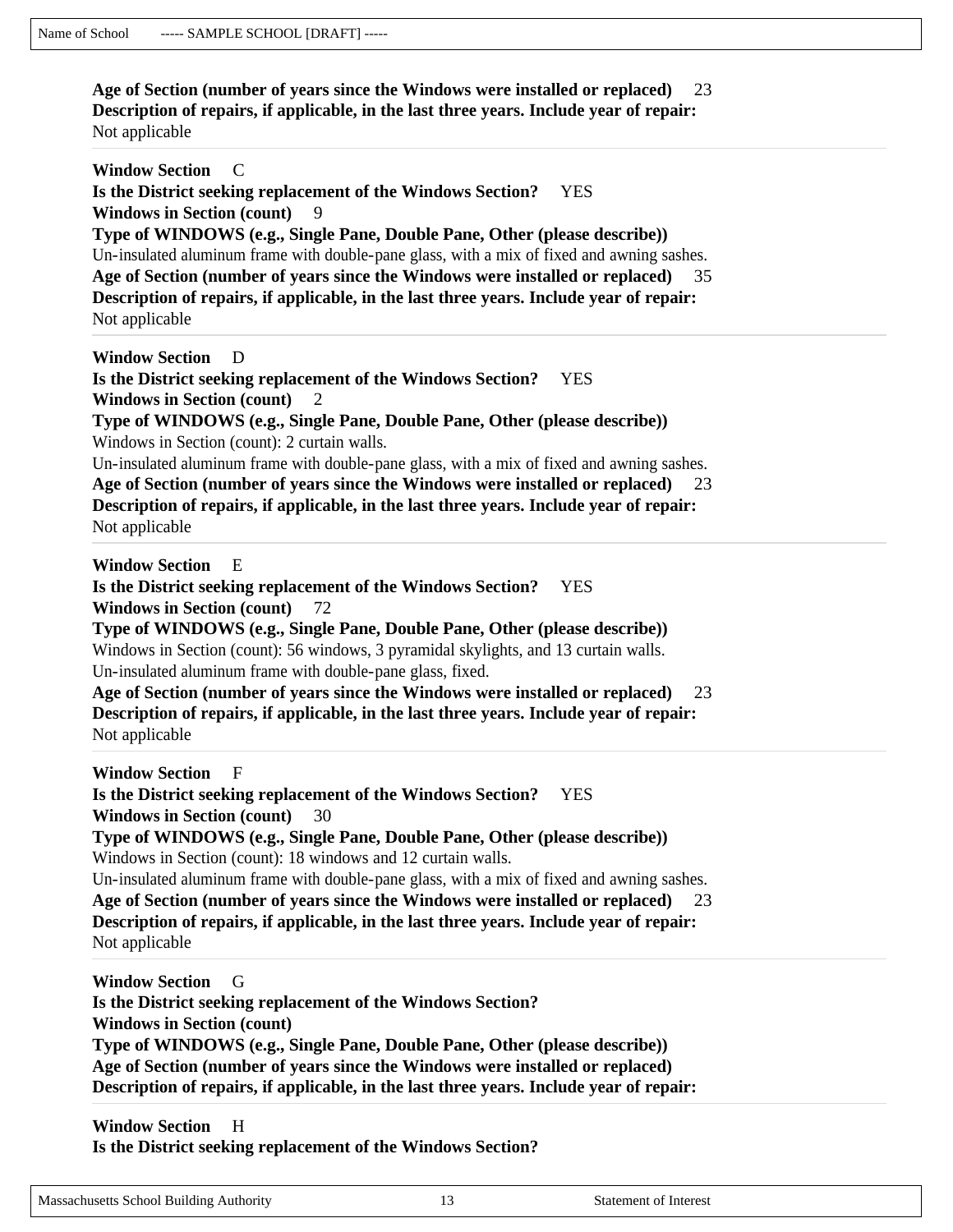**Age of Section (number of years since the Windows were installed or replaced)** 23
**Description of repairs, if applicable, in the last three years. Include year of repair:**
Not applicable

---

**Window Section** C
**Is the District seeking replacement of the Windows Section?** YES
**Windows in Section (count)** 9
**Type of WINDOWS (e.g., Single Pane, Double Pane, Other (please describe))**
Un-insulated aluminum frame with double-pane glass, with a mix of fixed and awning sashes.
**Age of Section (number of years since the Windows were installed or replaced)** 35
**Description of repairs, if applicable, in the last three years. Include year of repair:**
Not applicable

---

**Window Section** D
**Is the District seeking replacement of the Windows Section?** YES
**Windows in Section (count)** 2
**Type of WINDOWS (e.g., Single Pane, Double Pane, Other (please describe))**
Windows in Section (count): 2 curtain walls.
Un-insulated aluminum frame with double-pane glass, with a mix of fixed and awning sashes.
**Age of Section (number of years since the Windows were installed or replaced)** 23
**Description of repairs, if applicable, in the last three years. Include year of repair:**
Not applicable

---

**Window Section** E
**Is the District seeking replacement of the Windows Section?** YES
**Windows in Section (count)** 72
**Type of WINDOWS (e.g., Single Pane, Double Pane, Other (please describe))**
Windows in Section (count): 56 windows, 3 pyramidal skylights, and 13 curtain walls.
Un-insulated aluminum frame with double-pane glass, fixed.
**Age of Section (number of years since the Windows were installed or replaced)** 23
**Description of repairs, if applicable, in the last three years. Include year of repair:**
Not applicable

---

**Window Section** F
**Is the District seeking replacement of the Windows Section?** YES
**Windows in Section (count)** 30
**Type of WINDOWS (e.g., Single Pane, Double Pane, Other (please describe))**
Windows in Section (count): 18 windows and 12 curtain walls.
Un-insulated aluminum frame with double-pane glass, with a mix of fixed and awning sashes.
**Age of Section (number of years since the Windows were installed or replaced)** 23
**Description of repairs, if applicable, in the last three years. Include year of repair:**
Not applicable

---

**Window Section** G
**Is the District seeking replacement of the Windows Section?**
**Windows in Section (count)**
**Type of WINDOWS (e.g., Single Pane, Double Pane, Other (please describe))**
**Age of Section (number of years since the Windows were installed or replaced)**
**Description of repairs, if applicable, in the last three years. Include year of repair:**

---

**Window Section** H
**Is the District seeking replacement of the Windows Section?**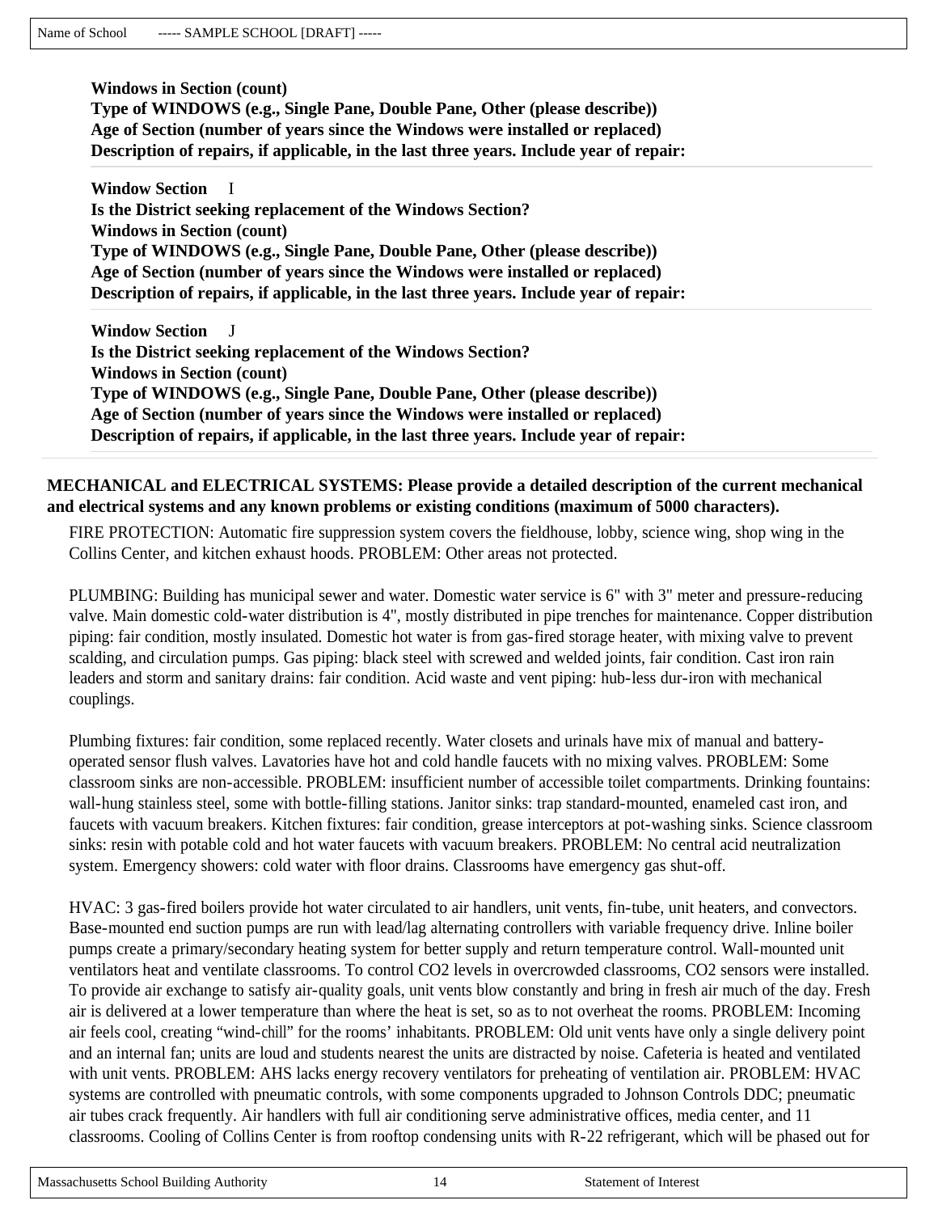**Windows in Section (count)**
**Type of WINDOWS (e.g., Single Pane, Double Pane, Other (please describe))**
**Age of Section (number of years since the Windows were installed or replaced)**
**Description of repairs, if applicable, in the last three years. Include year of repair:**

---

**Window Section** I
**Is the District seeking replacement of the Windows Section?**
**Windows in Section (count)**
**Type of WINDOWS (e.g., Single Pane, Double Pane, Other (please describe))**
**Age of Section (number of years since the Windows were installed or replaced)**
**Description of repairs, if applicable, in the last three years. Include year of repair:**

---

**Window Section** J
**Is the District seeking replacement of the Windows Section?**
**Windows in Section (count)**
**Type of WINDOWS (e.g., Single Pane, Double Pane, Other (please describe))**
**Age of Section (number of years since the Windows were installed or replaced)**
**Description of repairs, if applicable, in the last three years. Include year of repair:**

---

**MECHANICAL and ELECTRICAL SYSTEMS: Please provide a detailed description of the current mechanical and electrical systems and any known problems or existing conditions (maximum of 5000 characters).**

FIRE PROTECTION: Automatic fire suppression system covers the fieldhouse, lobby, science wing, shop wing in the Collins Center, and kitchen exhaust hoods. PROBLEM: Other areas not protected.

PLUMBING: Building has municipal sewer and water. Domestic water service is 6" with 3" meter and pressure-reducing valve. Main domestic cold-water distribution is 4", mostly distributed in pipe trenches for maintenance. Copper distribution piping: fair condition, mostly insulated. Domestic hot water is from gas-fired storage heater, with mixing valve to prevent scalding, and circulation pumps. Gas piping: black steel with screwed and welded joints, fair condition. Cast iron rain leaders and storm and sanitary drains: fair condition. Acid waste and vent piping: hub-less dur-iron with mechanical couplings.

Plumbing fixtures: fair condition, some replaced recently. Water closets and urinals have mix of manual and battery-operated sensor flush valves. Lavatories have hot and cold handle faucets with no mixing valves. PROBLEM: Some classroom sinks are non-accessible. PROBLEM: insufficient number of accessible toilet compartments. Drinking fountains: wall-hung stainless steel, some with bottle-filling stations. Janitor sinks: trap standard-mounted, enameled cast iron, and faucets with vacuum breakers. Kitchen fixtures: fair condition, grease interceptors at pot-washing sinks. Science classroom sinks: resin with potable cold and hot water faucets with vacuum breakers. PROBLEM: No central acid neutralization system. Emergency showers: cold water with floor drains. Classrooms have emergency gas shut-off.

HVAC: 3 gas-fired boilers provide hot water circulated to air handlers, unit vents, fin-tube, unit heaters, and convectors. Base-mounted end suction pumps are run with lead/lag alternating controllers with variable frequency drive. Inline boiler pumps create a primary/secondary heating system for better supply and return temperature control. Wall-mounted unit ventilators heat and ventilate classrooms. To control $CO_2$ levels in overcrowded classrooms, $CO_2$ sensors were installed. To provide air exchange to satisfy air-quality goals, unit vents blow constantly and bring in fresh air much of the day. Fresh air is delivered at a lower temperature than where the heat is set, so as to not overheat the rooms. PROBLEM: Incoming air feels cool, creating “wind-chill” for the rooms’ inhabitants. PROBLEM: Old unit vents have only a single delivery point and an internal fan; units are loud and students nearest the units are distracted by noise. Cafeteria is heated and ventilated with unit vents. PROBLEM: AHS lacks energy recovery ventilators for preheating of ventilation air. PROBLEM: HVAC systems are controlled with pneumatic controls, with some components upgraded to Johnson Controls DDC; pneumatic air tubes crack frequently. Air handlers with full air conditioning serve administrative offices, media center, and 11 classrooms. Cooling of Collins Center is from rooftop condensing units with R-22 refrigerant, which will be phased out for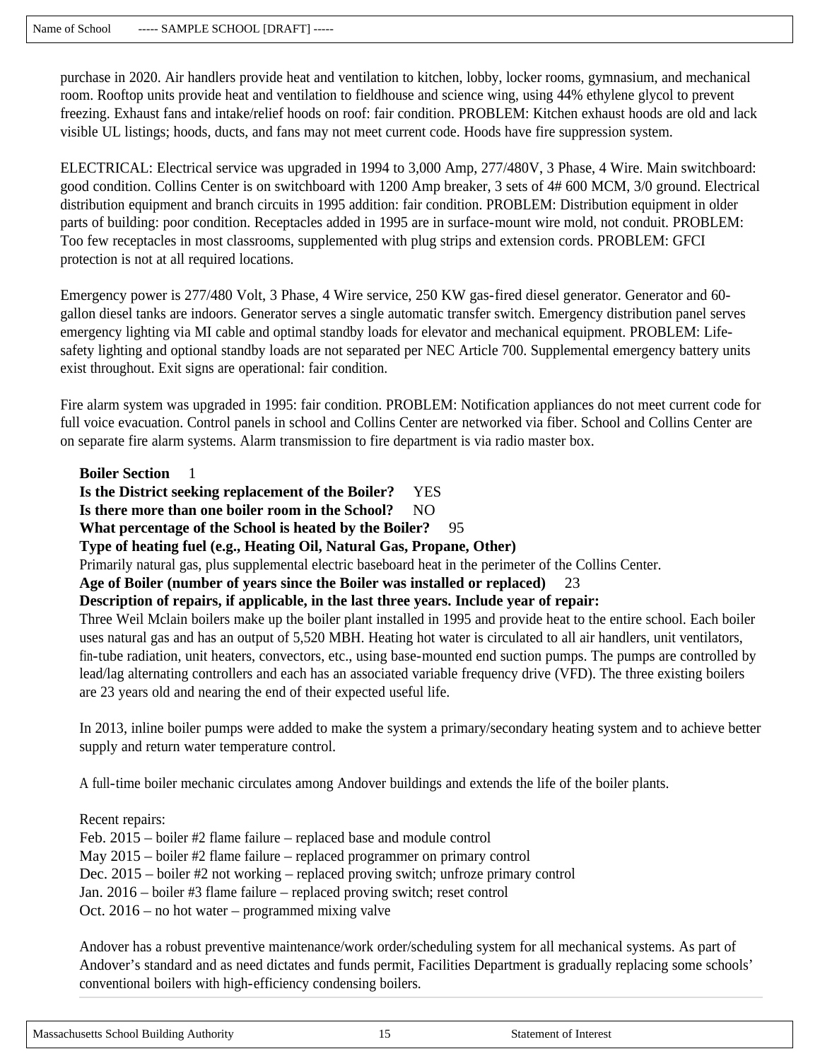purchase in 2020. Air handlers provide heat and ventilation to kitchen, lobby, locker rooms, gymnasium, and mechanical room. Rooftop units provide heat and ventilation to fieldhouse and science wing, using 44% ethylene glycol to prevent freezing. Exhaust fans and intake/relief hoods on roof: fair condition. PROBLEM: Kitchen exhaust hoods are old and lack visible UL listings; hoods, ducts, and fans may not meet current code. Hoods have fire suppression system.

ELECTRICAL: Electrical service was upgraded in 1994 to 3,000 Amp, 277/480V, 3 Phase, 4 Wire. Main switchboard: good condition. Collins Center is on switchboard with 1200 Amp breaker, 3 sets of 4# 600 MCM, 3/0 ground. Electrical distribution equipment and branch circuits in 1995 addition: fair condition. PROBLEM: Distribution equipment in older parts of building: poor condition. Receptacles added in 1995 are in surface-mount wire mold, not conduit. PROBLEM: Too few receptacles in most classrooms, supplemented with plug strips and extension cords. PROBLEM: GFCI protection is not at all required locations.

Emergency power is 277/480 Volt, 3 Phase, 4 Wire service, 250 KW gas-fired diesel generator. Generator and 60-gallon diesel tanks are indoors. Generator serves a single automatic transfer switch. Emergency distribution panel serves emergency lighting via MI cable and optimal standby loads for elevator and mechanical equipment. PROBLEM: Life-safety lighting and optional standby loads are not separated per NEC Article 700. Supplemental emergency battery units exist throughout. Exit signs are operational: fair condition.

Fire alarm system was upgraded in 1995: fair condition. PROBLEM: Notification appliances do not meet current code for full voice evacuation. Control panels in school and Collins Center are networked via fiber. School and Collins Center are on separate fire alarm systems. Alarm transmission to fire department is via radio master box.

**Boiler Section** 1

**Is the District seeking replacement of the Boiler?** YES

**Is there more than one boiler room in the School?** NO

**What percentage of the School is heated by the Boiler?** 95

**Type of heating fuel (e.g., Heating Oil, Natural Gas, Propane, Other)**

Primarily natural gas, plus supplemental electric baseboard heat in the perimeter of the Collins Center.

**Age of Boiler (number of years since the Boiler was installed or replaced)** 23

**Description of repairs, if applicable, in the last three years. Include year of repair:**

Three Weil Mclain boilers make up the boiler plant installed in 1995 and provide heat to the entire school. Each boiler uses natural gas and has an output of 5,520 MBH. Heating hot water is circulated to all air handlers, unit ventilators, fin-tube radiation, unit heaters, convectors, etc., using base-mounted end suction pumps. The pumps are controlled by lead/lag alternating controllers and each has an associated variable frequency drive (VFD). The three existing boilers are 23 years old and nearing the end of their expected useful life.

In 2013, inline boiler pumps were added to make the system a primary/secondary heating system and to achieve better supply and return water temperature control.

A full-time boiler mechanic circulates among Andover buildings and extends the life of the boiler plants.

Recent repairs:
Feb. 2015 – boiler #2 flame failure – replaced base and module control
May 2015 – boiler #2 flame failure – replaced programmer on primary control
Dec. 2015 – boiler #2 not working – replaced proving switch; unfroze primary control
Jan. 2016 – boiler #3 flame failure – replaced proving switch; reset control
Oct. 2016 – no hot water – programmed mixing valve

Andover has a robust preventive maintenance/work order/scheduling system for all mechanical systems. As part of Andover's standard and as need dictates and funds permit, Facilities Department is gradually replacing some schools' conventional boilers with high-efficiency condensing boilers.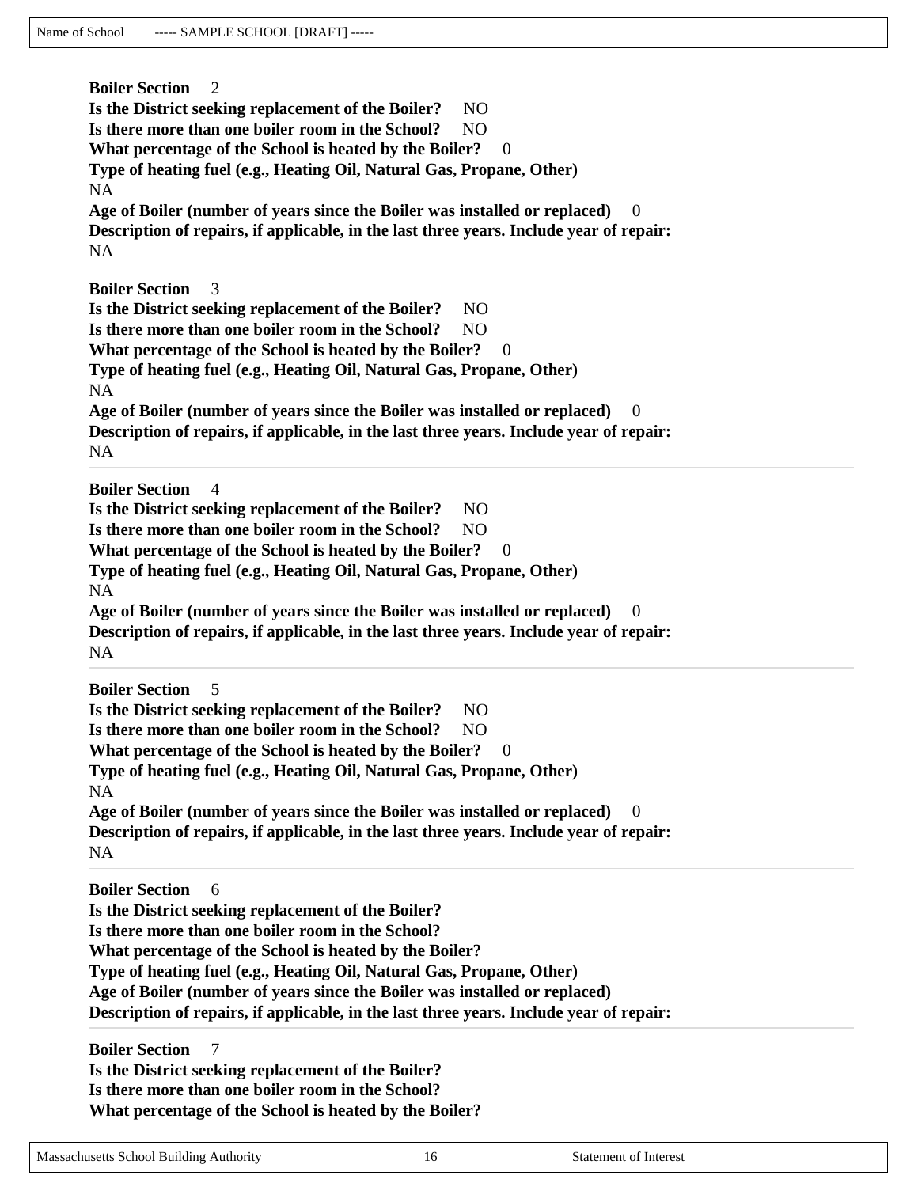**Boiler Section** 2
**Is the District seeking replacement of the Boiler?** NO
**Is there more than one boiler room in the School?** NO
**What percentage of the School is heated by the Boiler?** 0
**Type of heating fuel (e.g., Heating Oil, Natural Gas, Propane, Other)**
NA
**Age of Boiler (number of years since the Boiler was installed or replaced)** 0
**Description of repairs, if applicable, in the last three years. Include year of repair:**
NA

---

**Boiler Section** 3
**Is the District seeking replacement of the Boiler?** NO
**Is there more than one boiler room in the School?** NO
**What percentage of the School is heated by the Boiler?** 0
**Type of heating fuel (e.g., Heating Oil, Natural Gas, Propane, Other)**
NA
**Age of Boiler (number of years since the Boiler was installed or replaced)** 0
**Description of repairs, if applicable, in the last three years. Include year of repair:**
NA

---

**Boiler Section** 4
**Is the District seeking replacement of the Boiler?** NO
**Is there more than one boiler room in the School?** NO
**What percentage of the School is heated by the Boiler?** 0
**Type of heating fuel (e.g., Heating Oil, Natural Gas, Propane, Other)**
NA
**Age of Boiler (number of years since the Boiler was installed or replaced)** 0
**Description of repairs, if applicable, in the last three years. Include year of repair:**
NA

---

**Boiler Section** 5
**Is the District seeking replacement of the Boiler?** NO
**Is there more than one boiler room in the School?** NO
**What percentage of the School is heated by the Boiler?** 0
**Type of heating fuel (e.g., Heating Oil, Natural Gas, Propane, Other)**
NA
**Age of Boiler (number of years since the Boiler was installed or replaced)** 0
**Description of repairs, if applicable, in the last three years. Include year of repair:**
NA

---

**Boiler Section** 6
**Is the District seeking replacement of the Boiler?**
**Is there more than one boiler room in the School?**
**What percentage of the School is heated by the Boiler?**
**Type of heating fuel (e.g., Heating Oil, Natural Gas, Propane, Other)**
**Age of Boiler (number of years since the Boiler was installed or replaced)**
**Description of repairs, if applicable, in the last three years. Include year of repair:**

---

**Boiler Section** 7
**Is the District seeking replacement of the Boiler?**
**Is there more than one boiler room in the School?**
**What percentage of the School is heated by the Boiler?**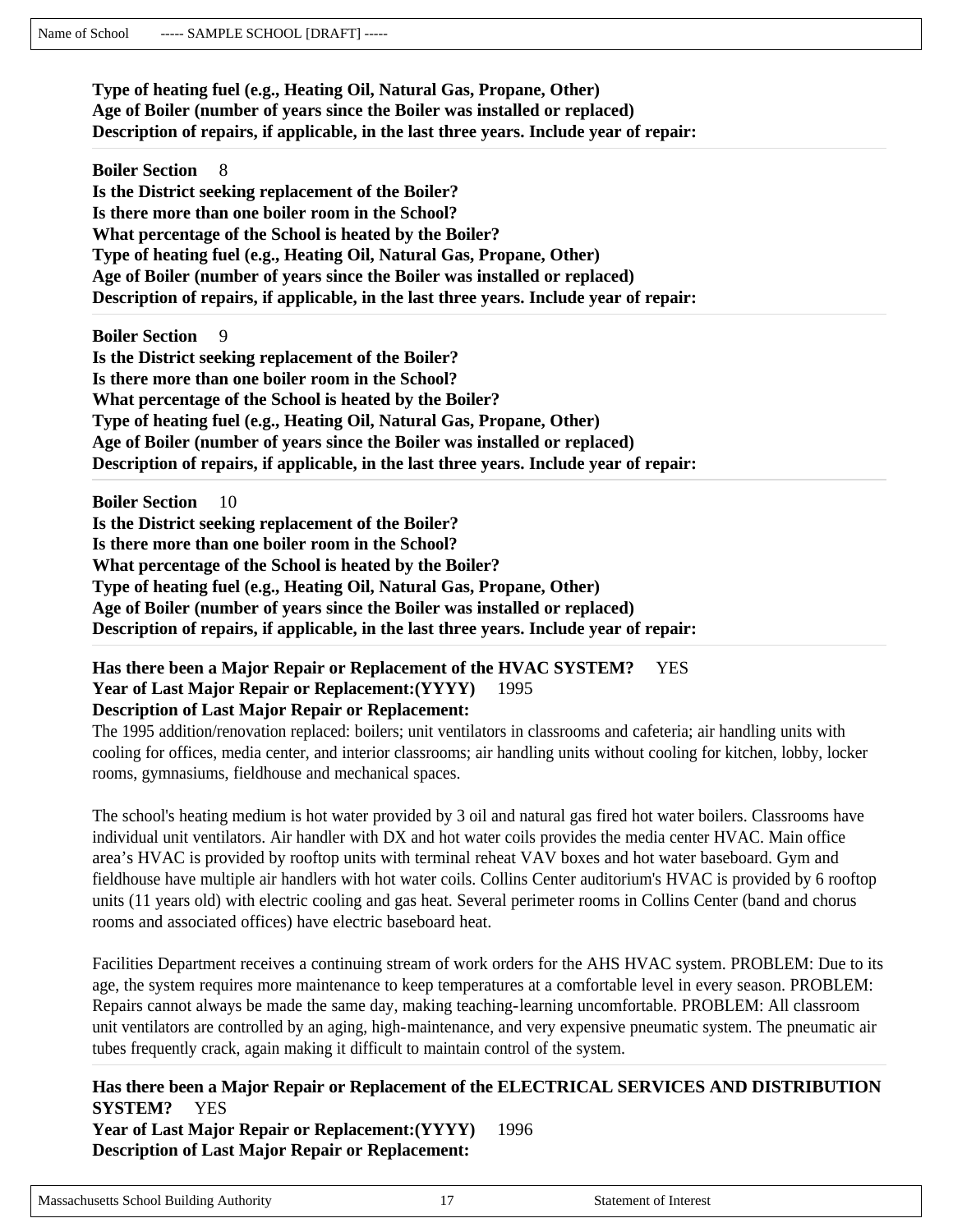**Type of heating fuel (e.g., Heating Oil, Natural Gas, Propane, Other)**
**Age of Boiler (number of years since the Boiler was installed or replaced)**
**Description of repairs, if applicable, in the last three years. Include year of repair:**

---

**Boiler Section** 8
**Is the District seeking replacement of the Boiler?**
**Is there more than one boiler room in the School?**
**What percentage of the School is heated by the Boiler?**
**Type of heating fuel (e.g., Heating Oil, Natural Gas, Propane, Other)**
**Age of Boiler (number of years since the Boiler was installed or replaced)**
**Description of repairs, if applicable, in the last three years. Include year of repair:**

---

**Boiler Section** 9
**Is the District seeking replacement of the Boiler?**
**Is there more than one boiler room in the School?**
**What percentage of the School is heated by the Boiler?**
**Type of heating fuel (e.g., Heating Oil, Natural Gas, Propane, Other)**
**Age of Boiler (number of years since the Boiler was installed or replaced)**
**Description of repairs, if applicable, in the last three years. Include year of repair:**

---

**Boiler Section** 10
**Is the District seeking replacement of the Boiler?**
**Is there more than one boiler room in the School?**
**What percentage of the School is heated by the Boiler?**
**Type of heating fuel (e.g., Heating Oil, Natural Gas, Propane, Other)**
**Age of Boiler (number of years since the Boiler was installed or replaced)**
**Description of repairs, if applicable, in the last three years. Include year of repair:**

---

**Has there been a Major Repair or Replacement of the HVAC SYSTEM?** YES
**Year of Last Major Repair or Replacement:(YYYY)** 1995
**Description of Last Major Repair or Replacement:**
The 1995 addition/renovation replaced: boilers; unit ventilators in classrooms and cafeteria; air handling units with cooling for offices, media center, and interior classrooms; air handling units without cooling for kitchen, lobby, locker rooms, gymnasiums, fieldhouse and mechanical spaces.

The school's heating medium is hot water provided by 3 oil and natural gas fired hot water boilers. Classrooms have individual unit ventilators. Air handler with DX and hot water coils provides the media center HVAC. Main office area's HVAC is provided by rooftop units with terminal reheat VAV boxes and hot water baseboard. Gym and fieldhouse have multiple air handlers with hot water coils. Collins Center auditorium's HVAC is provided by 6 rooftop units (11 years old) with electric cooling and gas heat. Several perimeter rooms in Collins Center (band and chorus rooms and associated offices) have electric baseboard heat.

Facilities Department receives a continuing stream of work orders for the AHS HVAC system. PROBLEM: Due to its age, the system requires more maintenance to keep temperatures at a comfortable level in every season. PROBLEM: Repairs cannot always be made the same day, making teaching-learning uncomfortable. PROBLEM: All classroom unit ventilators are controlled by an aging, high-maintenance, and very expensive pneumatic system. The pneumatic air tubes frequently crack, again making it difficult to maintain control of the system.

---

**Has there been a Major Repair or Replacement of the ELECTRICAL SERVICES AND DISTRIBUTION SYSTEM?** YES
**Year of Last Major Repair or Replacement:(YYYY)** 1996
**Description of Last Major Repair or Replacement:**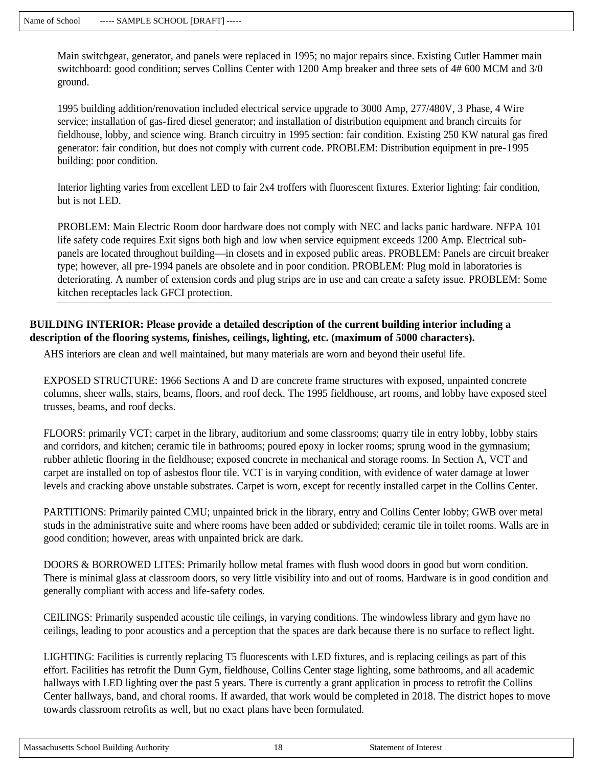Main switchgear, generator, and panels were replaced in 1995; no major repairs since. Existing Cutler Hammer main switchboard: good condition; serves Collins Center with 1200 Amp breaker and three sets of 4# 600 MCM and 3/0 ground.

1995 building addition/renovation included electrical service upgrade to 3000 Amp, 277/480V, 3 Phase, 4 Wire service; installation of gas-fired diesel generator; and installation of distribution equipment and branch circuits for fieldhouse, lobby, and science wing. Branch circuitry in 1995 section: fair condition. Existing 250 KW natural gas fired generator: fair condition, but does not comply with current code. PROBLEM: Distribution equipment in pre-1995 building: poor condition.

Interior lighting varies from excellent LED to fair 2x4 troffers with fluorescent fixtures. Exterior lighting: fair condition, but is not LED.

PROBLEM: Main Electric Room door hardware does not comply with NEC and lacks panic hardware. NFPA 101 life safety code requires Exit signs both high and low when service equipment exceeds 1200 Amp. Electrical sub-panels are located throughout building—in closets and in exposed public areas. PROBLEM: Panels are circuit breaker type; however, all pre-1994 panels are obsolete and in poor condition. PROBLEM: Plug mold in laboratories is deteriorating. A number of extension cords and plug strips are in use and can create a safety issue. PROBLEM: Some kitchen receptacles lack GFCI protection.

**BUILDING INTERIOR: Please provide a detailed description of the current building interior including a description of the flooring systems, finishes, ceilings, lighting, etc. (maximum of 5000 characters).**

AHS interiors are clean and well maintained, but many materials are worn and beyond their useful life.

EXPOSED STRUCTURE: 1966 Sections A and D are concrete frame structures with exposed, unpainted concrete columns, sheer walls, stairs, beams, floors, and roof deck. The 1995 fieldhouse, art rooms, and lobby have exposed steel trusses, beams, and roof decks.

FLOORS: primarily VCT; carpet in the library, auditorium and some classrooms; quarry tile in entry lobby, lobby stairs and corridors, and kitchen; ceramic tile in bathrooms; poured epoxy in locker rooms; sprung wood in the gymnasium; rubber athletic flooring in the fieldhouse; exposed concrete in mechanical and storage rooms. In Section A, VCT and carpet are installed on top of asbestos floor tile. VCT is in varying condition, with evidence of water damage at lower levels and cracking above unstable substrates. Carpet is worn, except for recently installed carpet in the Collins Center.

PARTITIONS: Primarily painted CMU; unpainted brick in the library, entry and Collins Center lobby; GWB over metal studs in the administrative suite and where rooms have been added or subdivided; ceramic tile in toilet rooms. Walls are in good condition; however, areas with unpainted brick are dark.

DOORS & BORROWED LITES: Primarily hollow metal frames with flush wood doors in good but worn condition. There is minimal glass at classroom doors, so very little visibility into and out of rooms. Hardware is in good condition and generally compliant with access and life-safety codes.

CEILINGS: Primarily suspended acoustic tile ceilings, in varying conditions. The windowless library and gym have no ceilings, leading to poor acoustics and a perception that the spaces are dark because there is no surface to reflect light.

LIGHTING: Facilities is currently replacing T5 fluorescents with LED fixtures, and is replacing ceilings as part of this effort. Facilities has retrofit the Dunn Gym, fieldhouse, Collins Center stage lighting, some bathrooms, and all academic hallways with LED lighting over the past 5 years. There is currently a grant application in process to retrofit the Collins Center hallways, band, and choral rooms. If awarded, that work would be completed in 2018. The district hopes to move towards classroom retrofits as well, but no exact plans have been formulated.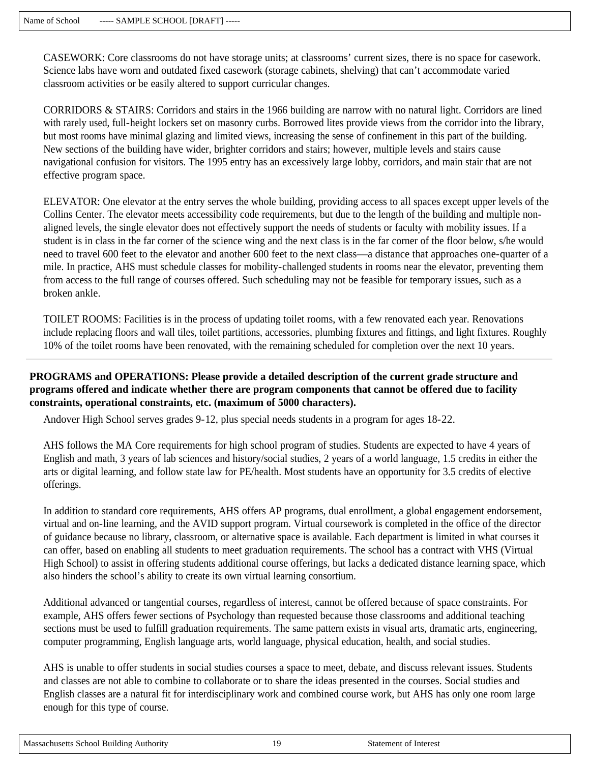CASEWORK: Core classrooms do not have storage units; at classrooms' current sizes, there is no space for casework. Science labs have worn and outdated fixed casework (storage cabinets, shelving) that can't accommodate varied classroom activities or be easily altered to support curricular changes.

CORRIDORS & STAIRS: Corridors and stairs in the 1966 building are narrow with no natural light. Corridors are lined with rarely used, full-height lockers set on masonry curbs. Borrowed lites provide views from the corridor into the library, but most rooms have minimal glazing and limited views, increasing the sense of confinement in this part of the building. New sections of the building have wider, brighter corridors and stairs; however, multiple levels and stairs cause navigational confusion for visitors. The 1995 entry has an excessively large lobby, corridors, and main stair that are not effective program space.

ELEVATOR: One elevator at the entry serves the whole building, providing access to all spaces except upper levels of the Collins Center. The elevator meets accessibility code requirements, but due to the length of the building and multiple non-aligned levels, the single elevator does not effectively support the needs of students or faculty with mobility issues. If a student is in class in the far corner of the science wing and the next class is in the far corner of the floor below, s/he would need to travel 600 feet to the elevator and another 600 feet to the next class—a distance that approaches one-quarter of a mile. In practice, AHS must schedule classes for mobility-challenged students in rooms near the elevator, preventing them from access to the full range of courses offered. Such scheduling may not be feasible for temporary issues, such as a broken ankle.

TOILET ROOMS: Facilities is in the process of updating toilet rooms, with a few renovated each year. Renovations include replacing floors and wall tiles, toilet partitions, accessories, plumbing fixtures and fittings, and light fixtures. Roughly 10% of the toilet rooms have been renovated, with the remaining scheduled for completion over the next 10 years.

---

**PROGRAMS and OPERATIONS: Please provide a detailed description of the current grade structure and programs offered and indicate whether there are program components that cannot be offered due to facility constraints, operational constraints, etc. (maximum of 5000 characters).**

Andover High School serves grades 9-12, plus special needs students in a program for ages 18-22.

AHS follows the MA Core requirements for high school program of studies. Students are expected to have 4 years of English and math, 3 years of lab sciences and history/social studies, 2 years of a world language, 1.5 credits in either the arts or digital learning, and follow state law for PE/health. Most students have an opportunity for 3.5 credits of elective offerings.

In addition to standard core requirements, AHS offers AP programs, dual enrollment, a global engagement endorsement, virtual and on-line learning, and the AVID support program. Virtual coursework is completed in the office of the director of guidance because no library, classroom, or alternative space is available. Each department is limited in what courses it can offer, based on enabling all students to meet graduation requirements. The school has a contract with VHS (Virtual High School) to assist in offering students additional course offerings, but lacks a dedicated distance learning space, which also hinders the school's ability to create its own virtual learning consortium.

Additional advanced or tangential courses, regardless of interest, cannot be offered because of space constraints. For example, AHS offers fewer sections of Psychology than requested because those classrooms and additional teaching sections must be used to fulfill graduation requirements. The same pattern exists in visual arts, dramatic arts, engineering, computer programming, English language arts, world language, physical education, health, and social studies.

AHS is unable to offer students in social studies courses a space to meet, debate, and discuss relevant issues. Students and classes are not able to combine to collaborate or to share the ideas presented in the courses. Social studies and English classes are a natural fit for interdisciplinary work and combined course work, but AHS has only one room large enough for this type of course.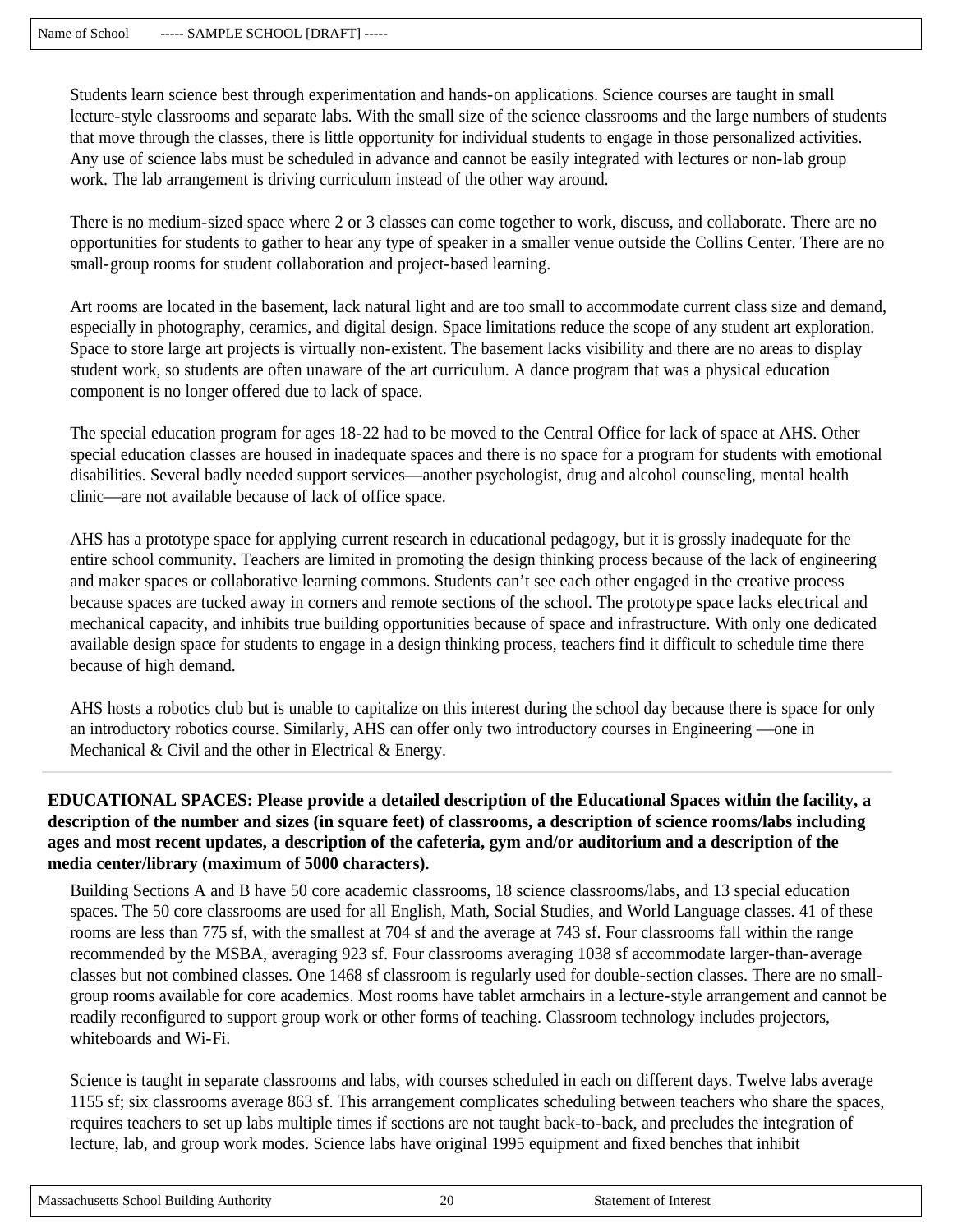Students learn science best through experimentation and hands-on applications. Science courses are taught in small lecture-style classrooms and separate labs. With the small size of the science classrooms and the large numbers of students that move through the classes, there is little opportunity for individual students to engage in those personalized activities. Any use of science labs must be scheduled in advance and cannot be easily integrated with lectures or non-lab group work. The lab arrangement is driving curriculum instead of the other way around.

There is no medium-sized space where 2 or 3 classes can come together to work, discuss, and collaborate. There are no opportunities for students to gather to hear any type of speaker in a smaller venue outside the Collins Center. There are no small-group rooms for student collaboration and project-based learning.

Art rooms are located in the basement, lack natural light and are too small to accommodate current class size and demand, especially in photography, ceramics, and digital design. Space limitations reduce the scope of any student art exploration. Space to store large art projects is virtually non-existent. The basement lacks visibility and there are no areas to display student work, so students are often unaware of the art curriculum. A dance program that was a physical education component is no longer offered due to lack of space.

The special education program for ages 18-22 had to be moved to the Central Office for lack of space at AHS. Other special education classes are housed in inadequate spaces and there is no space for a program for students with emotional disabilities. Several badly needed support services—another psychologist, drug and alcohol counseling, mental health clinic—are not available because of lack of office space.

AHS has a prototype space for applying current research in educational pedagogy, but it is grossly inadequate for the entire school community. Teachers are limited in promoting the design thinking process because of the lack of engineering and maker spaces or collaborative learning commons. Students can't see each other engaged in the creative process because spaces are tucked away in corners and remote sections of the school. The prototype space lacks electrical and mechanical capacity, and inhibits true building opportunities because of space and infrastructure. With only one dedicated available design space for students to engage in a design thinking process, teachers find it difficult to schedule time there because of high demand.

AHS hosts a robotics club but is unable to capitalize on this interest during the school day because there is space for only an introductory robotics course. Similarly, AHS can offer only two introductory courses in Engineering —one in Mechanical & Civil and the other in Electrical & Energy.

**EDUCATIONAL SPACES: Please provide a detailed description of the Educational Spaces within the facility, a description of the number and sizes (in square feet) of classrooms, a description of science rooms/labs including ages and most recent updates, a description of the cafeteria, gym and/or auditorium and a description of the media center/library (maximum of 5000 characters).**

Building Sections A and B have 50 core academic classrooms, 18 science classrooms/labs, and 13 special education spaces. The 50 core classrooms are used for all English, Math, Social Studies, and World Language classes. 41 of these rooms are less than 775 sf, with the smallest at 704 sf and the average at 743 sf. Four classrooms fall within the range recommended by the MSBA, averaging 923 sf. Four classrooms averaging 1038 sf accommodate larger-than-average classes but not combined classes. One 1468 sf classroom is regularly used for double-section classes. There are no small-group rooms available for core academics. Most rooms have tablet armchairs in a lecture-style arrangement and cannot be readily reconfigured to support group work or other forms of teaching. Classroom technology includes projectors, whiteboards and Wi-Fi.

Science is taught in separate classrooms and labs, with courses scheduled in each on different days. Twelve labs average 1155 sf; six classrooms average 863 sf. This arrangement complicates scheduling between teachers who share the spaces, requires teachers to set up labs multiple times if sections are not taught back-to-back, and precludes the integration of lecture, lab, and group work modes. Science labs have original 1995 equipment and fixed benches that inhibit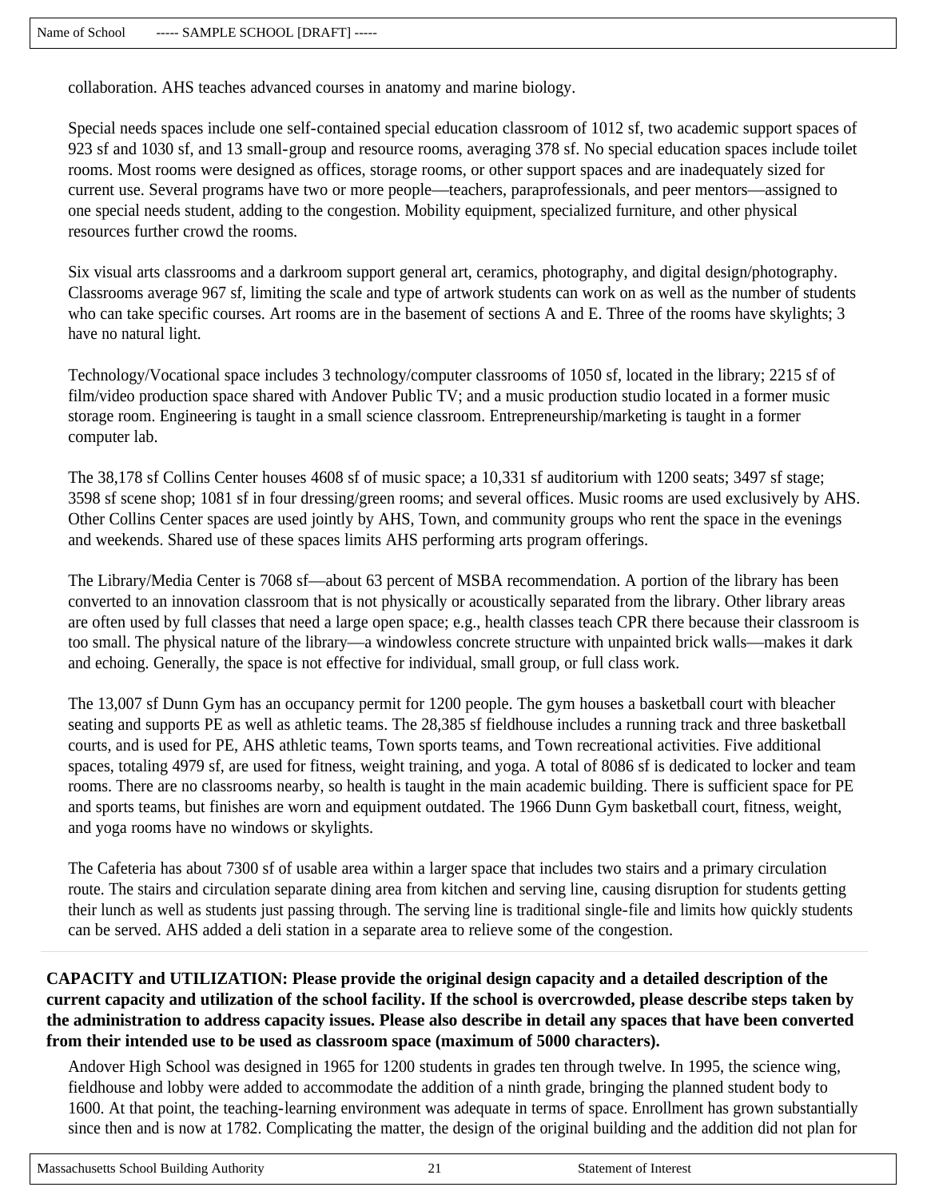collaboration. AHS teaches advanced courses in anatomy and marine biology.

Special needs spaces include one self-contained special education classroom of 1012 sf, two academic support spaces of 923 sf and 1030 sf, and 13 small-group and resource rooms, averaging 378 sf. No special education spaces include toilet rooms. Most rooms were designed as offices, storage rooms, or other support spaces and are inadequately sized for current use. Several programs have two or more people—teachers, paraprofessionals, and peer mentors—assigned to one special needs student, adding to the congestion. Mobility equipment, specialized furniture, and other physical resources further crowd the rooms.

Six visual arts classrooms and a darkroom support general art, ceramics, photography, and digital design/photography. Classrooms average 967 sf, limiting the scale and type of artwork students can work on as well as the number of students who can take specific courses. Art rooms are in the basement of sections A and E. Three of the rooms have skylights; 3 have no natural light.

Technology/Vocational space includes 3 technology/computer classrooms of 1050 sf, located in the library; 2215 sf of film/video production space shared with Andover Public TV; and a music production studio located in a former music storage room. Engineering is taught in a small science classroom. Entrepreneurship/marketing is taught in a former computer lab.

The 38,178 sf Collins Center houses 4608 sf of music space; a 10,331 sf auditorium with 1200 seats; 3497 sf stage; 3598 sf scene shop; 1081 sf in four dressing/green rooms; and several offices. Music rooms are used exclusively by AHS. Other Collins Center spaces are used jointly by AHS, Town, and community groups who rent the space in the evenings and weekends. Shared use of these spaces limits AHS performing arts program offerings.

The Library/Media Center is 7068 sf—about 63 percent of MSBA recommendation. A portion of the library has been converted to an innovation classroom that is not physically or acoustically separated from the library. Other library areas are often used by full classes that need a large open space; e.g., health classes teach CPR there because their classroom is too small. The physical nature of the library—a windowless concrete structure with unpainted brick walls—makes it dark and echoing. Generally, the space is not effective for individual, small group, or full class work.

The 13,007 sf Dunn Gym has an occupancy permit for 1200 people. The gym houses a basketball court with bleacher seating and supports PE as well as athletic teams. The 28,385 sf fieldhouse includes a running track and three basketball courts, and is used for PE, AHS athletic teams, Town sports teams, and Town recreational activities. Five additional spaces, totaling 4979 sf, are used for fitness, weight training, and yoga. A total of 8086 sf is dedicated to locker and team rooms. There are no classrooms nearby, so health is taught in the main academic building. There is sufficient space for PE and sports teams, but finishes are worn and equipment outdated. The 1966 Dunn Gym basketball court, fitness, weight, and yoga rooms have no windows or skylights.

The Cafeteria has about 7300 sf of usable area within a larger space that includes two stairs and a primary circulation route. The stairs and circulation separate dining area from kitchen and serving line, causing disruption for students getting their lunch as well as students just passing through. The serving line is traditional single-file and limits how quickly students can be served. AHS added a deli station in a separate area to relieve some of the congestion.

**CAPACITY and UTILIZATION: Please provide the original design capacity and a detailed description of the current capacity and utilization of the school facility. If the school is overcrowded, please describe steps taken by the administration to address capacity issues. Please also describe in detail any spaces that have been converted from their intended use to be used as classroom space (maximum of 5000 characters).**

Andover High School was designed in 1965 for 1200 students in grades ten through twelve. In 1995, the science wing, fieldhouse and lobby were added to accommodate the addition of a ninth grade, bringing the planned student body to 1600. At that point, the teaching-learning environment was adequate in terms of space. Enrollment has grown substantially since then and is now at 1782. Complicating the matter, the design of the original building and the addition did not plan for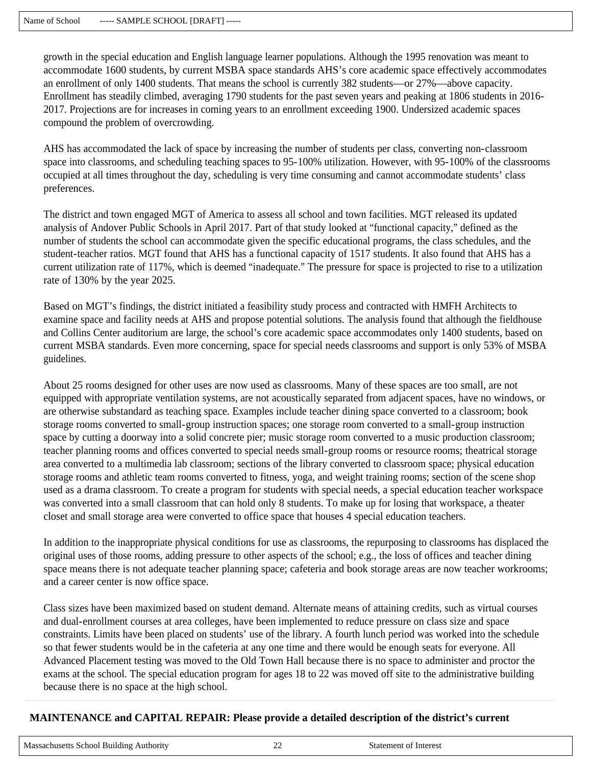growth in the special education and English language learner populations. Although the 1995 renovation was meant to accommodate 1600 students, by current MSBA space standards AHS's core academic space effectively accommodates an enrollment of only 1400 students. That means the school is currently 382 students—or 27%—above capacity. Enrollment has steadily climbed, averaging 1790 students for the past seven years and peaking at 1806 students in 2016-2017. Projections are for increases in coming years to an enrollment exceeding 1900. Undersized academic spaces compound the problem of overcrowding.

AHS has accommodated the lack of space by increasing the number of students per class, converting non-classroom space into classrooms, and scheduling teaching spaces to 95-100% utilization. However, with 95-100% of the classrooms occupied at all times throughout the day, scheduling is very time consuming and cannot accommodate students' class preferences.

The district and town engaged MGT of America to assess all school and town facilities. MGT released its updated analysis of Andover Public Schools in April 2017. Part of that study looked at "functional capacity," defined as the number of students the school can accommodate given the specific educational programs, the class schedules, and the student-teacher ratios. MGT found that AHS has a functional capacity of 1517 students. It also found that AHS has a current utilization rate of 117%, which is deemed "inadequate." The pressure for space is projected to rise to a utilization rate of 130% by the year 2025.

Based on MGT's findings, the district initiated a feasibility study process and contracted with HMFH Architects to examine space and facility needs at AHS and propose potential solutions. The analysis found that although the fieldhouse and Collins Center auditorium are large, the school's core academic space accommodates only 1400 students, based on current MSBA standards. Even more concerning, space for special needs classrooms and support is only 53% of MSBA guidelines.

About 25 rooms designed for other uses are now used as classrooms. Many of these spaces are too small, are not equipped with appropriate ventilation systems, are not acoustically separated from adjacent spaces, have no windows, or are otherwise substandard as teaching space. Examples include teacher dining space converted to a classroom; book storage rooms converted to small-group instruction spaces; one storage room converted to a small-group instruction space by cutting a doorway into a solid concrete pier; music storage room converted to a music production classroom; teacher planning rooms and offices converted to special needs small-group rooms or resource rooms; theatrical storage area converted to a multimedia lab classroom; sections of the library converted to classroom space; physical education storage rooms and athletic team rooms converted to fitness, yoga, and weight training rooms; section of the scene shop used as a drama classroom. To create a program for students with special needs, a special education teacher workspace was converted into a small classroom that can hold only 8 students. To make up for losing that workspace, a theater closet and small storage area were converted to office space that houses 4 special education teachers.

In addition to the inappropriate physical conditions for use as classrooms, the repurposing to classrooms has displaced the original uses of those rooms, adding pressure to other aspects of the school; e.g., the loss of offices and teacher dining space means there is not adequate teacher planning space; cafeteria and book storage areas are now teacher workrooms; and a career center is now office space.

Class sizes have been maximized based on student demand. Alternate means of attaining credits, such as virtual courses and dual-enrollment courses at area colleges, have been implemented to reduce pressure on class size and space constraints. Limits have been placed on students' use of the library. A fourth lunch period was worked into the schedule so that fewer students would be in the cafeteria at any one time and there would be enough seats for everyone. All Advanced Placement testing was moved to the Old Town Hall because there is no space to administer and proctor the exams at the school. The special education program for ages 18 to 22 was moved off site to the administrative building because there is no space at the high school.

**MAINTENANCE and CAPITAL REPAIR: Please provide a detailed description of the district's current**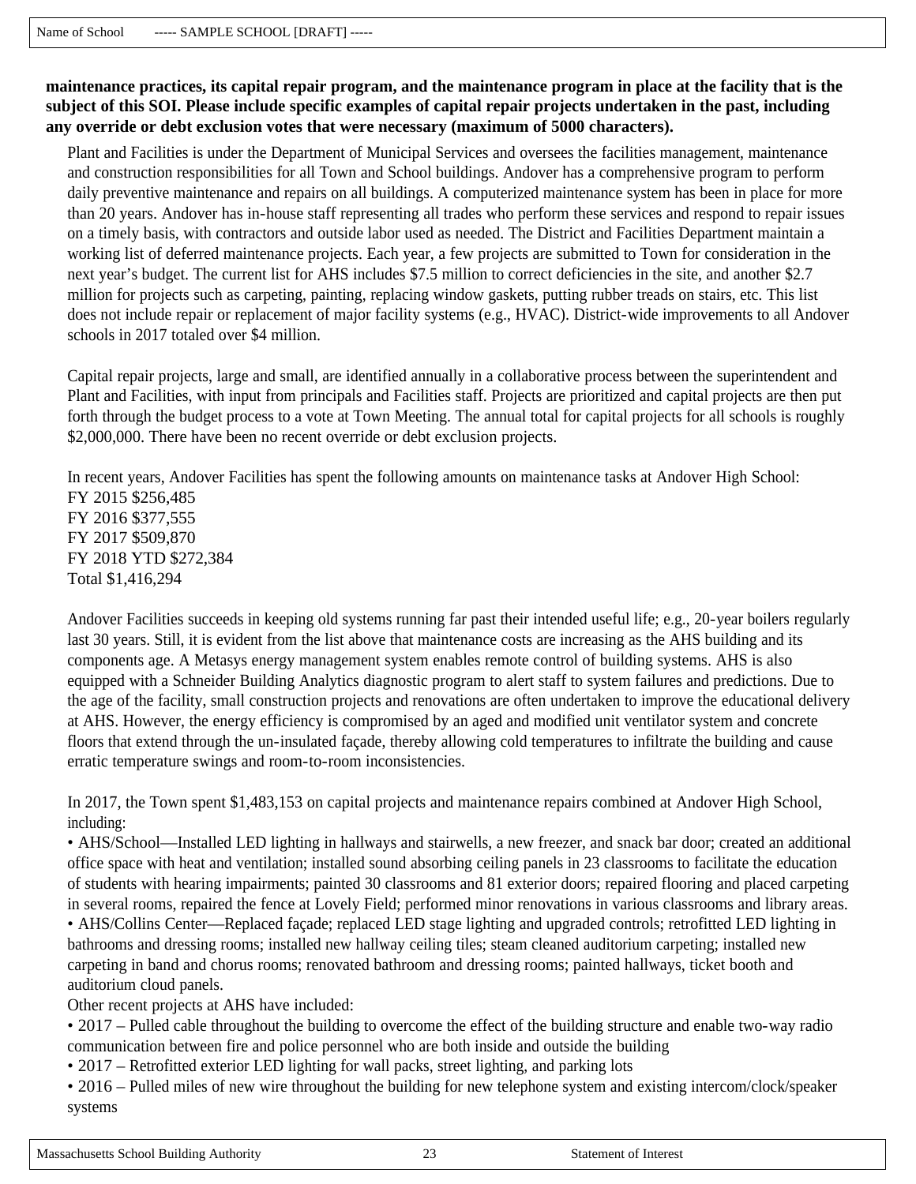**maintenance practices, its capital repair program, and the maintenance program in place at the facility that is the subject of this SOI. Please include specific examples of capital repair projects undertaken in the past, including any override or debt exclusion votes that were necessary (maximum of 5000 characters).**

Plant and Facilities is under the Department of Municipal Services and oversees the facilities management, maintenance and construction responsibilities for all Town and School buildings. Andover has a comprehensive program to perform daily preventive maintenance and repairs on all buildings. A computerized maintenance system has been in place for more than 20 years. Andover has in-house staff representing all trades who perform these services and respond to repair issues on a timely basis, with contractors and outside labor used as needed. The District and Facilities Department maintain a working list of deferred maintenance projects. Each year, a few projects are submitted to Town for consideration in the next year's budget. The current list for AHS includes $7.5 million to correct deficiencies in the site, and another $2.7 million for projects such as carpeting, painting, replacing window gaskets, putting rubber treads on stairs, etc. This list does not include repair or replacement of major facility systems (e.g., HVAC). District-wide improvements to all Andover schools in 2017 totaled over $4 million.

Capital repair projects, large and small, are identified annually in a collaborative process between the superintendent and Plant and Facilities, with input from principals and Facilities staff. Projects are prioritized and capital projects are then put forth through the budget process to a vote at Town Meeting. The annual total for capital projects for all schools is roughly $2,000,000. There have been no recent override or debt exclusion projects.

In recent years, Andover Facilities has spent the following amounts on maintenance tasks at Andover High School:
FY 2015 $256,485
FY 2016 $377,555
FY 2017 $509,870
FY 2018 YTD $272,384
Total $1,416,294

Andover Facilities succeeds in keeping old systems running far past their intended useful life; e.g., 20-year boilers regularly last 30 years. Still, it is evident from the list above that maintenance costs are increasing as the AHS building and its components age. A Metasys energy management system enables remote control of building systems. AHS is also equipped with a Schneider Building Analytics diagnostic program to alert staff to system failures and predictions. Due to the age of the facility, small construction projects and renovations are often undertaken to improve the educational delivery at AHS. However, the energy efficiency is compromised by an aged and modified unit ventilator system and concrete floors that extend through the un-insulated façade, thereby allowing cold temperatures to infiltrate the building and cause erratic temperature swings and room-to-room inconsistencies.

In 2017, the Town spent $1,483,153 on capital projects and maintenance repairs combined at Andover High School, including:

- AHS/School—Installed LED lighting in hallways and stairwells, a new freezer, and snack bar door; created an additional office space with heat and ventilation; installed sound absorbing ceiling panels in 23 classrooms to facilitate the education of students with hearing impairments; painted 30 classrooms and 81 exterior doors; repaired flooring and placed carpeting in several rooms, repaired the fence at Lovely Field; performed minor renovations in various classrooms and library areas.
- AHS/Collins Center—Replaced façade; replaced LED stage lighting and upgraded controls; retrofitted LED lighting in bathrooms and dressing rooms; installed new hallway ceiling tiles; steam cleaned auditorium carpeting; installed new carpeting in band and chorus rooms; renovated bathroom and dressing rooms; painted hallways, ticket booth and auditorium cloud panels.

Other recent projects at AHS have included:

- 2017 – Pulled cable throughout the building to overcome the effect of the building structure and enable two-way radio communication between fire and police personnel who are both inside and outside the building
- 2017 – Retrofitted exterior LED lighting for wall packs, street lighting, and parking lots
- 2016 – Pulled miles of new wire throughout the building for new telephone system and existing intercom/clock/speaker systems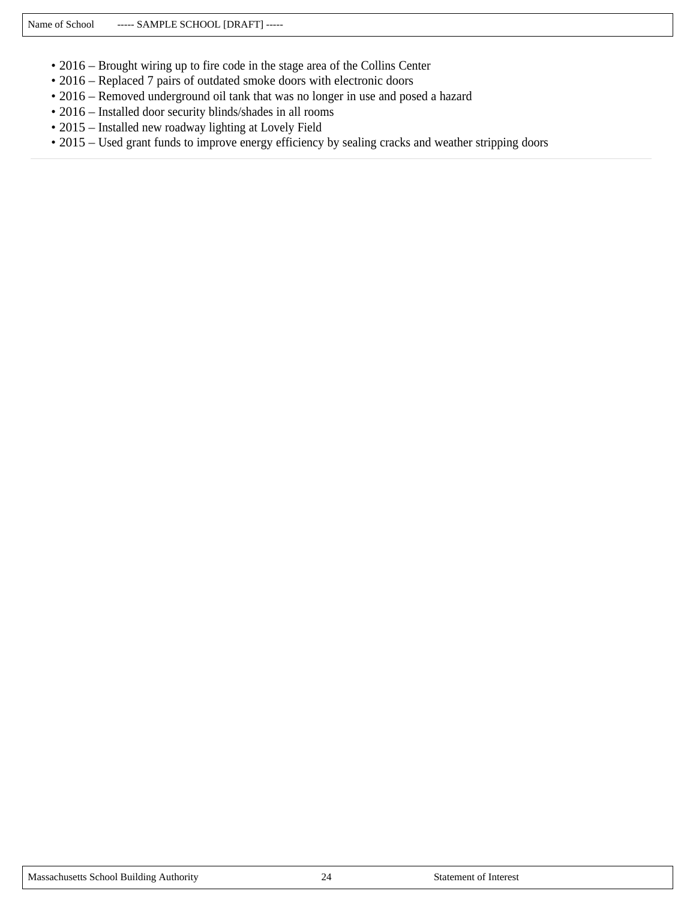- 2016 – Brought wiring up to fire code in the stage area of the Collins Center
- 2016 – Replaced 7 pairs of outdated smoke doors with electronic doors
- 2016 – Removed underground oil tank that was no longer in use and posed a hazard
- 2016 – Installed door security blinds/shades in all rooms
- 2015 – Installed new roadway lighting at Lovely Field
- 2015 – Used grant funds to improve energy efficiency by sealing cracks and weather stripping doors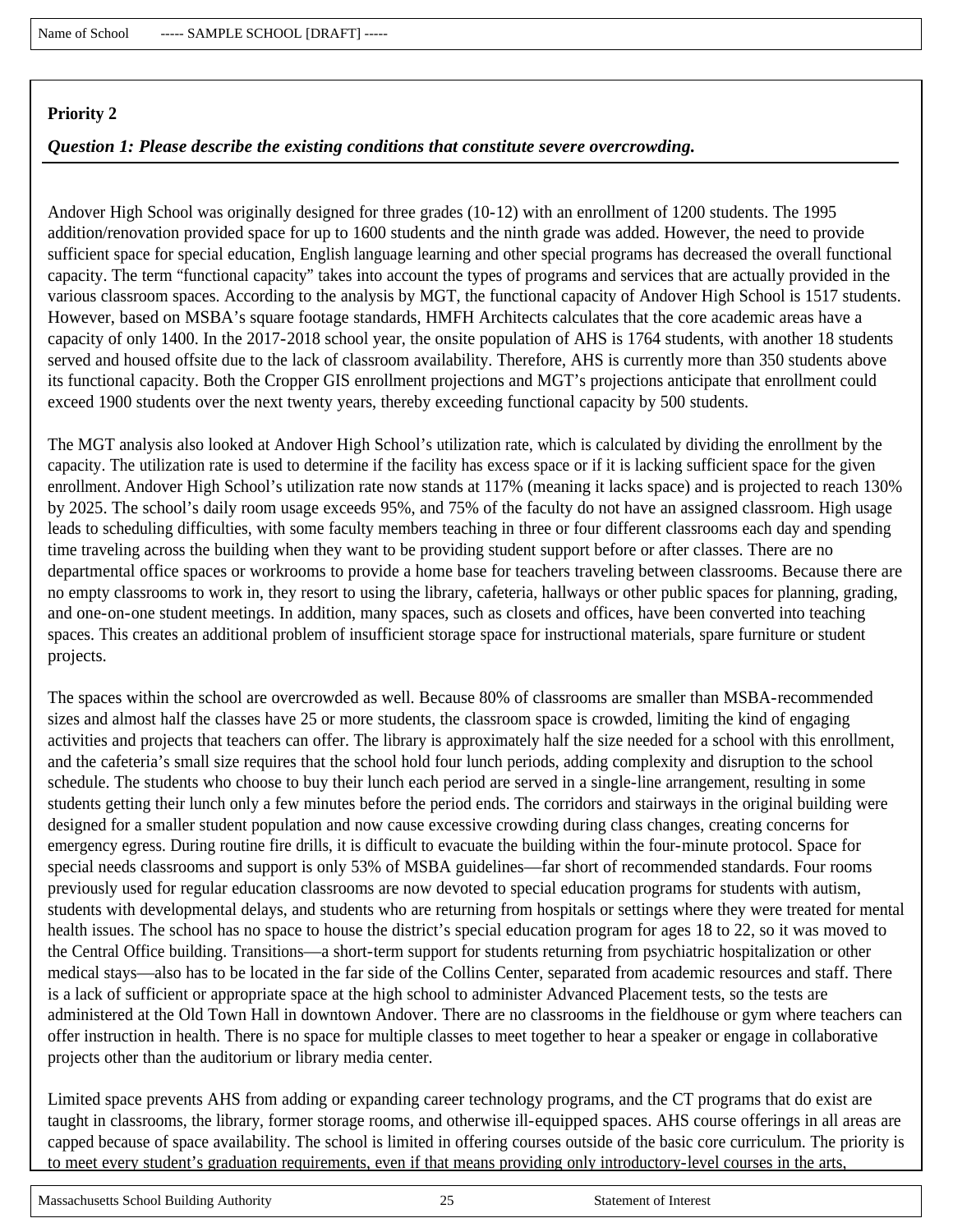Name of School ----- SAMPLE SCHOOL [DRAFT] -----

**Priority 2**

***Question 1: Please describe the existing conditions that constitute severe overcrowding.***

Andover High School was originally designed for three grades (10-12) with an enrollment of 1200 students. The 1995 addition/renovation provided space for up to 1600 students and the ninth grade was added. However, the need to provide sufficient space for special education, English language learning and other special programs has decreased the overall functional capacity. The term "functional capacity" takes into account the types of programs and services that are actually provided in the various classroom spaces. According to the analysis by MGT, the functional capacity of Andover High School is 1517 students. However, based on MSBA's square footage standards, HMFH Architects calculates that the core academic areas have a capacity of only 1400. In the 2017-2018 school year, the onsite population of AHS is 1764 students, with another 18 students served and housed offsite due to the lack of classroom availability. Therefore, AHS is currently more than 350 students above its functional capacity. Both the Cropper GIS enrollment projections and MGT's projections anticipate that enrollment could exceed 1900 students over the next twenty years, thereby exceeding functional capacity by 500 students.

The MGT analysis also looked at Andover High School's utilization rate, which is calculated by dividing the enrollment by the capacity. The utilization rate is used to determine if the facility has excess space or if it is lacking sufficient space for the given enrollment. Andover High School's utilization rate now stands at 117% (meaning it lacks space) and is projected to reach 130% by 2025. The school's daily room usage exceeds 95%, and 75% of the faculty do not have an assigned classroom. High usage leads to scheduling difficulties, with some faculty members teaching in three or four different classrooms each day and spending time traveling across the building when they want to be providing student support before or after classes. There are no departmental office spaces or workrooms to provide a home base for teachers traveling between classrooms. Because there are no empty classrooms to work in, they resort to using the library, cafeteria, hallways or other public spaces for planning, grading, and one-on-one student meetings. In addition, many spaces, such as closets and offices, have been converted into teaching spaces. This creates an additional problem of insufficient storage space for instructional materials, spare furniture or student projects.

The spaces within the school are overcrowded as well. Because 80% of classrooms are smaller than MSBA-recommended sizes and almost half the classes have 25 or more students, the classroom space is crowded, limiting the kind of engaging activities and projects that teachers can offer. The library is approximately half the size needed for a school with this enrollment, and the cafeteria's small size requires that the school hold four lunch periods, adding complexity and disruption to the school schedule. The students who choose to buy their lunch each period are served in a single-line arrangement, resulting in some students getting their lunch only a few minutes before the period ends. The corridors and stairways in the original building were designed for a smaller student population and now cause excessive crowding during class changes, creating concerns for emergency egress. During routine fire drills, it is difficult to evacuate the building within the four-minute protocol. Space for special needs classrooms and support is only 53% of MSBA guidelines—far short of recommended standards. Four rooms previously used for regular education classrooms are now devoted to special education programs for students with autism, students with developmental delays, and students who are returning from hospitals or settings where they were treated for mental health issues. The school has no space to house the district's special education program for ages 18 to 22, so it was moved to the Central Office building. Transitions—a short-term support for students returning from psychiatric hospitalization or other medical stays—also has to be located in the far side of the Collins Center, separated from academic resources and staff. There is a lack of sufficient or appropriate space at the high school to administer Advanced Placement tests, so the tests are administered at the Old Town Hall in downtown Andover. There are no classrooms in the fieldhouse or gym where teachers can offer instruction in health. There is no space for multiple classes to meet together to hear a speaker or engage in collaborative projects other than the auditorium or library media center.

Limited space prevents AHS from adding or expanding career technology programs, and the CT programs that do exist are taught in classrooms, the library, former storage rooms, and otherwise ill-equipped spaces. AHS course offerings in all areas are capped because of space availability. The school is limited in offering courses outside of the basic core curriculum. The priority is to meet every student's graduation requirements, even if that means providing only introductory-level courses in the arts,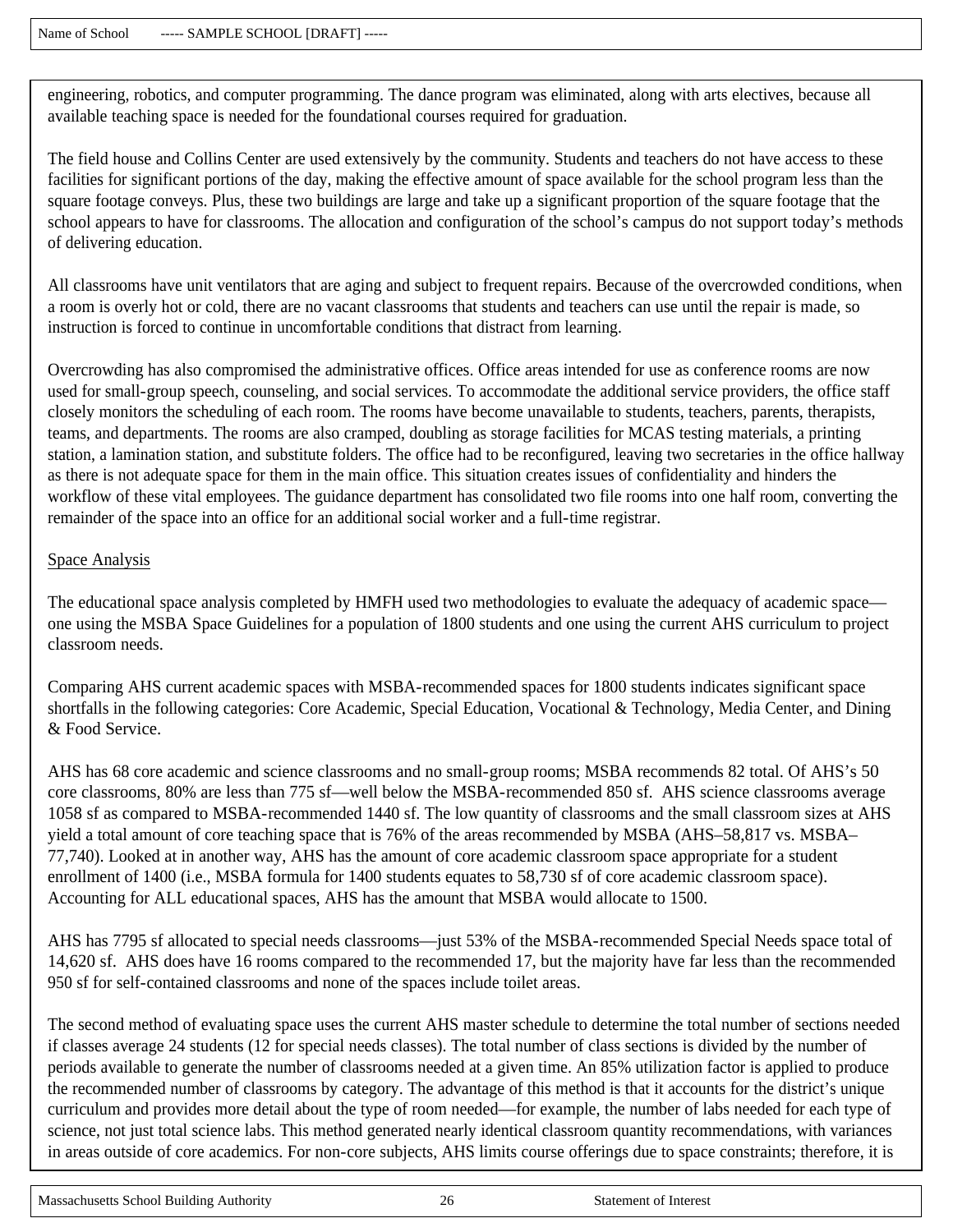engineering, robotics, and computer programming. The dance program was eliminated, along with arts electives, because all available teaching space is needed for the foundational courses required for graduation.

The field house and Collins Center are used extensively by the community. Students and teachers do not have access to these facilities for significant portions of the day, making the effective amount of space available for the school program less than the square footage conveys. Plus, these two buildings are large and take up a significant proportion of the square footage that the school appears to have for classrooms. The allocation and configuration of the school's campus do not support today's methods of delivering education.

All classrooms have unit ventilators that are aging and subject to frequent repairs. Because of the overcrowded conditions, when a room is overly hot or cold, there are no vacant classrooms that students and teachers can use until the repair is made, so instruction is forced to continue in uncomfortable conditions that distract from learning.

Overcrowding has also compromised the administrative offices. Office areas intended for use as conference rooms are now used for small-group speech, counseling, and social services. To accommodate the additional service providers, the office staff closely monitors the scheduling of each room. The rooms have become unavailable to students, teachers, parents, therapists, teams, and departments. The rooms are also cramped, doubling as storage facilities for MCAS testing materials, a printing station, a lamination station, and substitute folders. The office had to be reconfigured, leaving two secretaries in the office hallway as there is not adequate space for them in the main office. This situation creates issues of confidentiality and hinders the workflow of these vital employees. The guidance department has consolidated two file rooms into one half room, converting the remainder of the space into an office for an additional social worker and a full-time registrar.

Space Analysis

The educational space analysis completed by HMFH used two methodologies to evaluate the adequacy of academic space—one using the MSBA Space Guidelines for a population of 1800 students and one using the current AHS curriculum to project classroom needs.

Comparing AHS current academic spaces with MSBA-recommended spaces for 1800 students indicates significant space shortfalls in the following categories: Core Academic, Special Education, Vocational & Technology, Media Center, and Dining & Food Service.

AHS has 68 core academic and science classrooms and no small-group rooms; MSBA recommends 82 total. Of AHS's 50 core classrooms, 80% are less than 775 sf—well below the MSBA-recommended 850 sf. AHS science classrooms average 1058 sf as compared to MSBA-recommended 1440 sf. The low quantity of classrooms and the small classroom sizes at AHS yield a total amount of core teaching space that is 76% of the areas recommended by MSBA (AHS–58,817 vs. MSBA–77,740). Looked at in another way, AHS has the amount of core academic classroom space appropriate for a student enrollment of 1400 (i.e., MSBA formula for 1400 students equates to 58,730 sf of core academic classroom space). Accounting for ALL educational spaces, AHS has the amount that MSBA would allocate to 1500.

AHS has 7795 sf allocated to special needs classrooms—just 53% of the MSBA-recommended Special Needs space total of 14,620 sf. AHS does have 16 rooms compared to the recommended 17, but the majority have far less than the recommended 950 sf for self-contained classrooms and none of the spaces include toilet areas.

The second method of evaluating space uses the current AHS master schedule to determine the total number of sections needed if classes average 24 students (12 for special needs classes). The total number of class sections is divided by the number of periods available to generate the number of classrooms needed at a given time. An 85% utilization factor is applied to produce the recommended number of classrooms by category. The advantage of this method is that it accounts for the district's unique curriculum and provides more detail about the type of room needed—for example, the number of labs needed for each type of science, not just total science labs. This method generated nearly identical classroom quantity recommendations, with variances in areas outside of core academics. For non-core subjects, AHS limits course offerings due to space constraints; therefore, it is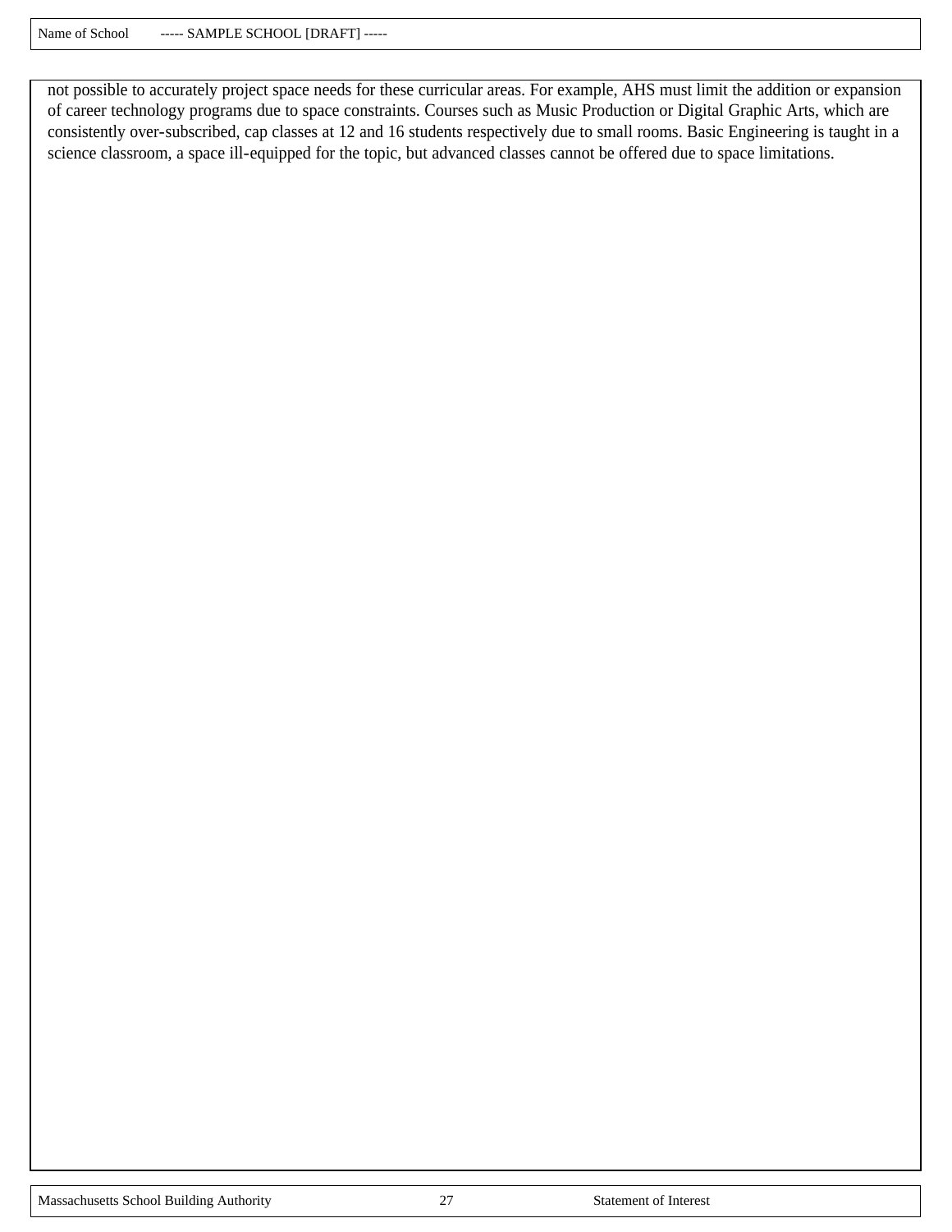not possible to accurately project space needs for these curricular areas. For example, AHS must limit the addition or expansion of career technology programs due to space constraints. Courses such as Music Production or Digital Graphic Arts, which are consistently over-subscribed, cap classes at 12 and 16 students respectively due to small rooms. Basic Engineering is taught in a science classroom, a space ill-equipped for the topic, but advanced classes cannot be offered due to space limitations.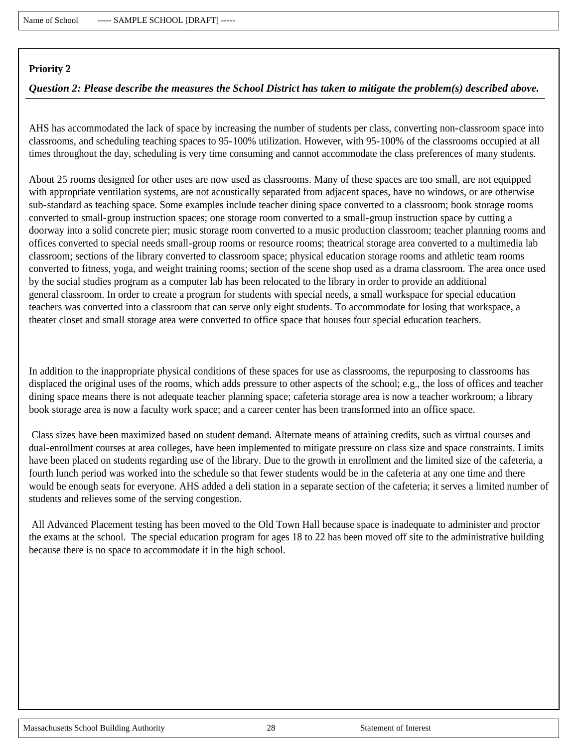Name of School ----- SAMPLE SCHOOL [DRAFT] -----

**Priority 2**

***Question 2: Please describe the measures the School District has taken to mitigate the problem(s) described above.***

AHS has accommodated the lack of space by increasing the number of students per class, converting non-classroom space into classrooms, and scheduling teaching spaces to 95-100% utilization. However, with 95-100% of the classrooms occupied at all times throughout the day, scheduling is very time consuming and cannot accommodate the class preferences of many students.

About 25 rooms designed for other uses are now used as classrooms. Many of these spaces are too small, are not equipped with appropriate ventilation systems, are not acoustically separated from adjacent spaces, have no windows, or are otherwise sub-standard as teaching space. Some examples include teacher dining space converted to a classroom; book storage rooms converted to small-group instruction spaces; one storage room converted to a small-group instruction space by cutting a doorway into a solid concrete pier; music storage room converted to a music production classroom; teacher planning rooms and offices converted to special needs small-group rooms or resource rooms; theatrical storage area converted to a multimedia lab classroom; sections of the library converted to classroom space; physical education storage rooms and athletic team rooms converted to fitness, yoga, and weight training rooms; section of the scene shop used as a drama classroom. The area once used by the social studies program as a computer lab has been relocated to the library in order to provide an additional general classroom. In order to create a program for students with special needs, a small workspace for special education teachers was converted into a classroom that can serve only eight students. To accommodate for losing that workspace, a theater closet and small storage area were converted to office space that houses four special education teachers.

In addition to the inappropriate physical conditions of these spaces for use as classrooms, the repurposing to classrooms has displaced the original uses of the rooms, which adds pressure to other aspects of the school; e.g., the loss of offices and teacher dining space means there is not adequate teacher planning space; cafeteria storage area is now a teacher workroom; a library book storage area is now a faculty work space; and a career center has been transformed into an office space.

Class sizes have been maximized based on student demand. Alternate means of attaining credits, such as virtual courses and dual-enrollment courses at area colleges, have been implemented to mitigate pressure on class size and space constraints. Limits have been placed on students regarding use of the library. Due to the growth in enrollment and the limited size of the cafeteria, a fourth lunch period was worked into the schedule so that fewer students would be in the cafeteria at any one time and there would be enough seats for everyone. AHS added a deli station in a separate section of the cafeteria; it serves a limited number of students and relieves some of the serving congestion.

All Advanced Placement testing has been moved to the Old Town Hall because space is inadequate to administer and proctor the exams at the school. The special education program for ages 18 to 22 has been moved off site to the administrative building because there is no space to accommodate it in the high school.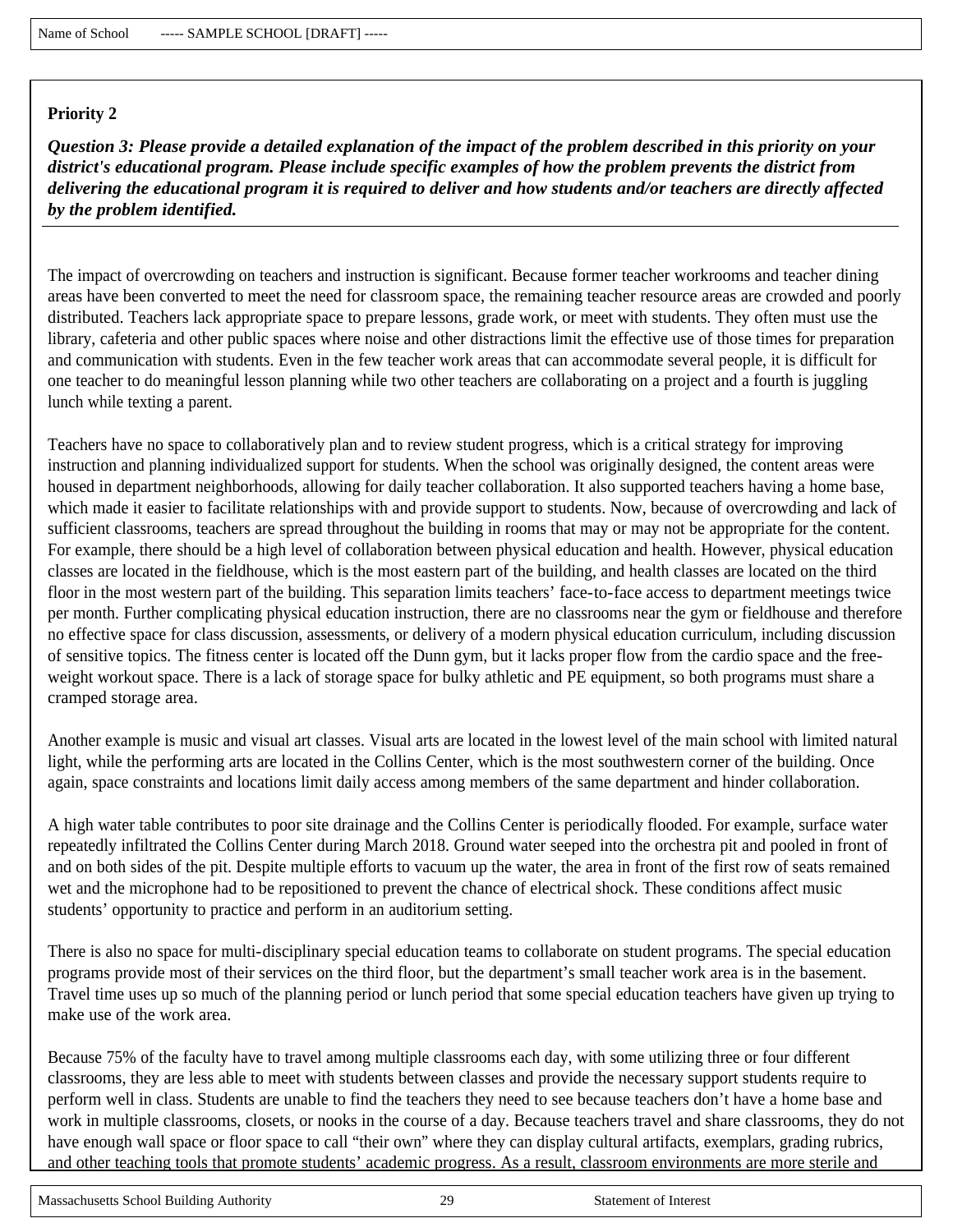Name of School ----- SAMPLE SCHOOL [DRAFT] -----

**Priority 2**

***Question 3: Please provide a detailed explanation of the impact of the problem described in this priority on your district's educational program. Please include specific examples of how the problem prevents the district from delivering the educational program it is required to deliver and how students and/or teachers are directly affected by the problem identified.***

The impact of overcrowding on teachers and instruction is significant. Because former teacher workrooms and teacher dining areas have been converted to meet the need for classroom space, the remaining teacher resource areas are crowded and poorly distributed. Teachers lack appropriate space to prepare lessons, grade work, or meet with students. They often must use the library, cafeteria and other public spaces where noise and other distractions limit the effective use of those times for preparation and communication with students. Even in the few teacher work areas that can accommodate several people, it is difficult for one teacher to do meaningful lesson planning while two other teachers are collaborating on a project and a fourth is juggling lunch while texting a parent.

Teachers have no space to collaboratively plan and to review student progress, which is a critical strategy for improving instruction and planning individualized support for students. When the school was originally designed, the content areas were housed in department neighborhoods, allowing for daily teacher collaboration. It also supported teachers having a home base, which made it easier to facilitate relationships with and provide support to students. Now, because of overcrowding and lack of sufficient classrooms, teachers are spread throughout the building in rooms that may or may not be appropriate for the content. For example, there should be a high level of collaboration between physical education and health. However, physical education classes are located in the fieldhouse, which is the most eastern part of the building, and health classes are located on the third floor in the most western part of the building. This separation limits teachers' face-to-face access to department meetings twice per month. Further complicating physical education instruction, there are no classrooms near the gym or fieldhouse and therefore no effective space for class discussion, assessments, or delivery of a modern physical education curriculum, including discussion of sensitive topics. The fitness center is located off the Dunn gym, but it lacks proper flow from the cardio space and the free-weight workout space. There is a lack of storage space for bulky athletic and PE equipment, so both programs must share a cramped storage area.

Another example is music and visual art classes. Visual arts are located in the lowest level of the main school with limited natural light, while the performing arts are located in the Collins Center, which is the most southwestern corner of the building. Once again, space constraints and locations limit daily access among members of the same department and hinder collaboration.

A high water table contributes to poor site drainage and the Collins Center is periodically flooded. For example, surface water repeatedly infiltrated the Collins Center during March 2018. Ground water seeped into the orchestra pit and pooled in front of and on both sides of the pit. Despite multiple efforts to vacuum up the water, the area in front of the first row of seats remained wet and the microphone had to be repositioned to prevent the chance of electrical shock. These conditions affect music students' opportunity to practice and perform in an auditorium setting.

There is also no space for multi-disciplinary special education teams to collaborate on student programs. The special education programs provide most of their services on the third floor, but the department's small teacher work area is in the basement. Travel time uses up so much of the planning period or lunch period that some special education teachers have given up trying to make use of the work area.

Because 75% of the faculty have to travel among multiple classrooms each day, with some utilizing three or four different classrooms, they are less able to meet with students between classes and provide the necessary support students require to perform well in class. Students are unable to find the teachers they need to see because teachers don't have a home base and work in multiple classrooms, closets, or nooks in the course of a day. Because teachers travel and share classrooms, they do not have enough wall space or floor space to call "their own" where they can display cultural artifacts, exemplars, grading rubrics, and other teaching tools that promote students' academic progress. As a result, classroom environments are more sterile and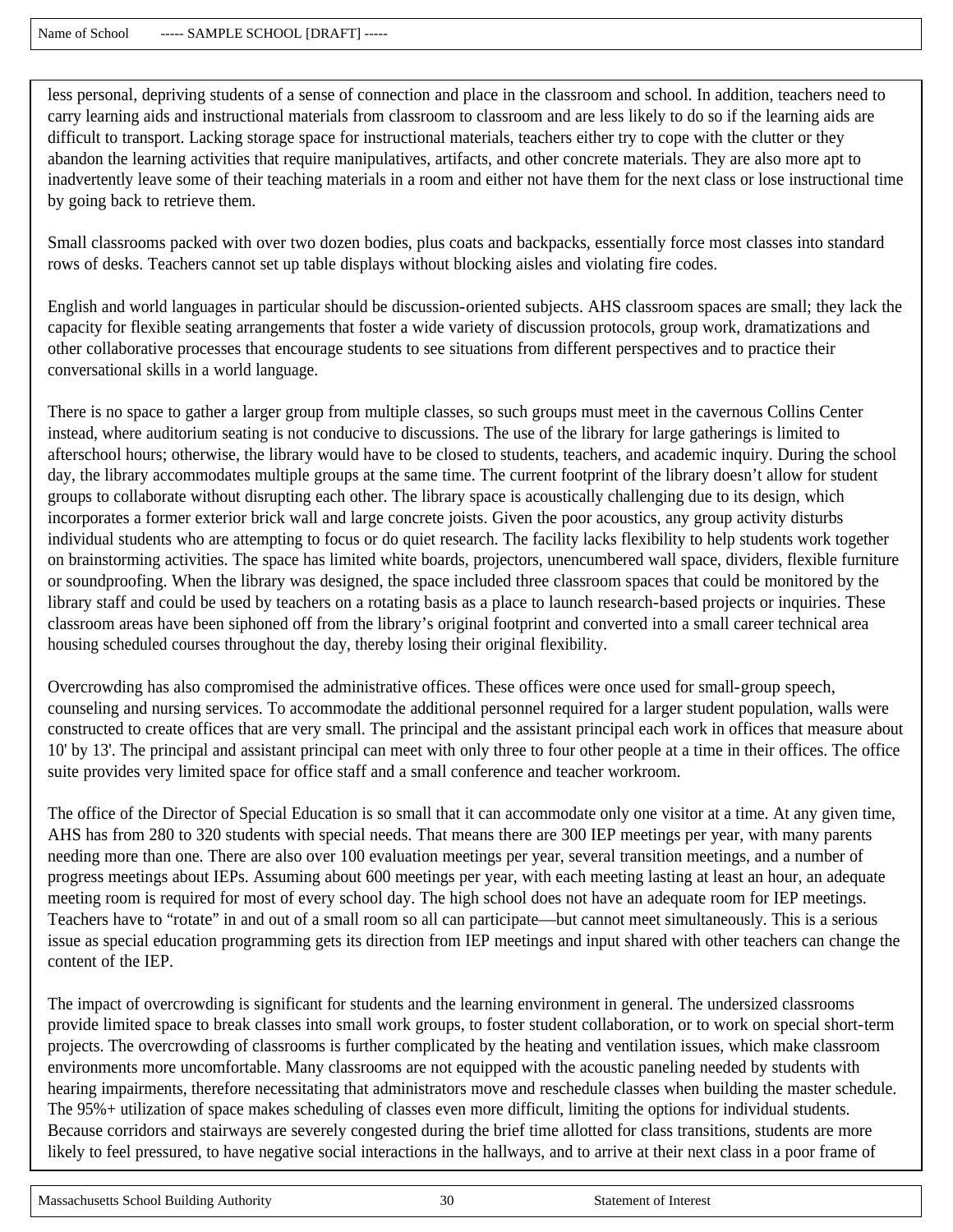less personal, depriving students of a sense of connection and place in the classroom and school. In addition, teachers need to carry learning aids and instructional materials from classroom to classroom and are less likely to do so if the learning aids are difficult to transport. Lacking storage space for instructional materials, teachers either try to cope with the clutter or they abandon the learning activities that require manipulatives, artifacts, and other concrete materials. They are also more apt to inadvertently leave some of their teaching materials in a room and either not have them for the next class or lose instructional time by going back to retrieve them.

Small classrooms packed with over two dozen bodies, plus coats and backpacks, essentially force most classes into standard rows of desks. Teachers cannot set up table displays without blocking aisles and violating fire codes.

English and world languages in particular should be discussion-oriented subjects. AHS classroom spaces are small; they lack the capacity for flexible seating arrangements that foster a wide variety of discussion protocols, group work, dramatizations and other collaborative processes that encourage students to see situations from different perspectives and to practice their conversational skills in a world language.

There is no space to gather a larger group from multiple classes, so such groups must meet in the cavernous Collins Center instead, where auditorium seating is not conducive to discussions. The use of the library for large gatherings is limited to afterschool hours; otherwise, the library would have to be closed to students, teachers, and academic inquiry. During the school day, the library accommodates multiple groups at the same time. The current footprint of the library doesn't allow for student groups to collaborate without disrupting each other. The library space is acoustically challenging due to its design, which incorporates a former exterior brick wall and large concrete joists. Given the poor acoustics, any group activity disturbs individual students who are attempting to focus or do quiet research. The facility lacks flexibility to help students work together on brainstorming activities. The space has limited white boards, projectors, unencumbered wall space, dividers, flexible furniture or soundproofing. When the library was designed, the space included three classroom spaces that could be monitored by the library staff and could be used by teachers on a rotating basis as a place to launch research-based projects or inquiries. These classroom areas have been siphoned off from the library's original footprint and converted into a small career technical area housing scheduled courses throughout the day, thereby losing their original flexibility.

Overcrowding has also compromised the administrative offices. These offices were once used for small-group speech, counseling and nursing services. To accommodate the additional personnel required for a larger student population, walls were constructed to create offices that are very small. The principal and the assistant principal each work in offices that measure about 10' by 13'. The principal and assistant principal can meet with only three to four other people at a time in their offices. The office suite provides very limited space for office staff and a small conference and teacher workroom.

The office of the Director of Special Education is so small that it can accommodate only one visitor at a time. At any given time, AHS has from 280 to 320 students with special needs. That means there are 300 IEP meetings per year, with many parents needing more than one. There are also over 100 evaluation meetings per year, several transition meetings, and a number of progress meetings about IEPs. Assuming about 600 meetings per year, with each meeting lasting at least an hour, an adequate meeting room is required for most of every school day. The high school does not have an adequate room for IEP meetings. Teachers have to "rotate" in and out of a small room so all can participate—but cannot meet simultaneously. This is a serious issue as special education programming gets its direction from IEP meetings and input shared with other teachers can change the content of the IEP.

The impact of overcrowding is significant for students and the learning environment in general. The undersized classrooms provide limited space to break classes into small work groups, to foster student collaboration, or to work on special short-term projects. The overcrowding of classrooms is further complicated by the heating and ventilation issues, which make classroom environments more uncomfortable. Many classrooms are not equipped with the acoustic paneling needed by students with hearing impairments, therefore necessitating that administrators move and reschedule classes when building the master schedule. The 95%+ utilization of space makes scheduling of classes even more difficult, limiting the options for individual students. Because corridors and stairways are severely congested during the brief time allotted for class transitions, students are more likely to feel pressured, to have negative social interactions in the hallways, and to arrive at their next class in a poor frame of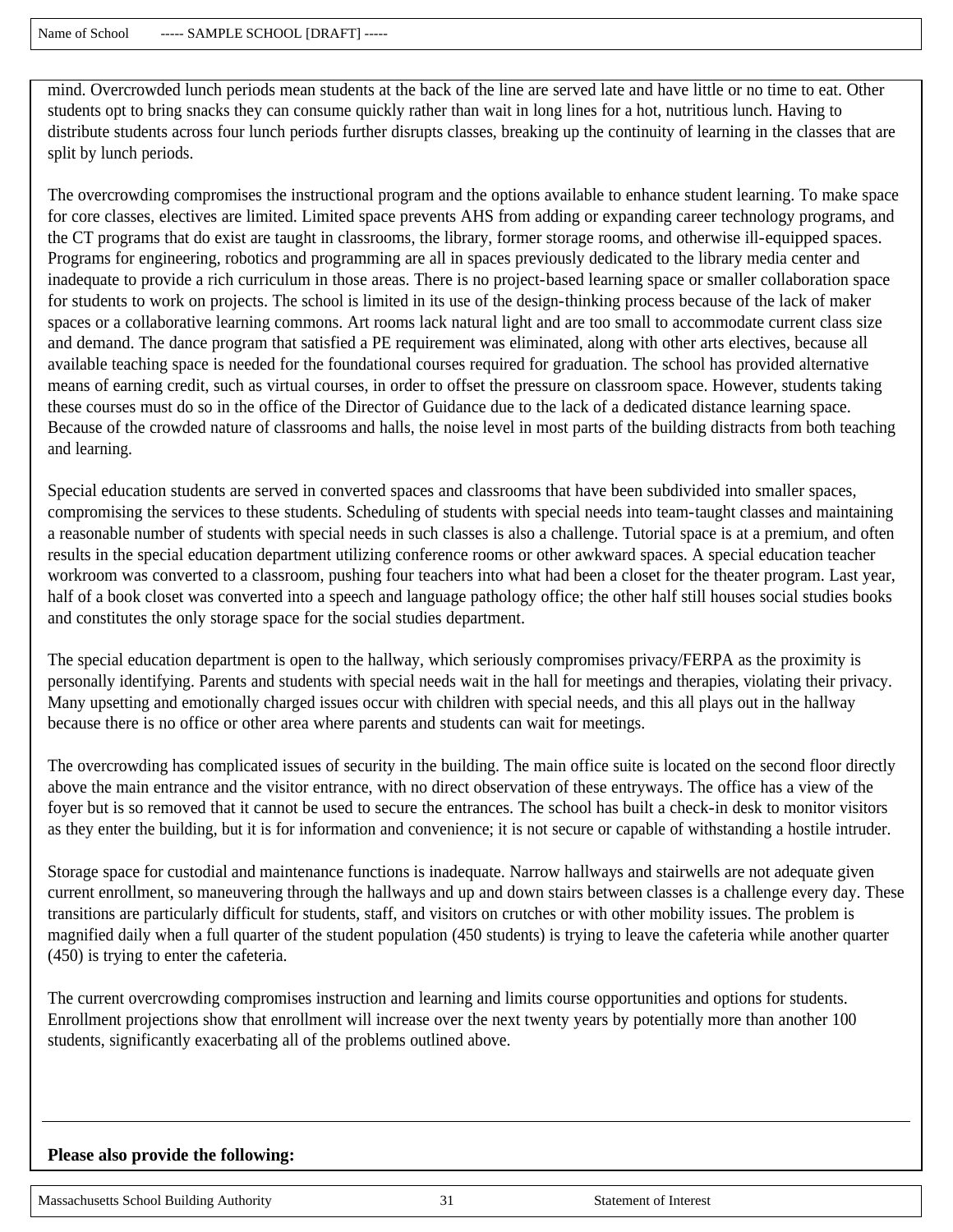mind. Overcrowded lunch periods mean students at the back of the line are served late and have little or no time to eat. Other students opt to bring snacks they can consume quickly rather than wait in long lines for a hot, nutritious lunch. Having to distribute students across four lunch periods further disrupts classes, breaking up the continuity of learning in the classes that are split by lunch periods.

The overcrowding compromises the instructional program and the options available to enhance student learning. To make space for core classes, electives are limited. Limited space prevents AHS from adding or expanding career technology programs, and the CT programs that do exist are taught in classrooms, the library, former storage rooms, and otherwise ill-equipped spaces. Programs for engineering, robotics and programming are all in spaces previously dedicated to the library media center and inadequate to provide a rich curriculum in those areas. There is no project-based learning space or smaller collaboration space for students to work on projects. The school is limited in its use of the design-thinking process because of the lack of maker spaces or a collaborative learning commons. Art rooms lack natural light and are too small to accommodate current class size and demand. The dance program that satisfied a PE requirement was eliminated, along with other arts electives, because all available teaching space is needed for the foundational courses required for graduation. The school has provided alternative means of earning credit, such as virtual courses, in order to offset the pressure on classroom space. However, students taking these courses must do so in the office of the Director of Guidance due to the lack of a dedicated distance learning space. Because of the crowded nature of classrooms and halls, the noise level in most parts of the building distracts from both teaching and learning.

Special education students are served in converted spaces and classrooms that have been subdivided into smaller spaces, compromising the services to these students. Scheduling of students with special needs into team-taught classes and maintaining a reasonable number of students with special needs in such classes is also a challenge. Tutorial space is at a premium, and often results in the special education department utilizing conference rooms or other awkward spaces. A special education teacher workroom was converted to a classroom, pushing four teachers into what had been a closet for the theater program. Last year, half of a book closet was converted into a speech and language pathology office; the other half still houses social studies books and constitutes the only storage space for the social studies department.

The special education department is open to the hallway, which seriously compromises privacy/FERPA as the proximity is personally identifying. Parents and students with special needs wait in the hall for meetings and therapies, violating their privacy. Many upsetting and emotionally charged issues occur with children with special needs, and this all plays out in the hallway because there is no office or other area where parents and students can wait for meetings.

The overcrowding has complicated issues of security in the building. The main office suite is located on the second floor directly above the main entrance and the visitor entrance, with no direct observation of these entryways. The office has a view of the foyer but is so removed that it cannot be used to secure the entrances. The school has built a check-in desk to monitor visitors as they enter the building, but it is for information and convenience; it is not secure or capable of withstanding a hostile intruder.

Storage space for custodial and maintenance functions is inadequate. Narrow hallways and stairwells are not adequate given current enrollment, so maneuvering through the hallways and up and down stairs between classes is a challenge every day. These transitions are particularly difficult for students, staff, and visitors on crutches or with other mobility issues. The problem is magnified daily when a full quarter of the student population (450 students) is trying to leave the cafeteria while another quarter (450) is trying to enter the cafeteria.

The current overcrowding compromises instruction and learning and limits course opportunities and options for students. Enrollment projections show that enrollment will increase over the next twenty years by potentially more than another 100 students, significantly exacerbating all of the problems outlined above.

---

**Please also provide the following:**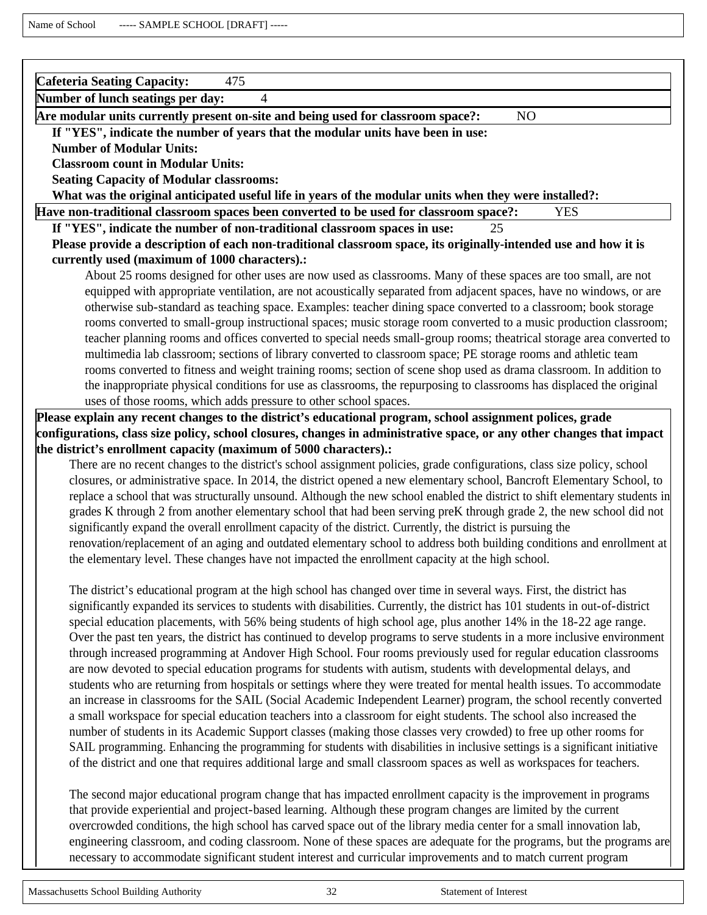**Cafeteria Seating Capacity:** 475

**Number of lunch seatings per day:** 4

**Are modular units currently present on-site and being used for classroom space?:** NO

**If "YES", indicate the number of years that the modular units have been in use:**

**Number of Modular Units:**

**Classroom count in Modular Units:**

**Seating Capacity of Modular classrooms:**

**What was the original anticipated useful life in years of the modular units when they were installed?:**

**Have non-traditional classroom spaces been converted to be used for classroom space?:** YES

**If "YES", indicate the number of non-traditional classroom spaces in use:** 25

**Please provide a description of each non-traditional classroom space, its originally-intended use and how it is currently used (maximum of 1000 characters).:**

About 25 rooms designed for other uses are now used as classrooms. Many of these spaces are too small, are not equipped with appropriate ventilation, are not acoustically separated from adjacent spaces, have no windows, or are otherwise sub-standard as teaching space. Examples: teacher dining space converted to a classroom; book storage rooms converted to small-group instructional spaces; music storage room converted to a music production classroom; teacher planning rooms and offices converted to special needs small-group rooms; theatrical storage area converted to multimedia lab classroom; sections of library converted to classroom space; PE storage rooms and athletic team rooms converted to fitness and weight training rooms; section of scene shop used as drama classroom. In addition to the inappropriate physical conditions for use as classrooms, the repurposing to classrooms has displaced the original uses of those rooms, which adds pressure to other school spaces.

**Please explain any recent changes to the district's educational program, school assignment polices, grade configurations, class size policy, school closures, changes in administrative space, or any other changes that impact the district's enrollment capacity (maximum of 5000 characters).:**

There are no recent changes to the district's school assignment policies, grade configurations, class size policy, school closures, or administrative space. In 2014, the district opened a new elementary school, Bancroft Elementary School, to replace a school that was structurally unsound. Although the new school enabled the district to shift elementary students in grades K through 2 from another elementary school that had been serving preK through grade 2, the new school did not significantly expand the overall enrollment capacity of the district. Currently, the district is pursuing the renovation/replacement of an aging and outdated elementary school to address both building conditions and enrollment at the elementary level. These changes have not impacted the enrollment capacity at the high school.

The district's educational program at the high school has changed over time in several ways. First, the district has significantly expanded its services to students with disabilities. Currently, the district has 101 students in out-of-district special education placements, with 56% being students of high school age, plus another 14% in the 18-22 age range. Over the past ten years, the district has continued to develop programs to serve students in a more inclusive environment through increased programming at Andover High School. Four rooms previously used for regular education classrooms are now devoted to special education programs for students with autism, students with developmental delays, and students who are returning from hospitals or settings where they were treated for mental health issues. To accommodate an increase in classrooms for the SAIL (Social Academic Independent Learner) program, the school recently converted a small workspace for special education teachers into a classroom for eight students. The school also increased the number of students in its Academic Support classes (making those classes very crowded) to free up other rooms for SAIL programming. Enhancing the programming for students with disabilities in inclusive settings is a significant initiative of the district and one that requires additional large and small classroom spaces as well as workspaces for teachers.

The second major educational program change that has impacted enrollment capacity is the improvement in programs that provide experiential and project-based learning. Although these program changes are limited by the current overcrowded conditions, the high school has carved space out of the library media center for a small innovation lab, engineering classroom, and coding classroom. None of these spaces are adequate for the programs, but the programs are necessary to accommodate significant student interest and curricular improvements and to match current program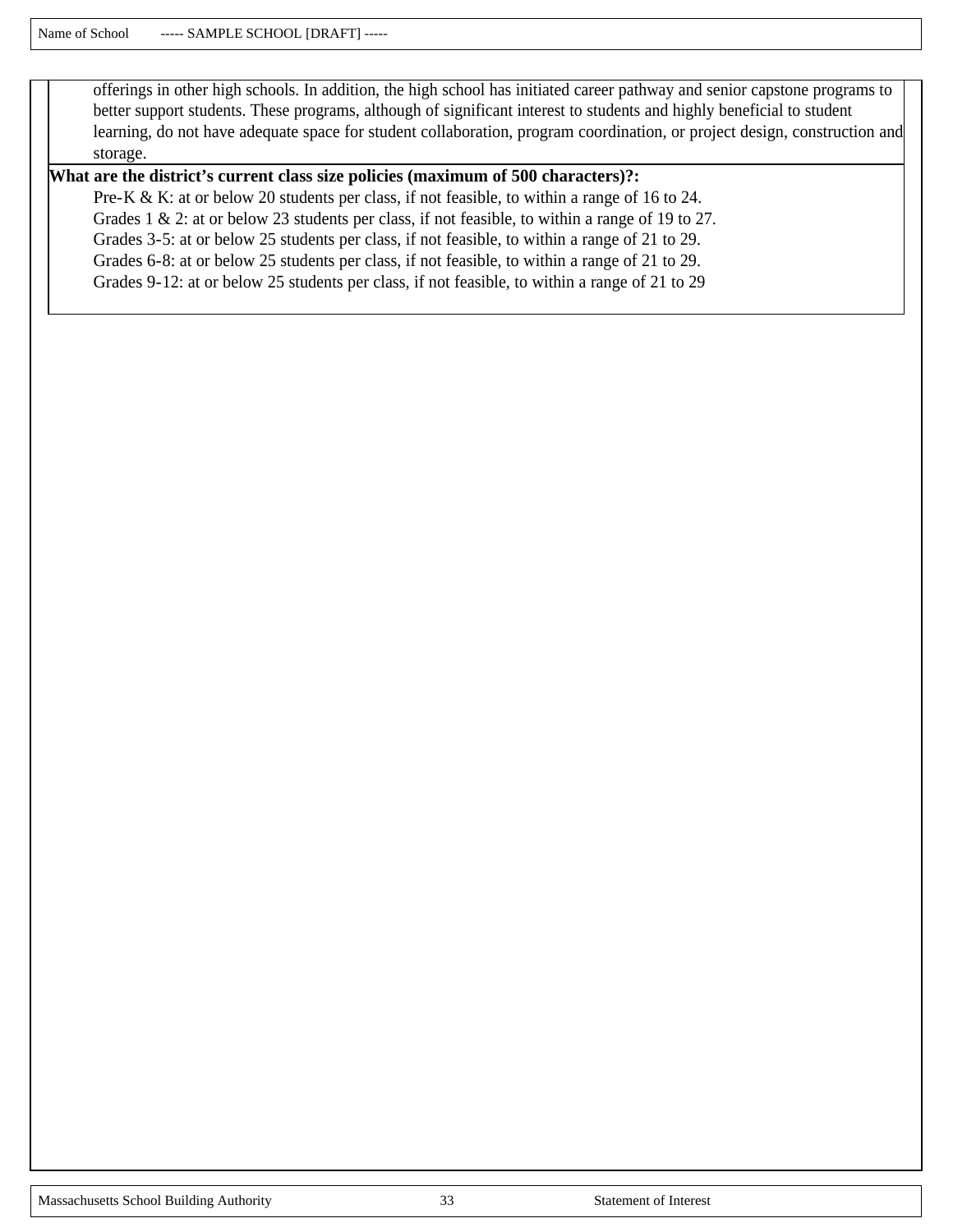offerings in other high schools. In addition, the high school has initiated career pathway and senior capstone programs to better support students. These programs, although of significant interest to students and highly beneficial to student learning, do not have adequate space for student collaboration, program coordination, or project design, construction and storage.

**What are the district's current class size policies (maximum of 500 characters)?:**

Pre-K & K: at or below 20 students per class, if not feasible, to within a range of 16 to 24.
Grades 1 & 2: at or below 23 students per class, if not feasible, to within a range of 19 to 27.
Grades 3-5: at or below 25 students per class, if not feasible, to within a range of 21 to 29.
Grades 6-8: at or below 25 students per class, if not feasible, to within a range of 21 to 29.
Grades 9-12: at or below 25 students per class, if not feasible, to within a range of 21 to 29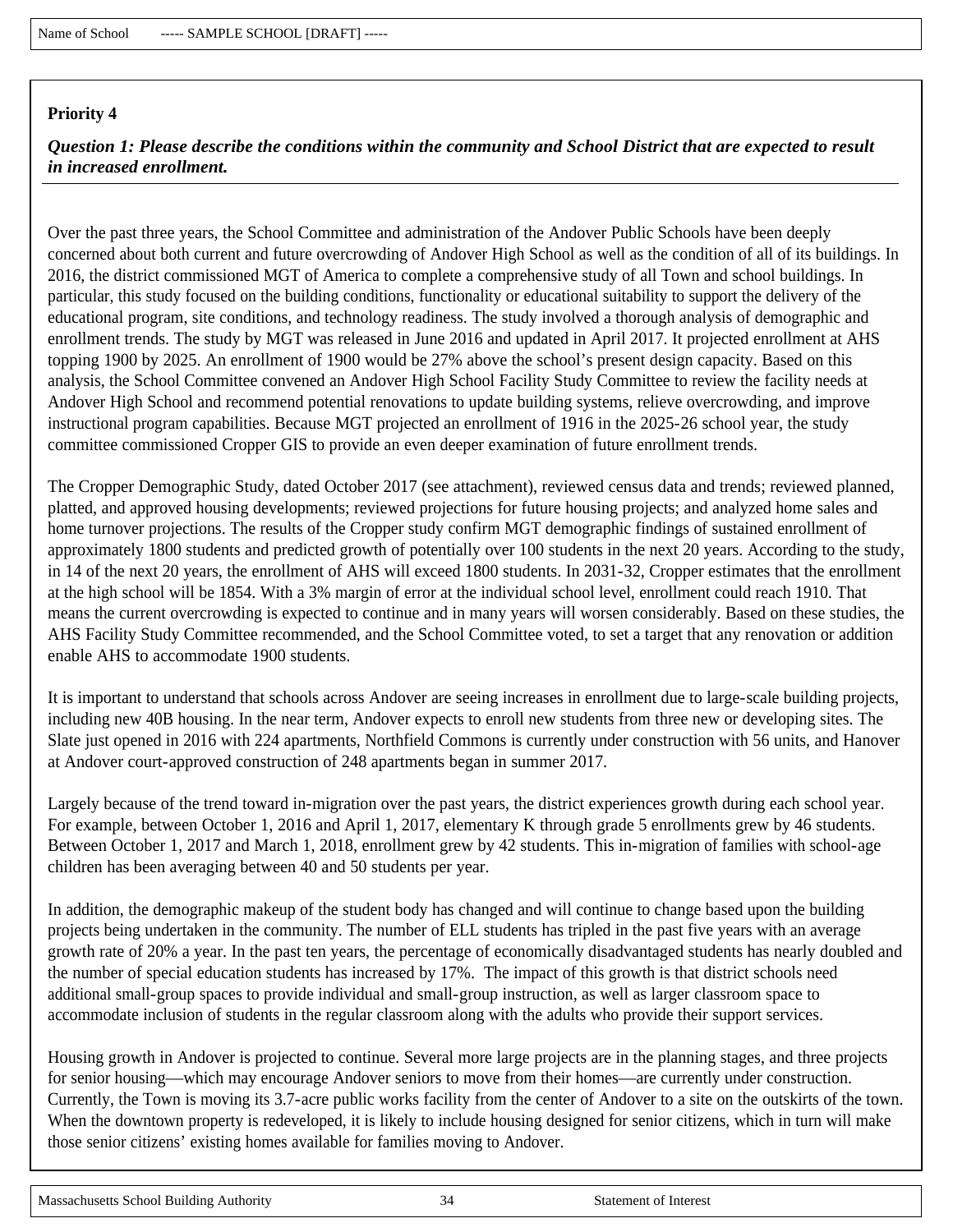Name of School ----- SAMPLE SCHOOL [DRAFT] -----

**Priority 4**

***Question 1: Please describe the conditions within the community and School District that are expected to result in increased enrollment.***

Over the past three years, the School Committee and administration of the Andover Public Schools have been deeply concerned about both current and future overcrowding of Andover High School as well as the condition of all of its buildings. In 2016, the district commissioned MGT of America to complete a comprehensive study of all Town and school buildings. In particular, this study focused on the building conditions, functionality or educational suitability to support the delivery of the educational program, site conditions, and technology readiness. The study involved a thorough analysis of demographic and enrollment trends. The study by MGT was released in June 2016 and updated in April 2017. It projected enrollment at AHS topping 1900 by 2025. An enrollment of 1900 would be 27% above the school's present design capacity. Based on this analysis, the School Committee convened an Andover High School Facility Study Committee to review the facility needs at Andover High School and recommend potential renovations to update building systems, relieve overcrowding, and improve instructional program capabilities. Because MGT projected an enrollment of 1916 in the 2025-26 school year, the study committee commissioned Cropper GIS to provide an even deeper examination of future enrollment trends.

The Cropper Demographic Study, dated October 2017 (see attachment), reviewed census data and trends; reviewed planned, platted, and approved housing developments; reviewed projections for future housing projects; and analyzed home sales and home turnover projections. The results of the Cropper study confirm MGT demographic findings of sustained enrollment of approximately 1800 students and predicted growth of potentially over 100 students in the next 20 years. According to the study, in 14 of the next 20 years, the enrollment of AHS will exceed 1800 students. In 2031-32, Cropper estimates that the enrollment at the high school will be 1854. With a 3% margin of error at the individual school level, enrollment could reach 1910. That means the current overcrowding is expected to continue and in many years will worsen considerably. Based on these studies, the AHS Facility Study Committee recommended, and the School Committee voted, to set a target that any renovation or addition enable AHS to accommodate 1900 students.

It is important to understand that schools across Andover are seeing increases in enrollment due to large-scale building projects, including new 40B housing. In the near term, Andover expects to enroll new students from three new or developing sites. The Slate just opened in 2016 with 224 apartments, Northfield Commons is currently under construction with 56 units, and Hanover at Andover court-approved construction of 248 apartments began in summer 2017.

Largely because of the trend toward in-migration over the past years, the district experiences growth during each school year. For example, between October 1, 2016 and April 1, 2017, elementary K through grade 5 enrollments grew by 46 students. Between October 1, 2017 and March 1, 2018, enrollment grew by 42 students. This in-migration of families with school-age children has been averaging between 40 and 50 students per year.

In addition, the demographic makeup of the student body has changed and will continue to change based upon the building projects being undertaken in the community. The number of ELL students has tripled in the past five years with an average growth rate of 20% a year. In the past ten years, the percentage of economically disadvantaged students has nearly doubled and the number of special education students has increased by 17%. The impact of this growth is that district schools need additional small-group spaces to provide individual and small-group instruction, as well as larger classroom space to accommodate inclusion of students in the regular classroom along with the adults who provide their support services.

Housing growth in Andover is projected to continue. Several more large projects are in the planning stages, and three projects for senior housing—which may encourage Andover seniors to move from their homes—are currently under construction. Currently, the Town is moving its 3.7-acre public works facility from the center of Andover to a site on the outskirts of the town. When the downtown property is redeveloped, it is likely to include housing designed for senior citizens, which in turn will make those senior citizens' existing homes available for families moving to Andover.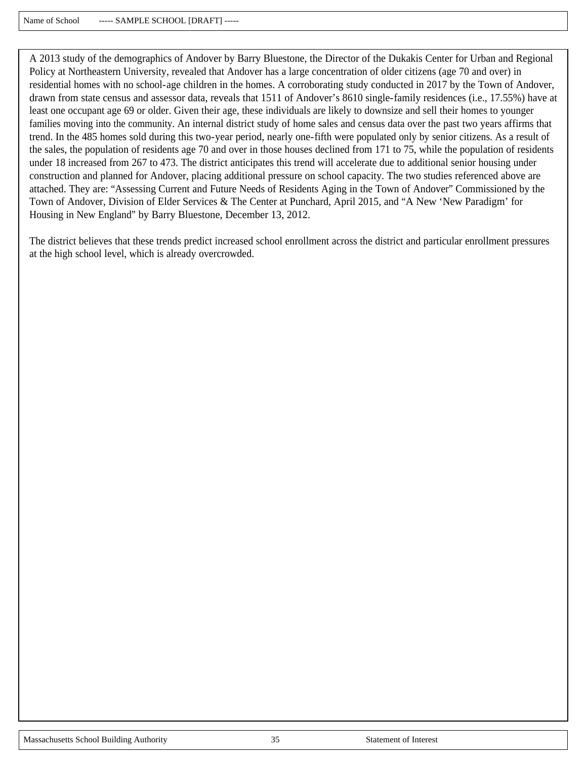A 2013 study of the demographics of Andover by Barry Bluestone, the Director of the Dukakis Center for Urban and Regional Policy at Northeastern University, revealed that Andover has a large concentration of older citizens (age 70 and over) in residential homes with no school-age children in the homes. A corroborating study conducted in 2017 by the Town of Andover, drawn from state census and assessor data, reveals that 1511 of Andover's 8610 single-family residences (i.e., 17.55%) have at least one occupant age 69 or older. Given their age, these individuals are likely to downsize and sell their homes to younger families moving into the community. An internal district study of home sales and census data over the past two years affirms that trend. In the 485 homes sold during this two-year period, nearly one-fifth were populated only by senior citizens. As a result of the sales, the population of residents age 70 and over in those houses declined from 171 to 75, while the population of residents under 18 increased from 267 to 473. The district anticipates this trend will accelerate due to additional senior housing under construction and planned for Andover, placing additional pressure on school capacity. The two studies referenced above are attached. They are: "Assessing Current and Future Needs of Residents Aging in the Town of Andover" Commissioned by the Town of Andover, Division of Elder Services & The Center at Punchard, April 2015, and "A New 'New Paradigm' for Housing in New England" by Barry Bluestone, December 13, 2012.

The district believes that these trends predict increased school enrollment across the district and particular enrollment pressures at the high school level, which is already overcrowded.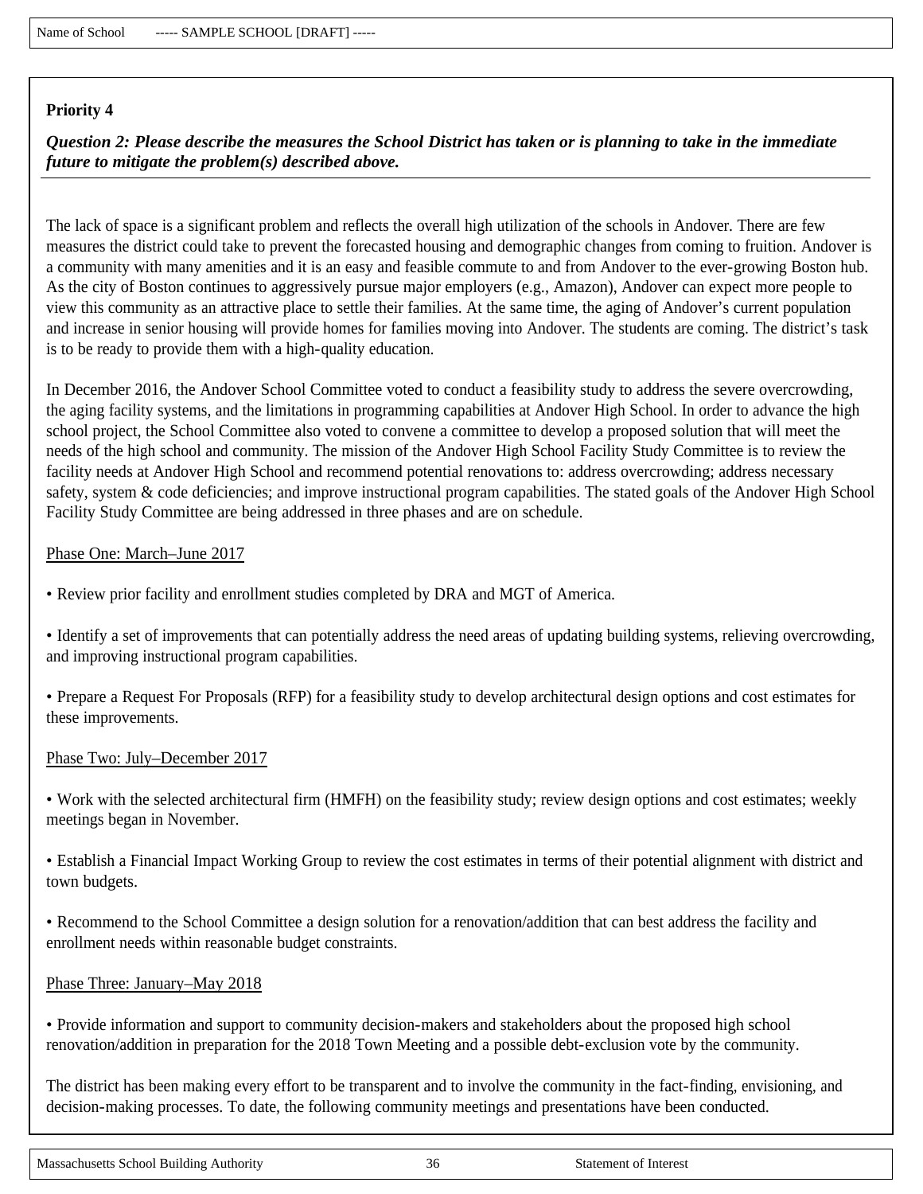Name of School ----- SAMPLE SCHOOL [DRAFT] -----

**Priority 4**

***Question 2: Please describe the measures the School District has taken or is planning to take in the immediate future to mitigate the problem(s) described above.***

The lack of space is a significant problem and reflects the overall high utilization of the schools in Andover. There are few measures the district could take to prevent the forecasted housing and demographic changes from coming to fruition. Andover is a community with many amenities and it is an easy and feasible commute to and from Andover to the ever-growing Boston hub. As the city of Boston continues to aggressively pursue major employers (e.g., Amazon), Andover can expect more people to view this community as an attractive place to settle their families. At the same time, the aging of Andover's current population and increase in senior housing will provide homes for families moving into Andover. The students are coming. The district's task is to be ready to provide them with a high-quality education.

In December 2016, the Andover School Committee voted to conduct a feasibility study to address the severe overcrowding, the aging facility systems, and the limitations in programming capabilities at Andover High School. In order to advance the high school project, the School Committee also voted to convene a committee to develop a proposed solution that will meet the needs of the high school and community. The mission of the Andover High School Facility Study Committee is to review the facility needs at Andover High School and recommend potential renovations to: address overcrowding; address necessary safety, system & code deficiencies; and improve instructional program capabilities. The stated goals of the Andover High School Facility Study Committee are being addressed in three phases and are on schedule.

<u>Phase One: March–June 2017</u>

• Review prior facility and enrollment studies completed by DRA and MGT of America.

• Identify a set of improvements that can potentially address the need areas of updating building systems, relieving overcrowding, and improving instructional program capabilities.

• Prepare a Request For Proposals (RFP) for a feasibility study to develop architectural design options and cost estimates for these improvements.

<u>Phase Two: July–December 2017</u>

• Work with the selected architectural firm (HMFH) on the feasibility study; review design options and cost estimates; weekly meetings began in November.

• Establish a Financial Impact Working Group to review the cost estimates in terms of their potential alignment with district and town budgets.

• Recommend to the School Committee a design solution for a renovation/addition that can best address the facility and enrollment needs within reasonable budget constraints.

<u>Phase Three: January–May 2018</u>

• Provide information and support to community decision-makers and stakeholders about the proposed high school renovation/addition in preparation for the 2018 Town Meeting and a possible debt-exclusion vote by the community.

The district has been making every effort to be transparent and to involve the community in the fact-finding, envisioning, and decision-making processes. To date, the following community meetings and presentations have been conducted.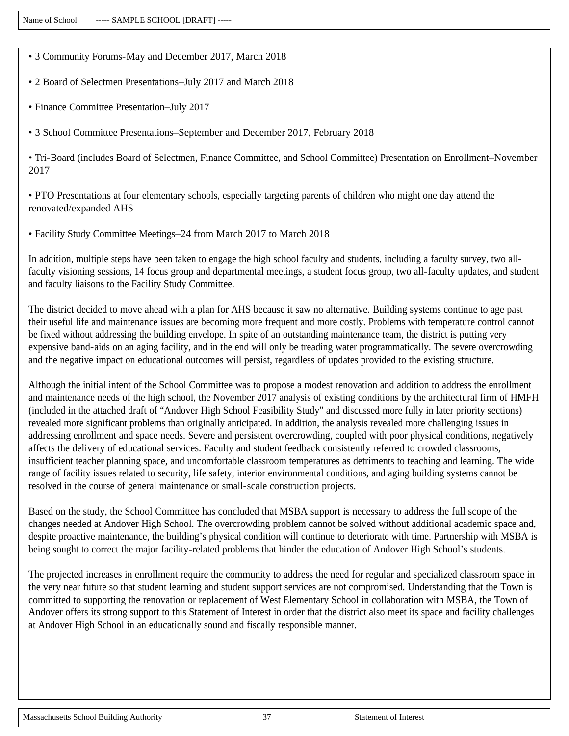- 3 Community Forums-May and December 2017, March 2018
- 2 Board of Selectmen Presentations–July 2017 and March 2018
- Finance Committee Presentation–July 2017
- 3 School Committee Presentations–September and December 2017, February 2018
- Tri-Board (includes Board of Selectmen, Finance Committee, and School Committee) Presentation on Enrollment–November 2017
- PTO Presentations at four elementary schools, especially targeting parents of children who might one day attend the renovated/expanded AHS
- Facility Study Committee Meetings–24 from March 2017 to March 2018

In addition, multiple steps have been taken to engage the high school faculty and students, including a faculty survey, two all-faculty visioning sessions, 14 focus group and departmental meetings, a student focus group, two all-faculty updates, and student and faculty liaisons to the Facility Study Committee.

The district decided to move ahead with a plan for AHS because it saw no alternative. Building systems continue to age past their useful life and maintenance issues are becoming more frequent and more costly. Problems with temperature control cannot be fixed without addressing the building envelope. In spite of an outstanding maintenance team, the district is putting very expensive band-aids on an aging facility, and in the end will only be treading water programmatically. The severe overcrowding and the negative impact on educational outcomes will persist, regardless of updates provided to the existing structure.

Although the initial intent of the School Committee was to propose a modest renovation and addition to address the enrollment and maintenance needs of the high school, the November 2017 analysis of existing conditions by the architectural firm of HMFH (included in the attached draft of "Andover High School Feasibility Study" and discussed more fully in later priority sections) revealed more significant problems than originally anticipated. In addition, the analysis revealed more challenging issues in addressing enrollment and space needs. Severe and persistent overcrowding, coupled with poor physical conditions, negatively affects the delivery of educational services. Faculty and student feedback consistently referred to crowded classrooms, insufficient teacher planning space, and uncomfortable classroom temperatures as detriments to teaching and learning. The wide range of facility issues related to security, life safety, interior environmental conditions, and aging building systems cannot be resolved in the course of general maintenance or small-scale construction projects.

Based on the study, the School Committee has concluded that MSBA support is necessary to address the full scope of the changes needed at Andover High School. The overcrowding problem cannot be solved without additional academic space and, despite proactive maintenance, the building's physical condition will continue to deteriorate with time. Partnership with MSBA is being sought to correct the major facility-related problems that hinder the education of Andover High School's students.

The projected increases in enrollment require the community to address the need for regular and specialized classroom space in the very near future so that student learning and student support services are not compromised. Understanding that the Town is committed to supporting the renovation or replacement of West Elementary School in collaboration with MSBA, the Town of Andover offers its strong support to this Statement of Interest in order that the district also meet its space and facility challenges at Andover High School in an educationally sound and fiscally responsible manner.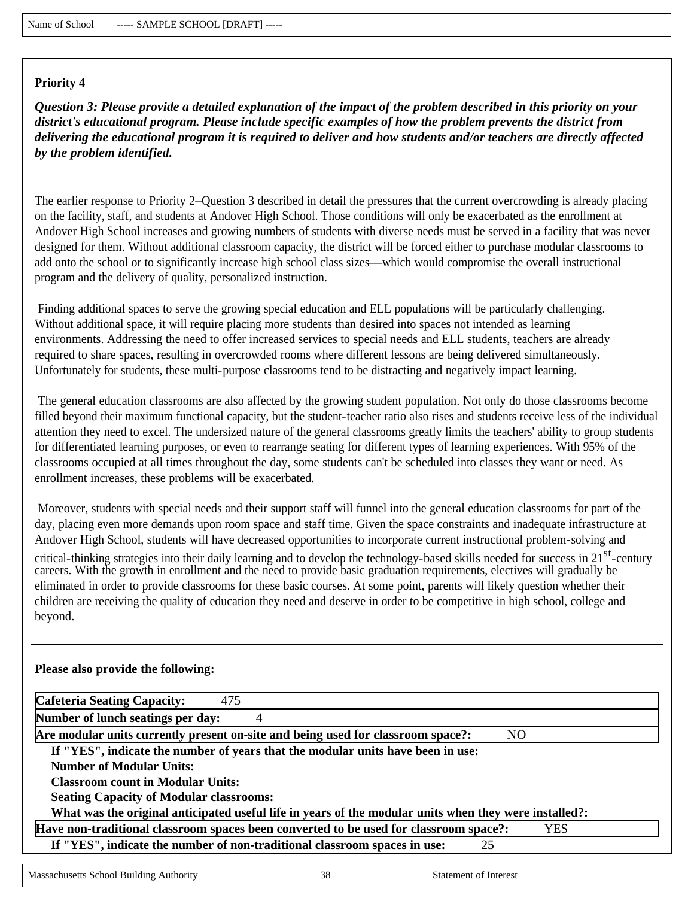Name of School ----- SAMPLE SCHOOL [DRAFT] -----

**Priority 4**

***Question 3: Please provide a detailed explanation of the impact of the problem described in this priority on your district's educational program. Please include specific examples of how the problem prevents the district from delivering the educational program it is required to deliver and how students and/or teachers are directly affected by the problem identified.***

The earlier response to Priority 2–Question 3 described in detail the pressures that the current overcrowding is already placing on the facility, staff, and students at Andover High School. Those conditions will only be exacerbated as the enrollment at Andover High School increases and growing numbers of students with diverse needs must be served in a facility that was never designed for them. Without additional classroom capacity, the district will be forced either to purchase modular classrooms to add onto the school or to significantly increase high school class sizes—which would compromise the overall instructional program and the delivery of quality, personalized instruction.

Finding additional spaces to serve the growing special education and ELL populations will be particularly challenging. Without additional space, it will require placing more students than desired into spaces not intended as learning environments. Addressing the need to offer increased services to special needs and ELL students, teachers are already required to share spaces, resulting in overcrowded rooms where different lessons are being delivered simultaneously. Unfortunately for students, these multi-purpose classrooms tend to be distracting and negatively impact learning.

The general education classrooms are also affected by the growing student population. Not only do those classrooms become filled beyond their maximum functional capacity, but the student-teacher ratio also rises and students receive less of the individual attention they need to excel. The undersized nature of the general classrooms greatly limits the teachers' ability to group students for differentiated learning purposes, or even to rearrange seating for different types of learning experiences. With 95% of the classrooms occupied at all times throughout the day, some students can't be scheduled into classes they want or need. As enrollment increases, these problems will be exacerbated.

Moreover, students with special needs and their support staff will funnel into the general education classrooms for part of the day, placing even more demands upon room space and staff time. Given the space constraints and inadequate infrastructure at Andover High School, students will have decreased opportunities to incorporate current instructional problem-solving and critical-thinking strategies into their daily learning and to develop the technology-based skills needed for success in 21st-century careers. With the growth in enrollment and the need to provide basic graduation requirements, electives will gradually be eliminated in order to provide classrooms for these basic courses. At some point, parents will likely question whether their children are receiving the quality of education they need and deserve in order to be competitive in high school, college and beyond.

**Please also provide the following:**

**Cafeteria Seating Capacity:** 475

**Number of lunch seatings per day:** 4

**Are modular units currently present on-site and being used for classroom space?:** NO

- **If "YES", indicate the number of years that the modular units have been in use:**
- **Number of Modular Units:**
- **Classroom count in Modular Units:**
- **Seating Capacity of Modular classrooms:**
- **What was the original anticipated useful life in years of the modular units when they were installed?:**

**Have non-traditional classroom spaces been converted to be used for classroom space?:** YES

- **If "YES", indicate the number of non-traditional classroom spaces in use:** 25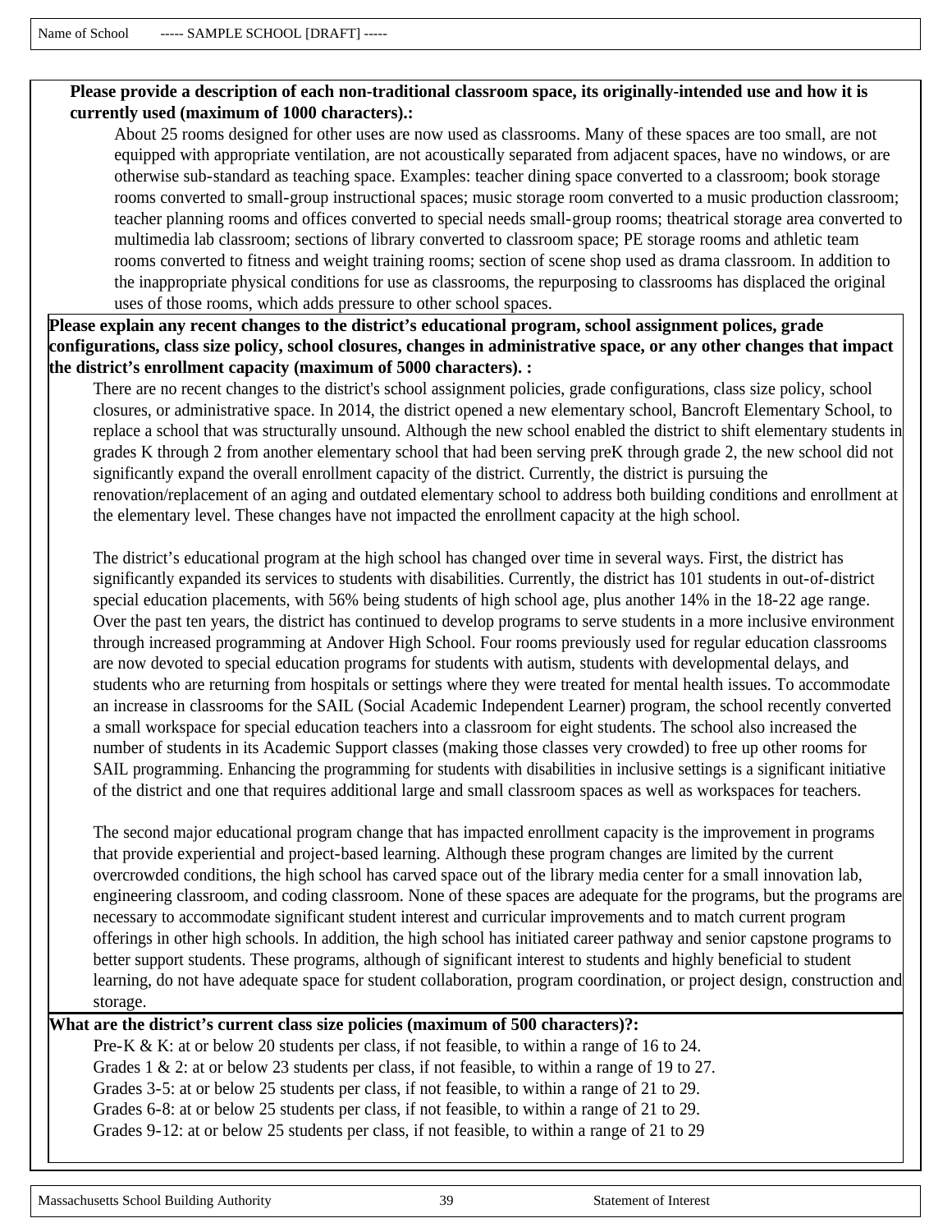Name of School ----- SAMPLE SCHOOL [DRAFT] -----

**Please provide a description of each non-traditional classroom space, its originally-intended use and how it is currently used (maximum of 1000 characters).:**

About 25 rooms designed for other uses are now used as classrooms. Many of these spaces are too small, are not equipped with appropriate ventilation, are not acoustically separated from adjacent spaces, have no windows, or are otherwise sub-standard as teaching space. Examples: teacher dining space converted to a classroom; book storage rooms converted to small-group instructional spaces; music storage room converted to a music production classroom; teacher planning rooms and offices converted to special needs small-group rooms; theatrical storage area converted to multimedia lab classroom; sections of library converted to classroom space; PE storage rooms and athletic team rooms converted to fitness and weight training rooms; section of scene shop used as drama classroom. In addition to the inappropriate physical conditions for use as classrooms, the repurposing to classrooms has displaced the original uses of those rooms, which adds pressure to other school spaces.

**Please explain any recent changes to the district's educational program, school assignment polices, grade configurations, class size policy, school closures, changes in administrative space, or any other changes that impact the district's enrollment capacity (maximum of 5000 characters). :**

There are no recent changes to the district's school assignment policies, grade configurations, class size policy, school closures, or administrative space. In 2014, the district opened a new elementary school, Bancroft Elementary School, to replace a school that was structurally unsound. Although the new school enabled the district to shift elementary students in grades K through 2 from another elementary school that had been serving preK through grade 2, the new school did not significantly expand the overall enrollment capacity of the district. Currently, the district is pursuing the renovation/replacement of an aging and outdated elementary school to address both building conditions and enrollment at the elementary level. These changes have not impacted the enrollment capacity at the high school.

The district's educational program at the high school has changed over time in several ways. First, the district has significantly expanded its services to students with disabilities. Currently, the district has 101 students in out-of-district special education placements, with 56% being students of high school age, plus another 14% in the 18-22 age range. Over the past ten years, the district has continued to develop programs to serve students in a more inclusive environment through increased programming at Andover High School. Four rooms previously used for regular education classrooms are now devoted to special education programs for students with autism, students with developmental delays, and students who are returning from hospitals or settings where they were treated for mental health issues. To accommodate an increase in classrooms for the SAIL (Social Academic Independent Learner) program, the school recently converted a small workspace for special education teachers into a classroom for eight students. The school also increased the number of students in its Academic Support classes (making those classes very crowded) to free up other rooms for SAIL programming. Enhancing the programming for students with disabilities in inclusive settings is a significant initiative of the district and one that requires additional large and small classroom spaces as well as workspaces for teachers.

The second major educational program change that has impacted enrollment capacity is the improvement in programs that provide experiential and project-based learning. Although these program changes are limited by the current overcrowded conditions, the high school has carved space out of the library media center for a small innovation lab, engineering classroom, and coding classroom. None of these spaces are adequate for the programs, but the programs are necessary to accommodate significant student interest and curricular improvements and to match current program offerings in other high schools. In addition, the high school has initiated career pathway and senior capstone programs to better support students. These programs, although of significant interest to students and highly beneficial to student learning, do not have adequate space for student collaboration, program coordination, or project design, construction and storage.

**What are the district's current class size policies (maximum of 500 characters)?:**

Pre-K & K: at or below 20 students per class, if not feasible, to within a range of 16 to 24.
Grades 1 & 2: at or below 23 students per class, if not feasible, to within a range of 19 to 27.
Grades 3-5: at or below 25 students per class, if not feasible, to within a range of 21 to 29.
Grades 6-8: at or below 25 students per class, if not feasible, to within a range of 21 to 29.
Grades 9-12: at or below 25 students per class, if not feasible, to within a range of 21 to 29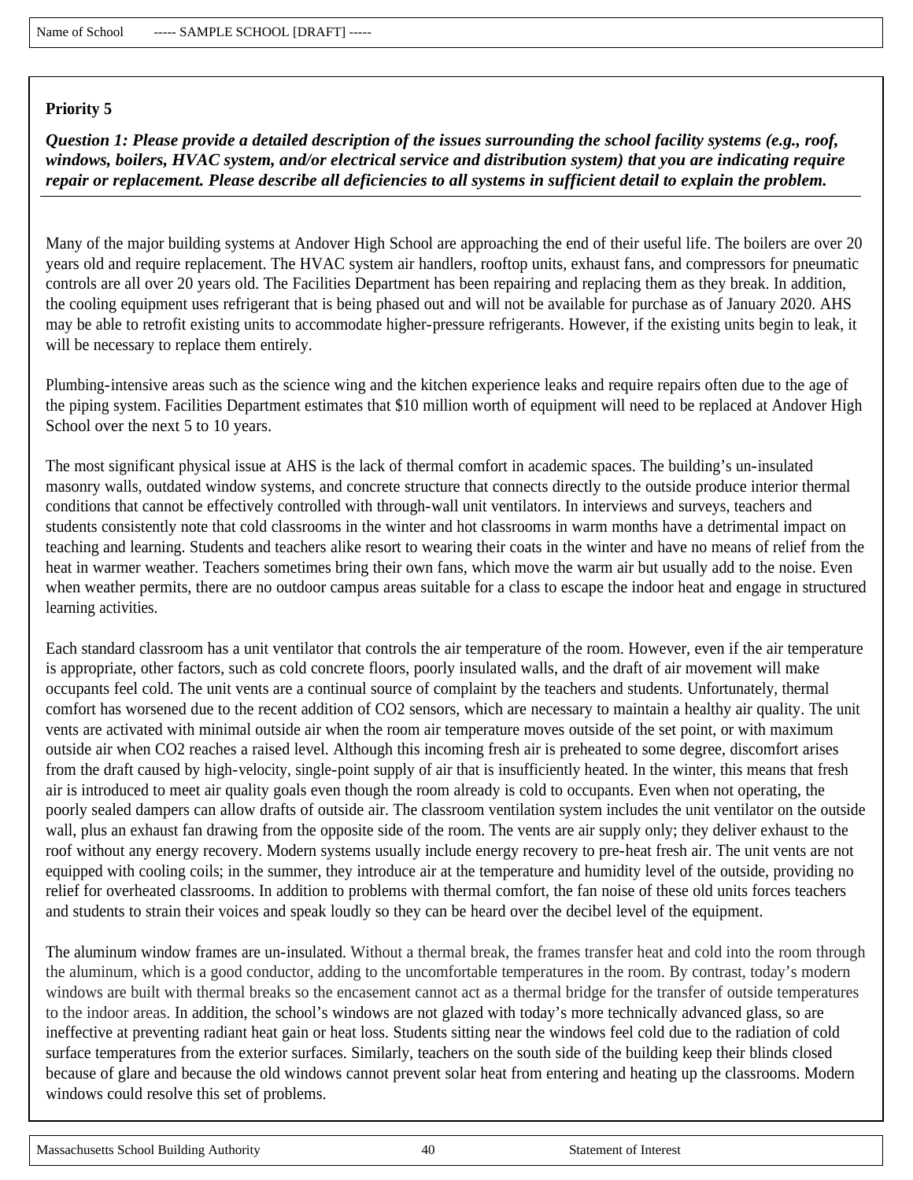Name of School ----- SAMPLE SCHOOL [DRAFT] -----

**Priority 5**

***Question 1: Please provide a detailed description of the issues surrounding the school facility systems (e.g., roof, windows, boilers, HVAC system, and/or electrical service and distribution system) that you are indicating require repair or replacement. Please describe all deficiencies to all systems in sufficient detail to explain the problem.***

Many of the major building systems at Andover High School are approaching the end of their useful life. The boilers are over 20 years old and require replacement. The HVAC system air handlers, rooftop units, exhaust fans, and compressors for pneumatic controls are all over 20 years old. The Facilities Department has been repairing and replacing them as they break. In addition, the cooling equipment uses refrigerant that is being phased out and will not be available for purchase as of January 2020. AHS may be able to retrofit existing units to accommodate higher-pressure refrigerants. However, if the existing units begin to leak, it will be necessary to replace them entirely.

Plumbing-intensive areas such as the science wing and the kitchen experience leaks and require repairs often due to the age of the piping system. Facilities Department estimates that $10 million worth of equipment will need to be replaced at Andover High School over the next 5 to 10 years.

The most significant physical issue at AHS is the lack of thermal comfort in academic spaces. The building's un-insulated masonry walls, outdated window systems, and concrete structure that connects directly to the outside produce interior thermal conditions that cannot be effectively controlled with through-wall unit ventilators. In interviews and surveys, teachers and students consistently note that cold classrooms in the winter and hot classrooms in warm months have a detrimental impact on teaching and learning. Students and teachers alike resort to wearing their coats in the winter and have no means of relief from the heat in warmer weather. Teachers sometimes bring their own fans, which move the warm air but usually add to the noise. Even when weather permits, there are no outdoor campus areas suitable for a class to escape the indoor heat and engage in structured learning activities.

Each standard classroom has a unit ventilator that controls the air temperature of the room. However, even if the air temperature is appropriate, other factors, such as cold concrete floors, poorly insulated walls, and the draft of air movement will make occupants feel cold. The unit vents are a continual source of complaint by the teachers and students. Unfortunately, thermal comfort has worsened due to the recent addition of $CO_2$ sensors, which are necessary to maintain a healthy air quality. The unit vents are activated with minimal outside air when the room air temperature moves outside of the set point, or with maximum outside air when $CO_2$ reaches a raised level. Although this incoming fresh air is preheated to some degree, discomfort arises from the draft caused by high-velocity, single-point supply of air that is insufficiently heated. In the winter, this means that fresh air is introduced to meet air quality goals even though the room already is cold to occupants. Even when not operating, the poorly sealed dampers can allow drafts of outside air. The classroom ventilation system includes the unit ventilator on the outside wall, plus an exhaust fan drawing from the opposite side of the room. The vents are air supply only; they deliver exhaust to the roof without any energy recovery. Modern systems usually include energy recovery to pre-heat fresh air. The unit vents are not equipped with cooling coils; in the summer, they introduce air at the temperature and humidity level of the outside, providing no relief for overheated classrooms. In addition to problems with thermal comfort, the fan noise of these old units forces teachers and students to strain their voices and speak loudly so they can be heard over the decibel level of the equipment.

The aluminum window frames are un-insulated. Without a thermal break, the frames transfer heat and cold into the room through the aluminum, which is a good conductor, adding to the uncomfortable temperatures in the room. By contrast, today's modern windows are built with thermal breaks so the encasement cannot act as a thermal bridge for the transfer of outside temperatures to the indoor areas. In addition, the school's windows are not glazed with today's more technically advanced glass, so are ineffective at preventing radiant heat gain or heat loss. Students sitting near the windows feel cold due to the radiation of cold surface temperatures from the exterior surfaces. Similarly, teachers on the south side of the building keep their blinds closed because of glare and because the old windows cannot prevent solar heat from entering and heating up the classrooms. Modern windows could resolve this set of problems.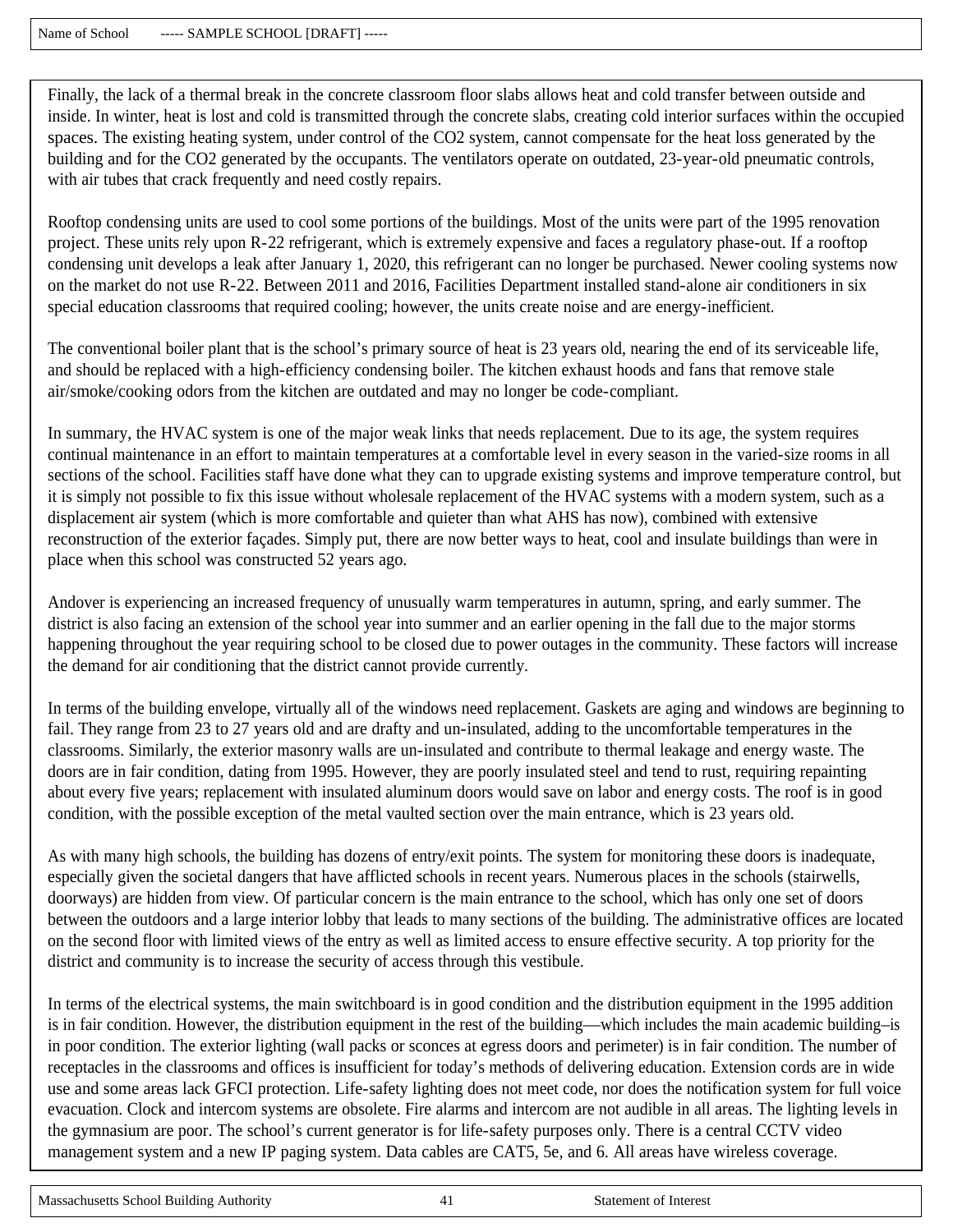Finally, the lack of a thermal break in the concrete classroom floor slabs allows heat and cold transfer between outside and inside. In winter, heat is lost and cold is transmitted through the concrete slabs, creating cold interior surfaces within the occupied spaces. The existing heating system, under control of the $CO_2$ system, cannot compensate for the heat loss generated by the building and for the $CO_2$ generated by the occupants. The ventilators operate on outdated, 23-year-old pneumatic controls, with air tubes that crack frequently and need costly repairs.

Rooftop condensing units are used to cool some portions of the buildings. Most of the units were part of the 1995 renovation project. These units rely upon R-22 refrigerant, which is extremely expensive and faces a regulatory phase-out. If a rooftop condensing unit develops a leak after January 1, 2020, this refrigerant can no longer be purchased. Newer cooling systems now on the market do not use R-22. Between 2011 and 2016, Facilities Department installed stand-alone air conditioners in six special education classrooms that required cooling; however, the units create noise and are energy-inefficient.

The conventional boiler plant that is the school's primary source of heat is 23 years old, nearing the end of its serviceable life, and should be replaced with a high-efficiency condensing boiler. The kitchen exhaust hoods and fans that remove stale air/smoke/cooking odors from the kitchen are outdated and may no longer be code-compliant.

In summary, the HVAC system is one of the major weak links that needs replacement. Due to its age, the system requires continual maintenance in an effort to maintain temperatures at a comfortable level in every season in the varied-size rooms in all sections of the school. Facilities staff have done what they can to upgrade existing systems and improve temperature control, but it is simply not possible to fix this issue without wholesale replacement of the HVAC systems with a modern system, such as a displacement air system (which is more comfortable and quieter than what AHS has now), combined with extensive reconstruction of the exterior façades. Simply put, there are now better ways to heat, cool and insulate buildings than were in place when this school was constructed 52 years ago.

Andover is experiencing an increased frequency of unusually warm temperatures in autumn, spring, and early summer. The district is also facing an extension of the school year into summer and an earlier opening in the fall due to the major storms happening throughout the year requiring school to be closed due to power outages in the community. These factors will increase the demand for air conditioning that the district cannot provide currently.

In terms of the building envelope, virtually all of the windows need replacement. Gaskets are aging and windows are beginning to fail. They range from 23 to 27 years old and are drafty and un-insulated, adding to the uncomfortable temperatures in the classrooms. Similarly, the exterior masonry walls are un-insulated and contribute to thermal leakage and energy waste. The doors are in fair condition, dating from 1995. However, they are poorly insulated steel and tend to rust, requiring repainting about every five years; replacement with insulated aluminum doors would save on labor and energy costs. The roof is in good condition, with the possible exception of the metal vaulted section over the main entrance, which is 23 years old.

As with many high schools, the building has dozens of entry/exit points. The system for monitoring these doors is inadequate, especially given the societal dangers that have afflicted schools in recent years. Numerous places in the schools (stairwells, doorways) are hidden from view. Of particular concern is the main entrance to the school, which has only one set of doors between the outdoors and a large interior lobby that leads to many sections of the building. The administrative offices are located on the second floor with limited views of the entry as well as limited access to ensure effective security. A top priority for the district and community is to increase the security of access through this vestibule.

In terms of the electrical systems, the main switchboard is in good condition and the distribution equipment in the 1995 addition is in fair condition. However, the distribution equipment in the rest of the building—which includes the main academic building–is in poor condition. The exterior lighting (wall packs or sconces at egress doors and perimeter) is in fair condition. The number of receptacles in the classrooms and offices is insufficient for today's methods of delivering education. Extension cords are in wide use and some areas lack GFCI protection. Life-safety lighting does not meet code, nor does the notification system for full voice evacuation. Clock and intercom systems are obsolete. Fire alarms and intercom are not audible in all areas. The lighting levels in the gymnasium are poor. The school's current generator is for life-safety purposes only. There is a central CCTV video management system and a new IP paging system. Data cables are CAT5, 5e, and 6. All areas have wireless coverage.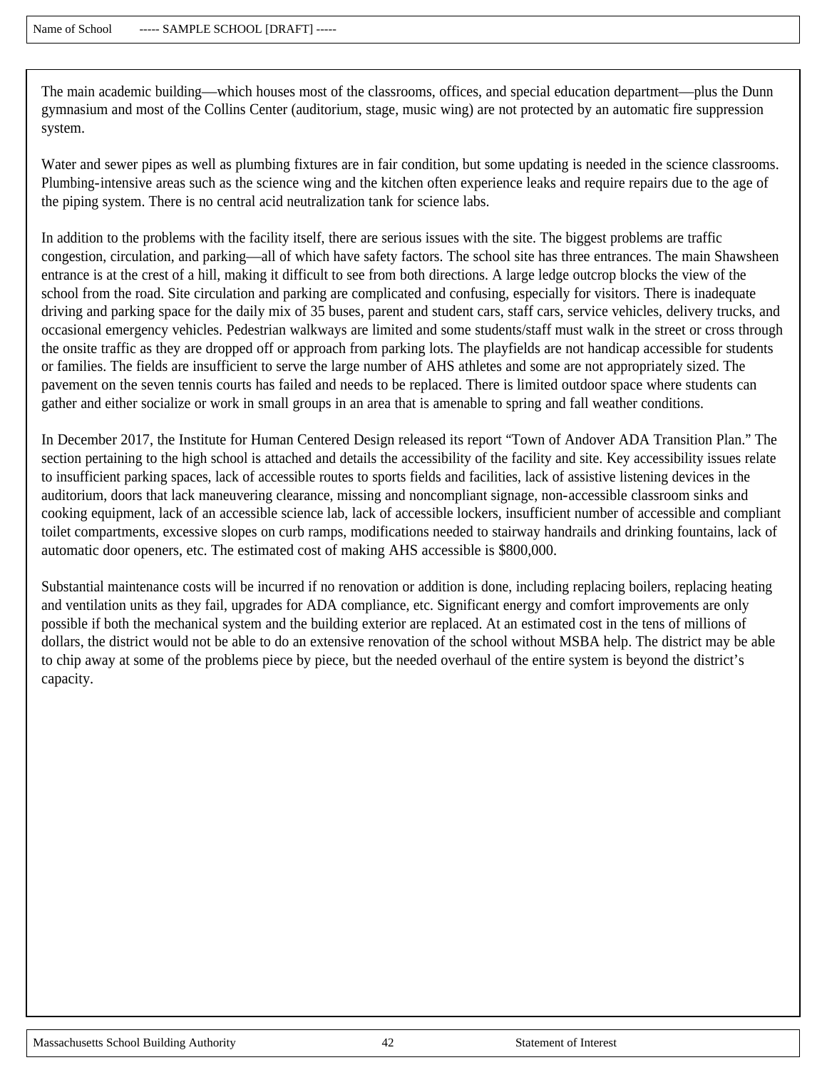The main academic building—which houses most of the classrooms, offices, and special education department—plus the Dunn gymnasium and most of the Collins Center (auditorium, stage, music wing) are not protected by an automatic fire suppression system.

Water and sewer pipes as well as plumbing fixtures are in fair condition, but some updating is needed in the science classrooms. Plumbing-intensive areas such as the science wing and the kitchen often experience leaks and require repairs due to the age of the piping system. There is no central acid neutralization tank for science labs.

In addition to the problems with the facility itself, there are serious issues with the site. The biggest problems are traffic congestion, circulation, and parking—all of which have safety factors. The school site has three entrances. The main Shawsheen entrance is at the crest of a hill, making it difficult to see from both directions. A large ledge outcrop blocks the view of the school from the road. Site circulation and parking are complicated and confusing, especially for visitors. There is inadequate driving and parking space for the daily mix of 35 buses, parent and student cars, staff cars, service vehicles, delivery trucks, and occasional emergency vehicles. Pedestrian walkways are limited and some students/staff must walk in the street or cross through the onsite traffic as they are dropped off or approach from parking lots. The playfields are not handicap accessible for students or families. The fields are insufficient to serve the large number of AHS athletes and some are not appropriately sized. The pavement on the seven tennis courts has failed and needs to be replaced. There is limited outdoor space where students can gather and either socialize or work in small groups in an area that is amenable to spring and fall weather conditions.

In December 2017, the Institute for Human Centered Design released its report "Town of Andover ADA Transition Plan." The section pertaining to the high school is attached and details the accessibility of the facility and site. Key accessibility issues relate to insufficient parking spaces, lack of accessible routes to sports fields and facilities, lack of assistive listening devices in the auditorium, doors that lack maneuvering clearance, missing and noncompliant signage, non-accessible classroom sinks and cooking equipment, lack of an accessible science lab, lack of accessible lockers, insufficient number of accessible and compliant toilet compartments, excessive slopes on curb ramps, modifications needed to stairway handrails and drinking fountains, lack of automatic door openers, etc. The estimated cost of making AHS accessible is $800,000.

Substantial maintenance costs will be incurred if no renovation or addition is done, including replacing boilers, replacing heating and ventilation units as they fail, upgrades for ADA compliance, etc. Significant energy and comfort improvements are only possible if both the mechanical system and the building exterior are replaced. At an estimated cost in the tens of millions of dollars, the district would not be able to do an extensive renovation of the school without MSBA help. The district may be able to chip away at some of the problems piece by piece, but the needed overhaul of the entire system is beyond the district's capacity.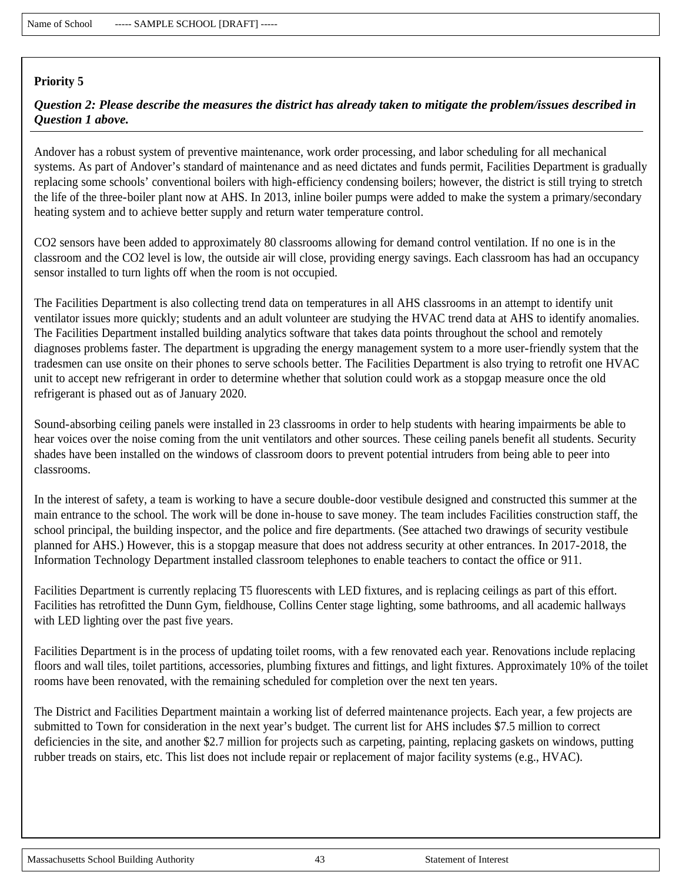Name of School ----- SAMPLE SCHOOL [DRAFT] -----

**Priority 5**

***Question 2: Please describe the measures the district has already taken to mitigate the problem/issues described in Question 1 above.***

Andover has a robust system of preventive maintenance, work order processing, and labor scheduling for all mechanical systems. As part of Andover's standard of maintenance and as need dictates and funds permit, Facilities Department is gradually replacing some schools' conventional boilers with high-efficiency condensing boilers; however, the district is still trying to stretch the life of the three-boiler plant now at AHS. In 2013, inline boiler pumps were added to make the system a primary/secondary heating system and to achieve better supply and return water temperature control.

$CO_2$ sensors have been added to approximately 80 classrooms allowing for demand control ventilation. If no one is in the classroom and the $CO_2$ level is low, the outside air will close, providing energy savings. Each classroom has had an occupancy sensor installed to turn lights off when the room is not occupied.

The Facilities Department is also collecting trend data on temperatures in all AHS classrooms in an attempt to identify unit ventilator issues more quickly; students and an adult volunteer are studying the HVAC trend data at AHS to identify anomalies. The Facilities Department installed building analytics software that takes data points throughout the school and remotely diagnoses problems faster. The department is upgrading the energy management system to a more user-friendly system that the tradesmen can use onsite on their phones to serve schools better. The Facilities Department is also trying to retrofit one HVAC unit to accept new refrigerant in order to determine whether that solution could work as a stopgap measure once the old refrigerant is phased out as of January 2020.

Sound-absorbing ceiling panels were installed in 23 classrooms in order to help students with hearing impairments be able to hear voices over the noise coming from the unit ventilators and other sources. These ceiling panels benefit all students. Security shades have been installed on the windows of classroom doors to prevent potential intruders from being able to peer into classrooms.

In the interest of safety, a team is working to have a secure double-door vestibule designed and constructed this summer at the main entrance to the school. The work will be done in-house to save money. The team includes Facilities construction staff, the school principal, the building inspector, and the police and fire departments. (See attached two drawings of security vestibule planned for AHS.) However, this is a stopgap measure that does not address security at other entrances. In 2017-2018, the Information Technology Department installed classroom telephones to enable teachers to contact the office or 911.

Facilities Department is currently replacing T5 fluorescents with LED fixtures, and is replacing ceilings as part of this effort. Facilities has retrofitted the Dunn Gym, fieldhouse, Collins Center stage lighting, some bathrooms, and all academic hallways with LED lighting over the past five years.

Facilities Department is in the process of updating toilet rooms, with a few renovated each year. Renovations include replacing floors and wall tiles, toilet partitions, accessories, plumbing fixtures and fittings, and light fixtures. Approximately 10% of the toilet rooms have been renovated, with the remaining scheduled for completion over the next ten years.

The District and Facilities Department maintain a working list of deferred maintenance projects. Each year, a few projects are submitted to Town for consideration in the next year's budget. The current list for AHS includes $7.5 million to correct deficiencies in the site, and another $2.7 million for projects such as carpeting, painting, replacing gaskets on windows, putting rubber treads on stairs, etc. This list does not include repair or replacement of major facility systems (e.g., HVAC).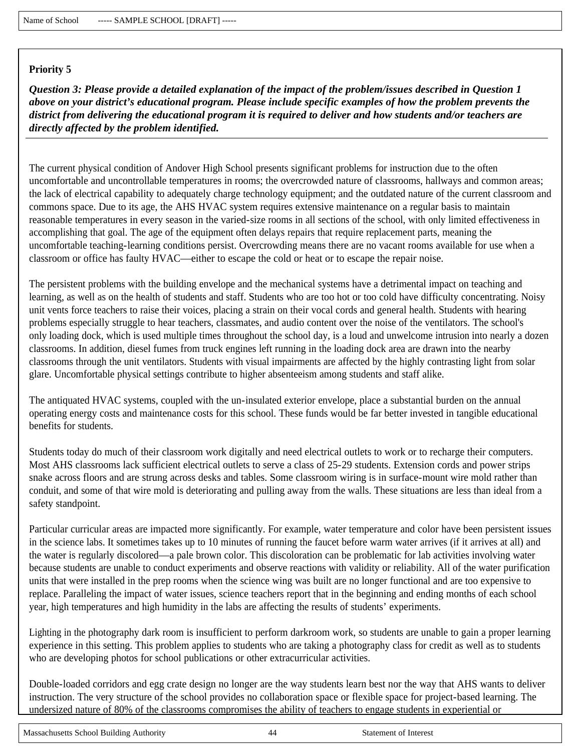Name of School ----- SAMPLE SCHOOL [DRAFT] -----

**Priority 5**

***Question 3: Please provide a detailed explanation of the impact of the problem/issues described in Question 1 above on your district's educational program. Please include specific examples of how the problem prevents the district from delivering the educational program it is required to deliver and how students and/or teachers are directly affected by the problem identified.***

The current physical condition of Andover High School presents significant problems for instruction due to the often uncomfortable and uncontrollable temperatures in rooms; the overcrowded nature of classrooms, hallways and common areas; the lack of electrical capability to adequately charge technology equipment; and the outdated nature of the current classroom and commons space. Due to its age, the AHS HVAC system requires extensive maintenance on a regular basis to maintain reasonable temperatures in every season in the varied-size rooms in all sections of the school, with only limited effectiveness in accomplishing that goal. The age of the equipment often delays repairs that require replacement parts, meaning the uncomfortable teaching-learning conditions persist. Overcrowding means there are no vacant rooms available for use when a classroom or office has faulty HVAC—either to escape the cold or heat or to escape the repair noise.

The persistent problems with the building envelope and the mechanical systems have a detrimental impact on teaching and learning, as well as on the health of students and staff. Students who are too hot or too cold have difficulty concentrating. Noisy unit vents force teachers to raise their voices, placing a strain on their vocal cords and general health. Students with hearing problems especially struggle to hear teachers, classmates, and audio content over the noise of the ventilators. The school's only loading dock, which is used multiple times throughout the school day, is a loud and unwelcome intrusion into nearly a dozen classrooms. In addition, diesel fumes from truck engines left running in the loading dock area are drawn into the nearby classrooms through the unit ventilators. Students with visual impairments are affected by the highly contrasting light from solar glare. Uncomfortable physical settings contribute to higher absenteeism among students and staff alike.

The antiquated HVAC systems, coupled with the un-insulated exterior envelope, place a substantial burden on the annual operating energy costs and maintenance costs for this school. These funds would be far better invested in tangible educational benefits for students.

Students today do much of their classroom work digitally and need electrical outlets to work or to recharge their computers. Most AHS classrooms lack sufficient electrical outlets to serve a class of 25-29 students. Extension cords and power strips snake across floors and are strung across desks and tables. Some classroom wiring is in surface-mount wire mold rather than conduit, and some of that wire mold is deteriorating and pulling away from the walls. These situations are less than ideal from a safety standpoint.

Particular curricular areas are impacted more significantly. For example, water temperature and color have been persistent issues in the science labs. It sometimes takes up to 10 minutes of running the faucet before warm water arrives (if it arrives at all) and the water is regularly discolored—a pale brown color. This discoloration can be problematic for lab activities involving water because students are unable to conduct experiments and observe reactions with validity or reliability. All of the water purification units that were installed in the prep rooms when the science wing was built are no longer functional and are too expensive to replace. Paralleling the impact of water issues, science teachers report that in the beginning and ending months of each school year, high temperatures and high humidity in the labs are affecting the results of students' experiments.

Lighting in the photography dark room is insufficient to perform darkroom work, so students are unable to gain a proper learning experience in this setting. This problem applies to students who are taking a photography class for credit as well as to students who are developing photos for school publications or other extracurricular activities.

Double-loaded corridors and egg crate design no longer are the way students learn best nor the way that AHS wants to deliver instruction. The very structure of the school provides no collaboration space or flexible space for project-based learning. The undersized nature of 80% of the classrooms compromises the ability of teachers to engage students in experiential or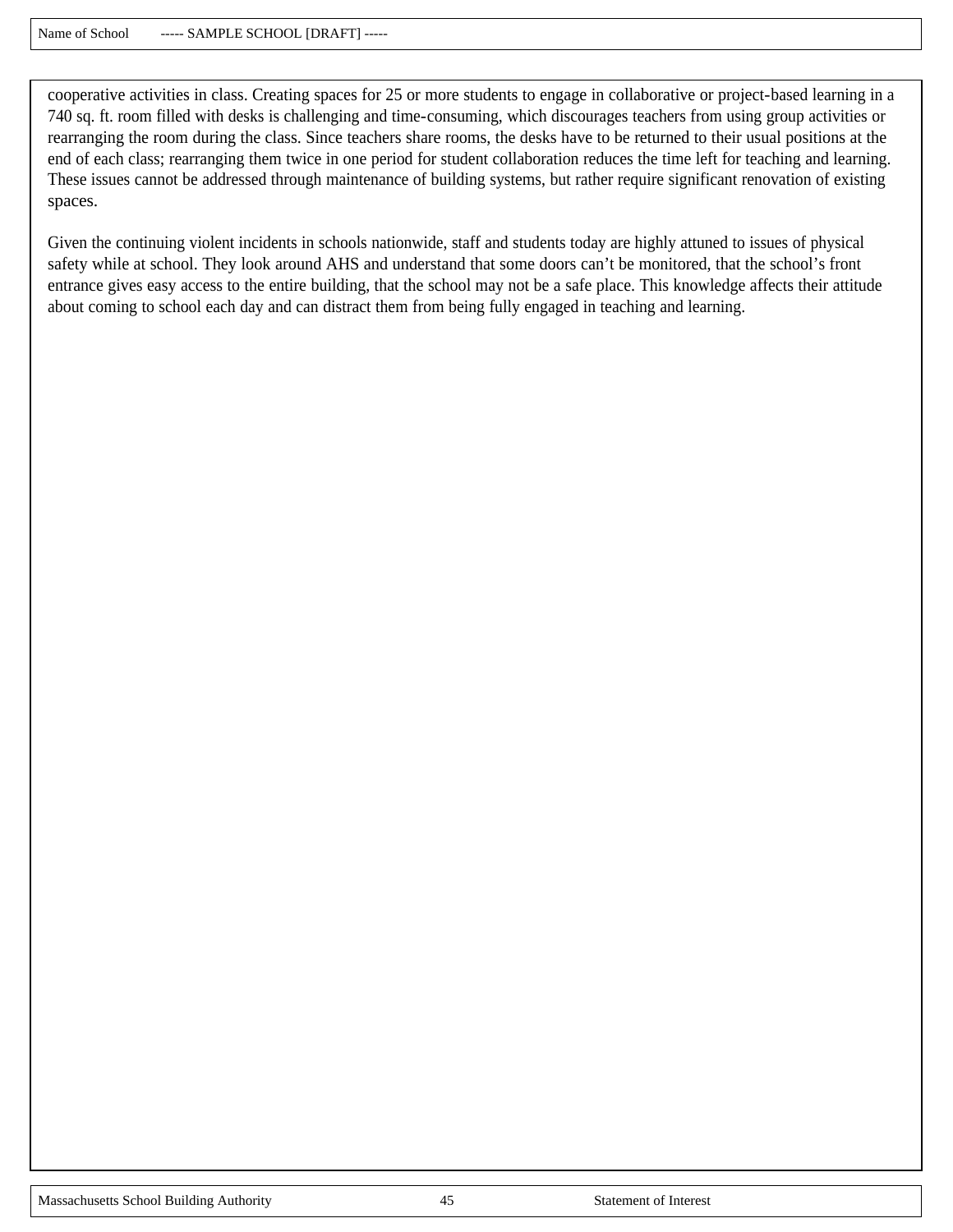cooperative activities in class. Creating spaces for 25 or more students to engage in collaborative or project-based learning in a 740 sq. ft. room filled with desks is challenging and time-consuming, which discourages teachers from using group activities or rearranging the room during the class. Since teachers share rooms, the desks have to be returned to their usual positions at the end of each class; rearranging them twice in one period for student collaboration reduces the time left for teaching and learning. These issues cannot be addressed through maintenance of building systems, but rather require significant renovation of existing spaces.

Given the continuing violent incidents in schools nationwide, staff and students today are highly attuned to issues of physical safety while at school. They look around AHS and understand that some doors can't be monitored, that the school's front entrance gives easy access to the entire building, that the school may not be a safe place. This knowledge affects their attitude about coming to school each day and can distract them from being fully engaged in teaching and learning.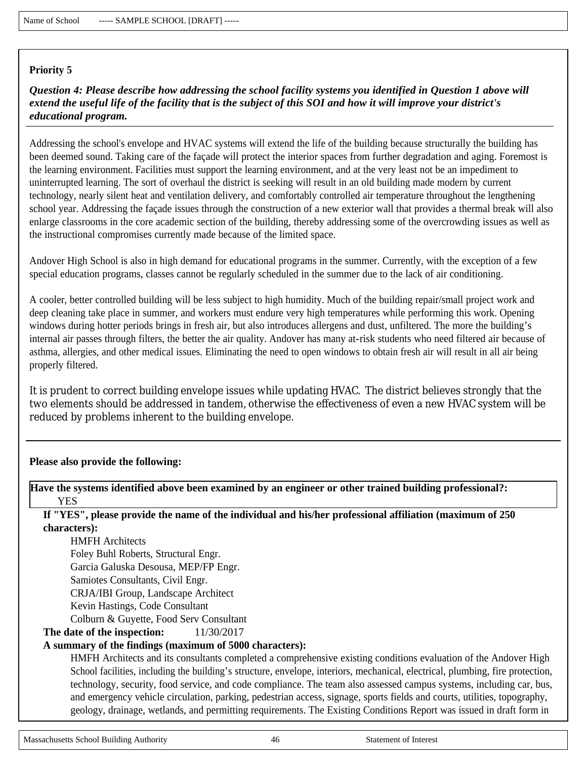Name of School ----- SAMPLE SCHOOL [DRAFT] -----

**Priority 5**

***Question 4: Please describe how addressing the school facility systems you identified in Question 1 above will extend the useful life of the facility that is the subject of this SOI and how it will improve your district's educational program.***

Addressing the school's envelope and HVAC systems will extend the life of the building because structurally the building has been deemed sound. Taking care of the façade will protect the interior spaces from further degradation and aging. Foremost is the learning environment. Facilities must support the learning environment, and at the very least not be an impediment to uninterrupted learning. The sort of overhaul the district is seeking will result in an old building made modern by current technology, nearly silent heat and ventilation delivery, and comfortably controlled air temperature throughout the lengthening school year. Addressing the façade issues through the construction of a new exterior wall that provides a thermal break will also enlarge classrooms in the core academic section of the building, thereby addressing some of the overcrowding issues as well as the instructional compromises currently made because of the limited space.

Andover High School is also in high demand for educational programs in the summer. Currently, with the exception of a few special education programs, classes cannot be regularly scheduled in the summer due to the lack of air conditioning.

A cooler, better controlled building will be less subject to high humidity. Much of the building repair/small project work and deep cleaning take place in summer, and workers must endure very high temperatures while performing this work. Opening windows during hotter periods brings in fresh air, but also introduces allergens and dust, unfiltered. The more the building's internal air passes through filters, the better the air quality. Andover has many at-risk students who need filtered air because of asthma, allergies, and other medical issues. Eliminating the need to open windows to obtain fresh air will result in all air being properly filtered.

It is prudent to correct building envelope issues while updating HVAC. The district believes strongly that the two elements should be addressed in tandem, otherwise the effectiveness of even a new HVAC system will be reduced by problems inherent to the building envelope.

---

**Please also provide the following:**

**Have the systems identified above been examined by an engineer or other trained building professional?:**
YES

**If "YES", please provide the name of the individual and his/her professional affiliation (maximum of 250 characters):**

HMFH Architects
Foley Buhl Roberts, Structural Engr.
Garcia Galuska Desousa, MEP/FP Engr.
Samiotes Consultants, Civil Engr.
CRJA/IBI Group, Landscape Architect
Kevin Hastings, Code Consultant
Colburn & Guyette, Food Serv Consultant

**The date of the inspection:** 11/30/2017

**A summary of the findings (maximum of 5000 characters):**

HMFH Architects and its consultants completed a comprehensive existing conditions evaluation of the Andover High School facilities, including the building's structure, envelope, interiors, mechanical, electrical, plumbing, fire protection, technology, security, food service, and code compliance. The team also assessed campus systems, including car, bus, and emergency vehicle circulation, parking, pedestrian access, signage, sports fields and courts, utilities, topography, geology, drainage, wetlands, and permitting requirements. The Existing Conditions Report was issued in draft form in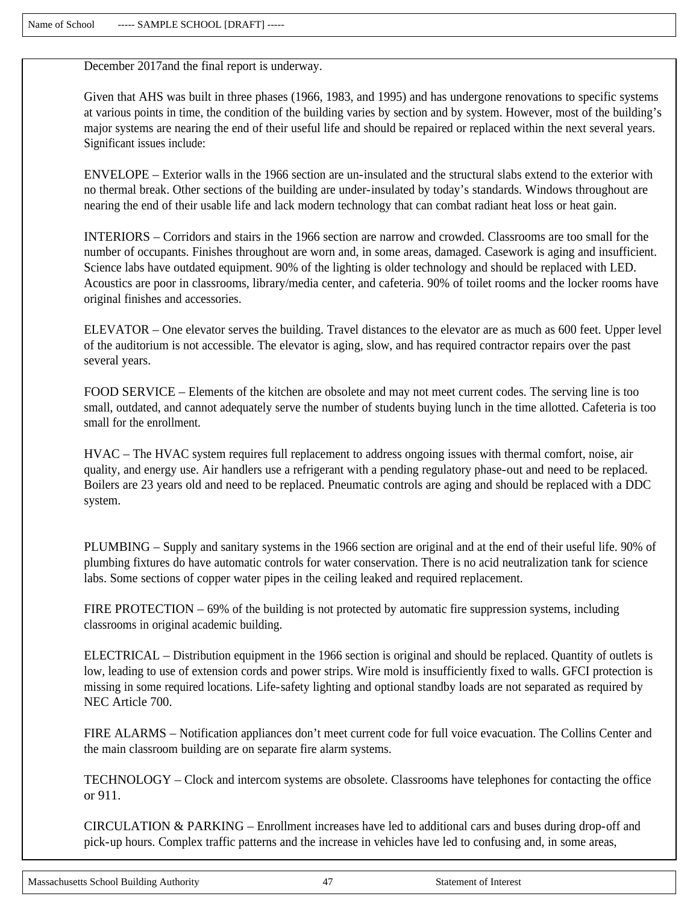December 2017and the final report is underway.

Given that AHS was built in three phases (1966, 1983, and 1995) and has undergone renovations to specific systems at various points in time, the condition of the building varies by section and by system. However, most of the building's major systems are nearing the end of their useful life and should be repaired or replaced within the next several years. Significant issues include:

ENVELOPE – Exterior walls in the 1966 section are un-insulated and the structural slabs extend to the exterior with no thermal break. Other sections of the building are under-insulated by today's standards. Windows throughout are nearing the end of their usable life and lack modern technology that can combat radiant heat loss or heat gain.

INTERIORS – Corridors and stairs in the 1966 section are narrow and crowded. Classrooms are too small for the number of occupants. Finishes throughout are worn and, in some areas, damaged. Casework is aging and insufficient. Science labs have outdated equipment. 90% of the lighting is older technology and should be replaced with LED. Acoustics are poor in classrooms, library/media center, and cafeteria. 90% of toilet rooms and the locker rooms have original finishes and accessories.

ELEVATOR – One elevator serves the building. Travel distances to the elevator are as much as 600 feet. Upper level of the auditorium is not accessible. The elevator is aging, slow, and has required contractor repairs over the past several years.

FOOD SERVICE – Elements of the kitchen are obsolete and may not meet current codes. The serving line is too small, outdated, and cannot adequately serve the number of students buying lunch in the time allotted. Cafeteria is too small for the enrollment.

HVAC – The HVAC system requires full replacement to address ongoing issues with thermal comfort, noise, air quality, and energy use. Air handlers use a refrigerant with a pending regulatory phase-out and need to be replaced. Boilers are 23 years old and need to be replaced. Pneumatic controls are aging and should be replaced with a DDC system.

PLUMBING – Supply and sanitary systems in the 1966 section are original and at the end of their useful life. 90% of plumbing fixtures do have automatic controls for water conservation. There is no acid neutralization tank for science labs. Some sections of copper water pipes in the ceiling leaked and required replacement.

FIRE PROTECTION – 69% of the building is not protected by automatic fire suppression systems, including classrooms in original academic building.

ELECTRICAL – Distribution equipment in the 1966 section is original and should be replaced. Quantity of outlets is low, leading to use of extension cords and power strips. Wire mold is insufficiently fixed to walls. GFCI protection is missing in some required locations. Life-safety lighting and optional standby loads are not separated as required by NEC Article 700.

FIRE ALARMS – Notification appliances don't meet current code for full voice evacuation. The Collins Center and the main classroom building are on separate fire alarm systems.

TECHNOLOGY – Clock and intercom systems are obsolete. Classrooms have telephones for contacting the office or 911.

CIRCULATION & PARKING – Enrollment increases have led to additional cars and buses during drop-off and pick-up hours. Complex traffic patterns and the increase in vehicles have led to confusing and, in some areas,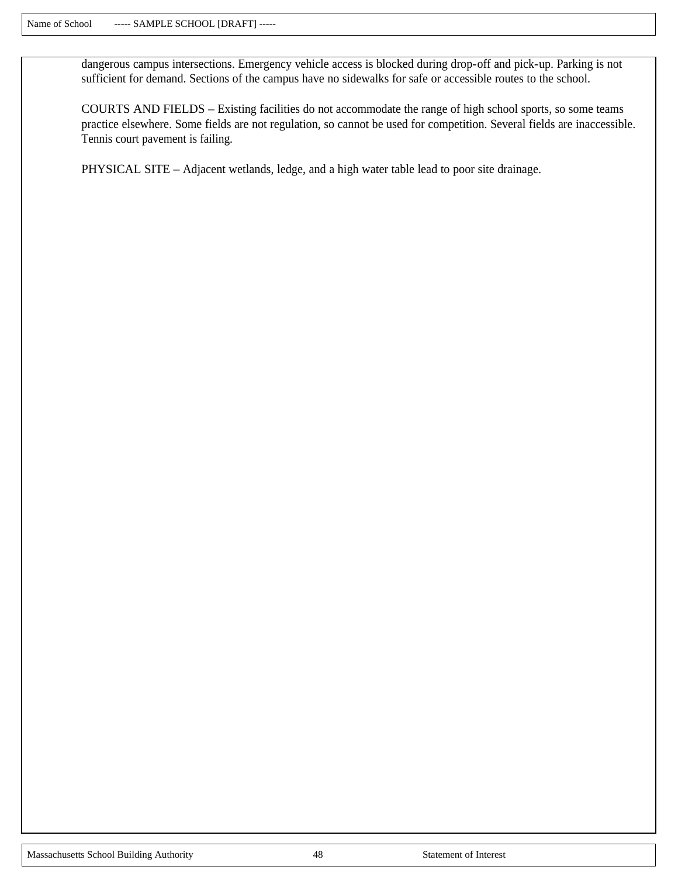dangerous campus intersections. Emergency vehicle access is blocked during drop-off and pick-up. Parking is not sufficient for demand. Sections of the campus have no sidewalks for safe or accessible routes to the school.

COURTS AND FIELDS – Existing facilities do not accommodate the range of high school sports, so some teams practice elsewhere. Some fields are not regulation, so cannot be used for competition. Several fields are inaccessible. Tennis court pavement is failing.

PHYSICAL SITE – Adjacent wetlands, ledge, and a high water table lead to poor site drainage.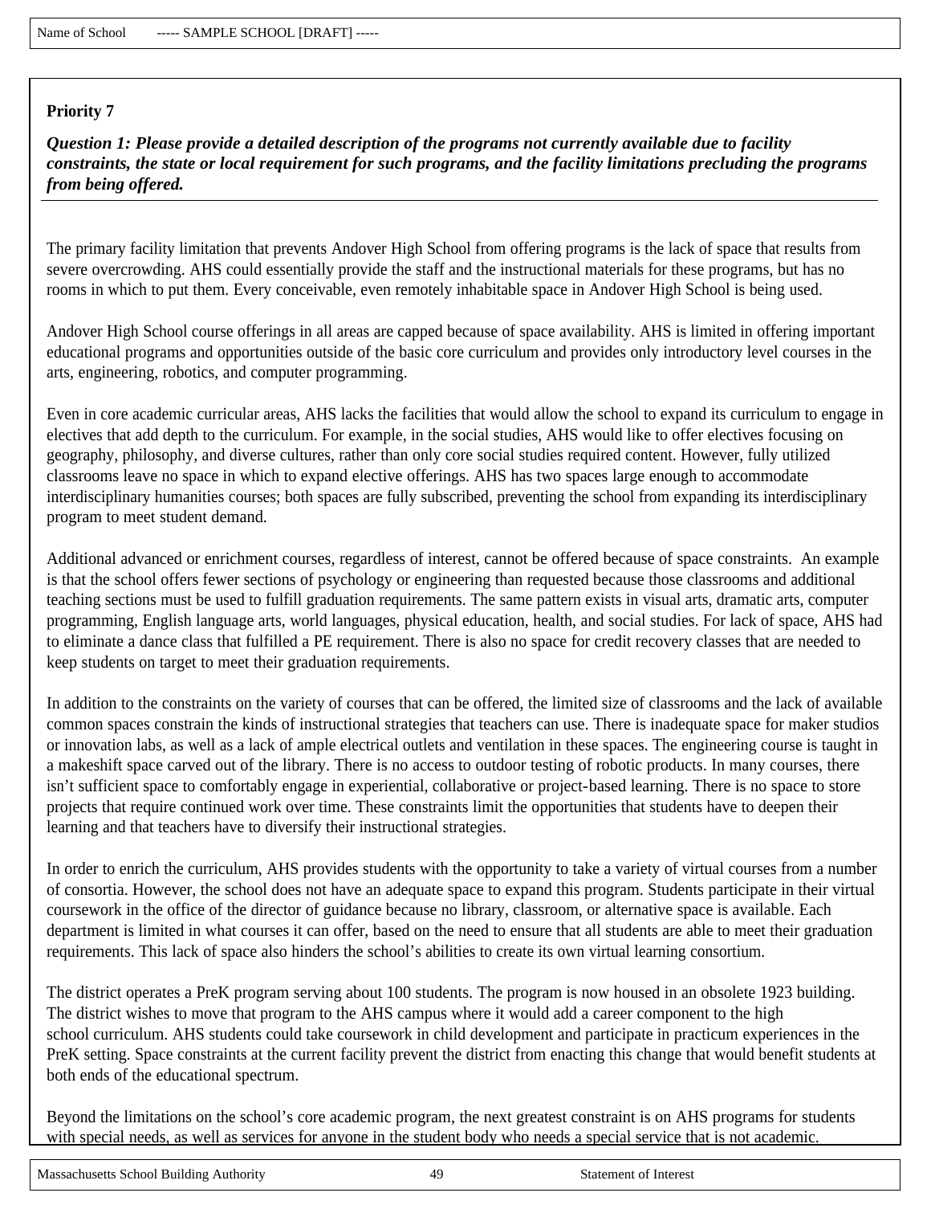Name of School ----- SAMPLE SCHOOL [DRAFT] -----

**Priority 7**

***Question 1: Please provide a detailed description of the programs not currently available due to facility constraints, the state or local requirement for such programs, and the facility limitations precluding the programs from being offered.***

The primary facility limitation that prevents Andover High School from offering programs is the lack of space that results from severe overcrowding. AHS could essentially provide the staff and the instructional materials for these programs, but has no rooms in which to put them. Every conceivable, even remotely inhabitable space in Andover High School is being used.

Andover High School course offerings in all areas are capped because of space availability. AHS is limited in offering important educational programs and opportunities outside of the basic core curriculum and provides only introductory level courses in the arts, engineering, robotics, and computer programming.

Even in core academic curricular areas, AHS lacks the facilities that would allow the school to expand its curriculum to engage in electives that add depth to the curriculum. For example, in the social studies, AHS would like to offer electives focusing on geography, philosophy, and diverse cultures, rather than only core social studies required content. However, fully utilized classrooms leave no space in which to expand elective offerings. AHS has two spaces large enough to accommodate interdisciplinary humanities courses; both spaces are fully subscribed, preventing the school from expanding its interdisciplinary program to meet student demand.

Additional advanced or enrichment courses, regardless of interest, cannot be offered because of space constraints. An example is that the school offers fewer sections of psychology or engineering than requested because those classrooms and additional teaching sections must be used to fulfill graduation requirements. The same pattern exists in visual arts, dramatic arts, computer programming, English language arts, world languages, physical education, health, and social studies. For lack of space, AHS had to eliminate a dance class that fulfilled a PE requirement. There is also no space for credit recovery classes that are needed to keep students on target to meet their graduation requirements.

In addition to the constraints on the variety of courses that can be offered, the limited size of classrooms and the lack of available common spaces constrain the kinds of instructional strategies that teachers can use. There is inadequate space for maker studios or innovation labs, as well as a lack of ample electrical outlets and ventilation in these spaces. The engineering course is taught in a makeshift space carved out of the library. There is no access to outdoor testing of robotic products. In many courses, there isn't sufficient space to comfortably engage in experiential, collaborative or project-based learning. There is no space to store projects that require continued work over time. These constraints limit the opportunities that students have to deepen their learning and that teachers have to diversify their instructional strategies.

In order to enrich the curriculum, AHS provides students with the opportunity to take a variety of virtual courses from a number of consortia. However, the school does not have an adequate space to expand this program. Students participate in their virtual coursework in the office of the director of guidance because no library, classroom, or alternative space is available. Each department is limited in what courses it can offer, based on the need to ensure that all students are able to meet their graduation requirements. This lack of space also hinders the school's abilities to create its own virtual learning consortium.

The district operates a PreK program serving about 100 students. The program is now housed in an obsolete 1923 building. The district wishes to move that program to the AHS campus where it would add a career component to the high school curriculum. AHS students could take coursework in child development and participate in practicum experiences in the PreK setting. Space constraints at the current facility prevent the district from enacting this change that would benefit students at both ends of the educational spectrum.

Beyond the limitations on the school's core academic program, the next greatest constraint is on AHS programs for students with special needs, as well as services for anyone in the student body who needs a special service that is not academic.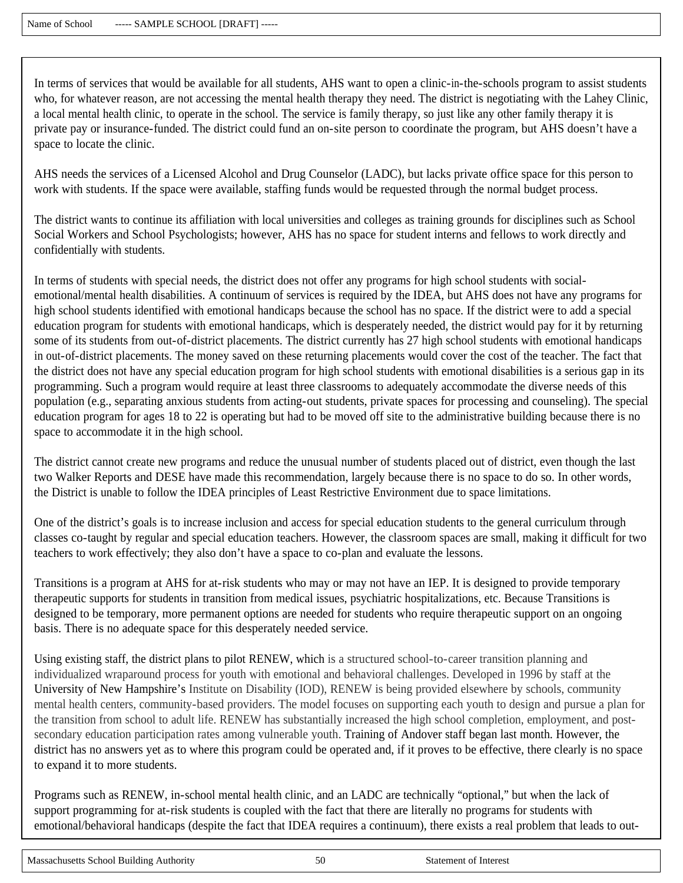In terms of services that would be available for all students, AHS want to open a clinic-in-the-schools program to assist students who, for whatever reason, are not accessing the mental health therapy they need. The district is negotiating with the Lahey Clinic, a local mental health clinic, to operate in the school. The service is family therapy, so just like any other family therapy it is private pay or insurance-funded. The district could fund an on-site person to coordinate the program, but AHS doesn't have a space to locate the clinic.

AHS needs the services of a Licensed Alcohol and Drug Counselor (LADC), but lacks private office space for this person to work with students. If the space were available, staffing funds would be requested through the normal budget process.

The district wants to continue its affiliation with local universities and colleges as training grounds for disciplines such as School Social Workers and School Psychologists; however, AHS has no space for student interns and fellows to work directly and confidentially with students.

In terms of students with special needs, the district does not offer any programs for high school students with social-emotional/mental health disabilities. A continuum of services is required by the IDEA, but AHS does not have any programs for high school students identified with emotional handicaps because the school has no space. If the district were to add a special education program for students with emotional handicaps, which is desperately needed, the district would pay for it by returning some of its students from out-of-district placements. The district currently has 27 high school students with emotional handicaps in out-of-district placements. The money saved on these returning placements would cover the cost of the teacher. The fact that the district does not have any special education program for high school students with emotional disabilities is a serious gap in its programming. Such a program would require at least three classrooms to adequately accommodate the diverse needs of this population (e.g., separating anxious students from acting-out students, private spaces for processing and counseling). The special education program for ages 18 to 22 is operating but had to be moved off site to the administrative building because there is no space to accommodate it in the high school.

The district cannot create new programs and reduce the unusual number of students placed out of district, even though the last two Walker Reports and DESE have made this recommendation, largely because there is no space to do so. In other words, the District is unable to follow the IDEA principles of Least Restrictive Environment due to space limitations.

One of the district's goals is to increase inclusion and access for special education students to the general curriculum through classes co-taught by regular and special education teachers. However, the classroom spaces are small, making it difficult for two teachers to work effectively; they also don't have a space to co-plan and evaluate the lessons.

Transitions is a program at AHS for at-risk students who may or may not have an IEP. It is designed to provide temporary therapeutic supports for students in transition from medical issues, psychiatric hospitalizations, etc. Because Transitions is designed to be temporary, more permanent options are needed for students who require therapeutic support on an ongoing basis. There is no adequate space for this desperately needed service.

Using existing staff, the district plans to pilot RENEW, which is a structured school-to-career transition planning and individualized wraparound process for youth with emotional and behavioral challenges. Developed in 1996 by staff at the University of New Hampshire's Institute on Disability (IOD), RENEW is being provided elsewhere by schools, community mental health centers, community-based providers. The model focuses on supporting each youth to design and pursue a plan for the transition from school to adult life. RENEW has substantially increased the high school completion, employment, and post-secondary education participation rates among vulnerable youth. Training of Andover staff began last month. However, the district has no answers yet as to where this program could be operated and, if it proves to be effective, there clearly is no space to expand it to more students.

Programs such as RENEW, in-school mental health clinic, and an LADC are technically "optional," but when the lack of support programming for at-risk students is coupled with the fact that there are literally no programs for students with emotional/behavioral handicaps (despite the fact that IDEA requires a continuum), there exists a real problem that leads to out-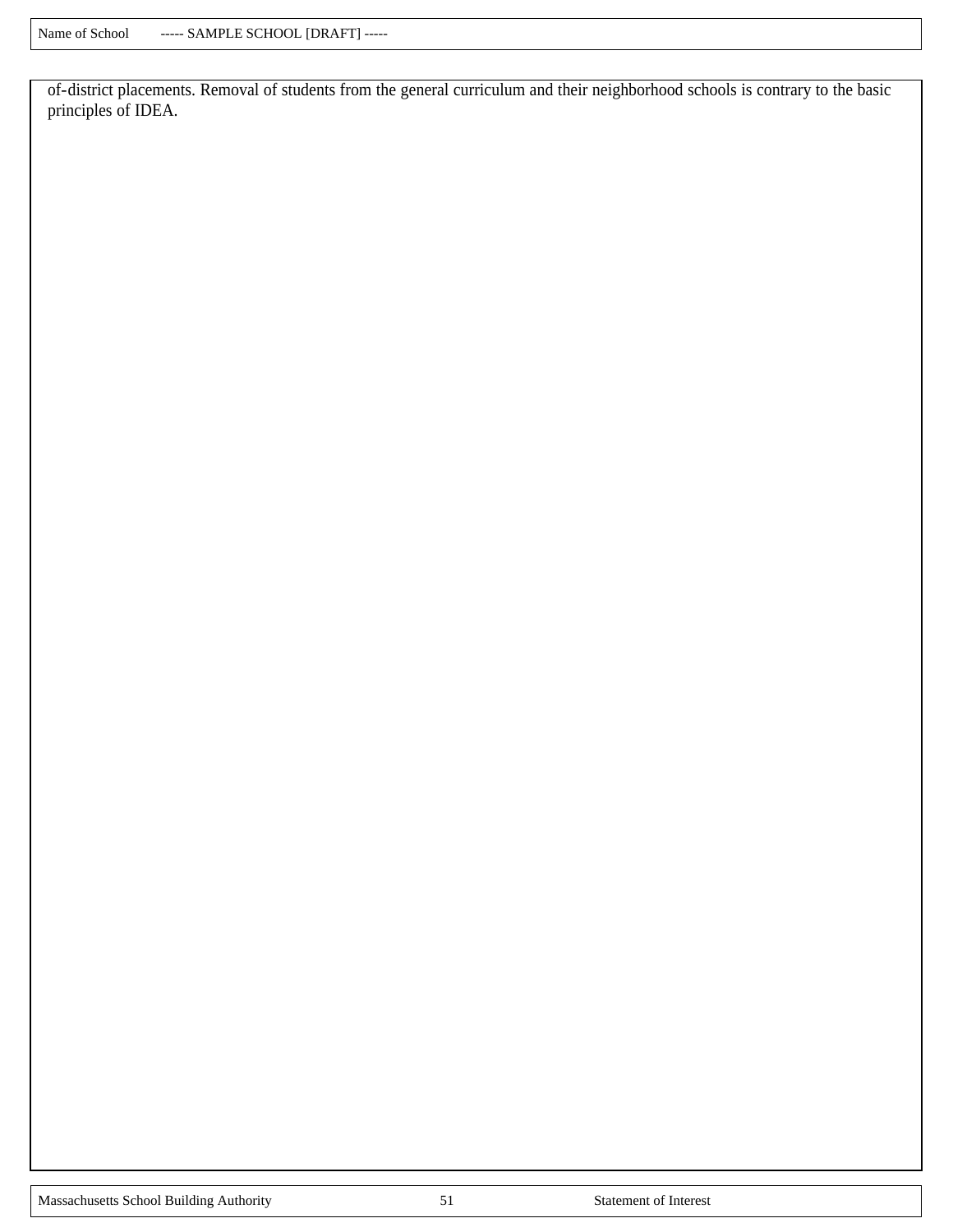of-district placements. Removal of students from the general curriculum and their neighborhood schools is contrary to the basic principles of IDEA.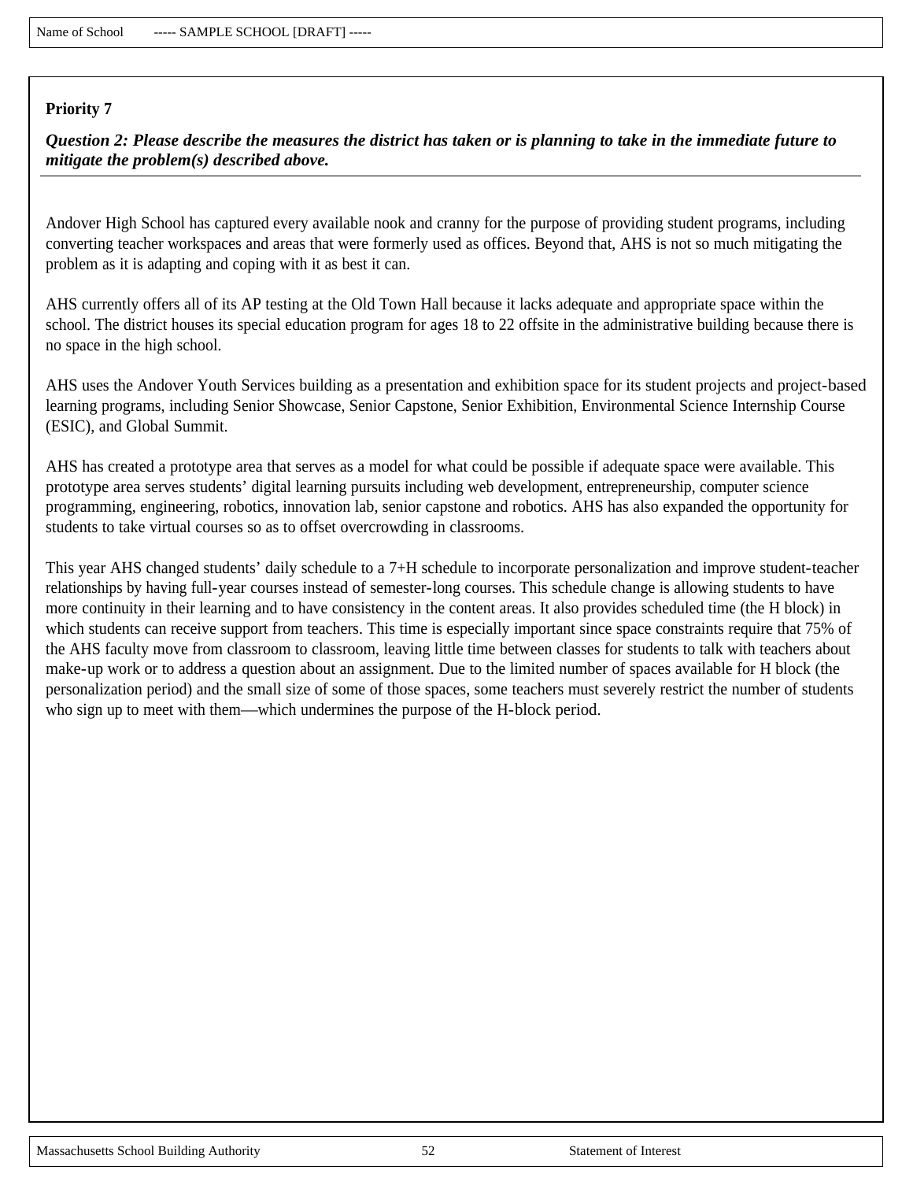Name of School ----- SAMPLE SCHOOL [DRAFT] -----

**Priority 7**

***Question 2: Please describe the measures the district has taken or is planning to take in the immediate future to mitigate the problem(s) described above.***

Andover High School has captured every available nook and cranny for the purpose of providing student programs, including converting teacher workspaces and areas that were formerly used as offices. Beyond that, AHS is not so much mitigating the problem as it is adapting and coping with it as best it can.

AHS currently offers all of its AP testing at the Old Town Hall because it lacks adequate and appropriate space within the school. The district houses its special education program for ages 18 to 22 offsite in the administrative building because there is no space in the high school.

AHS uses the Andover Youth Services building as a presentation and exhibition space for its student projects and project-based learning programs, including Senior Showcase, Senior Capstone, Senior Exhibition, Environmental Science Internship Course (ESIC), and Global Summit.

AHS has created a prototype area that serves as a model for what could be possible if adequate space were available. This prototype area serves students' digital learning pursuits including web development, entrepreneurship, computer science programming, engineering, robotics, innovation lab, senior capstone and robotics. AHS has also expanded the opportunity for students to take virtual courses so as to offset overcrowding in classrooms.

This year AHS changed students' daily schedule to a 7+H schedule to incorporate personalization and improve student-teacher relationships by having full-year courses instead of semester-long courses. This schedule change is allowing students to have more continuity in their learning and to have consistency in the content areas. It also provides scheduled time (the H block) in which students can receive support from teachers. This time is especially important since space constraints require that 75% of the AHS faculty move from classroom to classroom, leaving little time between classes for students to talk with teachers about make-up work or to address a question about an assignment. Due to the limited number of spaces available for H block (the personalization period) and the small size of some of those spaces, some teachers must severely restrict the number of students who sign up to meet with them—which undermines the purpose of the H-block period.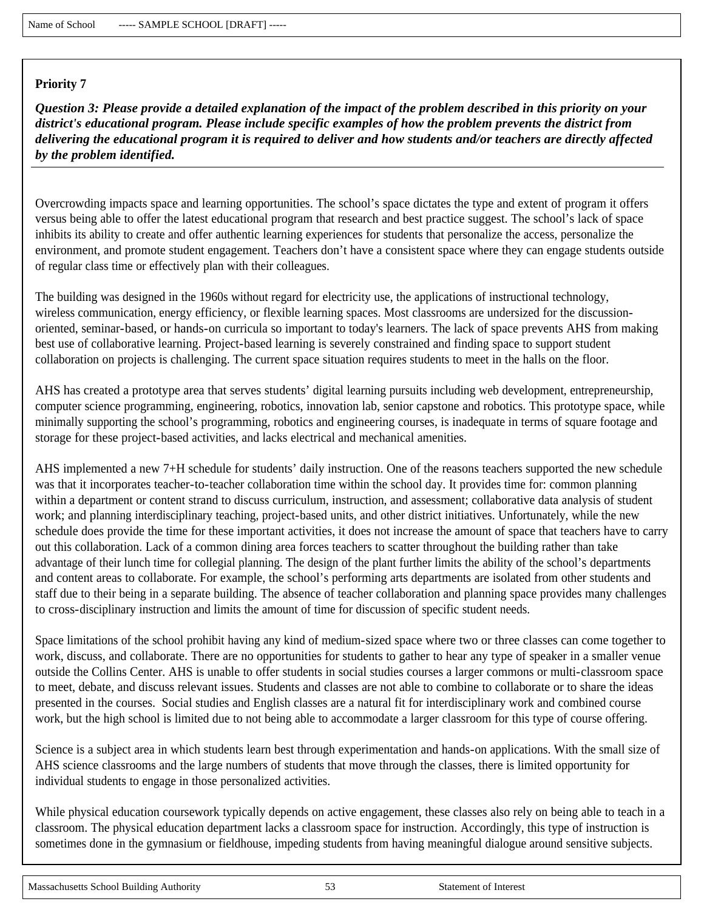Name of School ----- SAMPLE SCHOOL [DRAFT] -----

**Priority 7**

***Question 3: Please provide a detailed explanation of the impact of the problem described in this priority on your district's educational program. Please include specific examples of how the problem prevents the district from delivering the educational program it is required to deliver and how students and/or teachers are directly affected by the problem identified.***

Overcrowding impacts space and learning opportunities. The school's space dictates the type and extent of program it offers versus being able to offer the latest educational program that research and best practice suggest. The school's lack of space inhibits its ability to create and offer authentic learning experiences for students that personalize the access, personalize the environment, and promote student engagement. Teachers don't have a consistent space where they can engage students outside of regular class time or effectively plan with their colleagues.

The building was designed in the 1960s without regard for electricity use, the applications of instructional technology, wireless communication, energy efficiency, or flexible learning spaces. Most classrooms are undersized for the discussion-oriented, seminar-based, or hands-on curricula so important to today's learners. The lack of space prevents AHS from making best use of collaborative learning. Project-based learning is severely constrained and finding space to support student collaboration on projects is challenging. The current space situation requires students to meet in the halls on the floor.

AHS has created a prototype area that serves students' digital learning pursuits including web development, entrepreneurship, computer science programming, engineering, robotics, innovation lab, senior capstone and robotics. This prototype space, while minimally supporting the school's programming, robotics and engineering courses, is inadequate in terms of square footage and storage for these project-based activities, and lacks electrical and mechanical amenities.

AHS implemented a new 7+H schedule for students' daily instruction. One of the reasons teachers supported the new schedule was that it incorporates teacher-to-teacher collaboration time within the school day. It provides time for: common planning within a department or content strand to discuss curriculum, instruction, and assessment; collaborative data analysis of student work; and planning interdisciplinary teaching, project-based units, and other district initiatives. Unfortunately, while the new schedule does provide the time for these important activities, it does not increase the amount of space that teachers have to carry out this collaboration. Lack of a common dining area forces teachers to scatter throughout the building rather than take advantage of their lunch time for collegial planning. The design of the plant further limits the ability of the school's departments and content areas to collaborate. For example, the school's performing arts departments are isolated from other students and staff due to their being in a separate building. The absence of teacher collaboration and planning space provides many challenges to cross-disciplinary instruction and limits the amount of time for discussion of specific student needs.

Space limitations of the school prohibit having any kind of medium-sized space where two or three classes can come together to work, discuss, and collaborate. There are no opportunities for students to gather to hear any type of speaker in a smaller venue outside the Collins Center. AHS is unable to offer students in social studies courses a larger commons or multi-classroom space to meet, debate, and discuss relevant issues. Students and classes are not able to combine to collaborate or to share the ideas presented in the courses. Social studies and English classes are a natural fit for interdisciplinary work and combined course work, but the high school is limited due to not being able to accommodate a larger classroom for this type of course offering.

Science is a subject area in which students learn best through experimentation and hands-on applications. With the small size of AHS science classrooms and the large numbers of students that move through the classes, there is limited opportunity for individual students to engage in those personalized activities.

While physical education coursework typically depends on active engagement, these classes also rely on being able to teach in a classroom. The physical education department lacks a classroom space for instruction. Accordingly, this type of instruction is sometimes done in the gymnasium or fieldhouse, impeding students from having meaningful dialogue around sensitive subjects.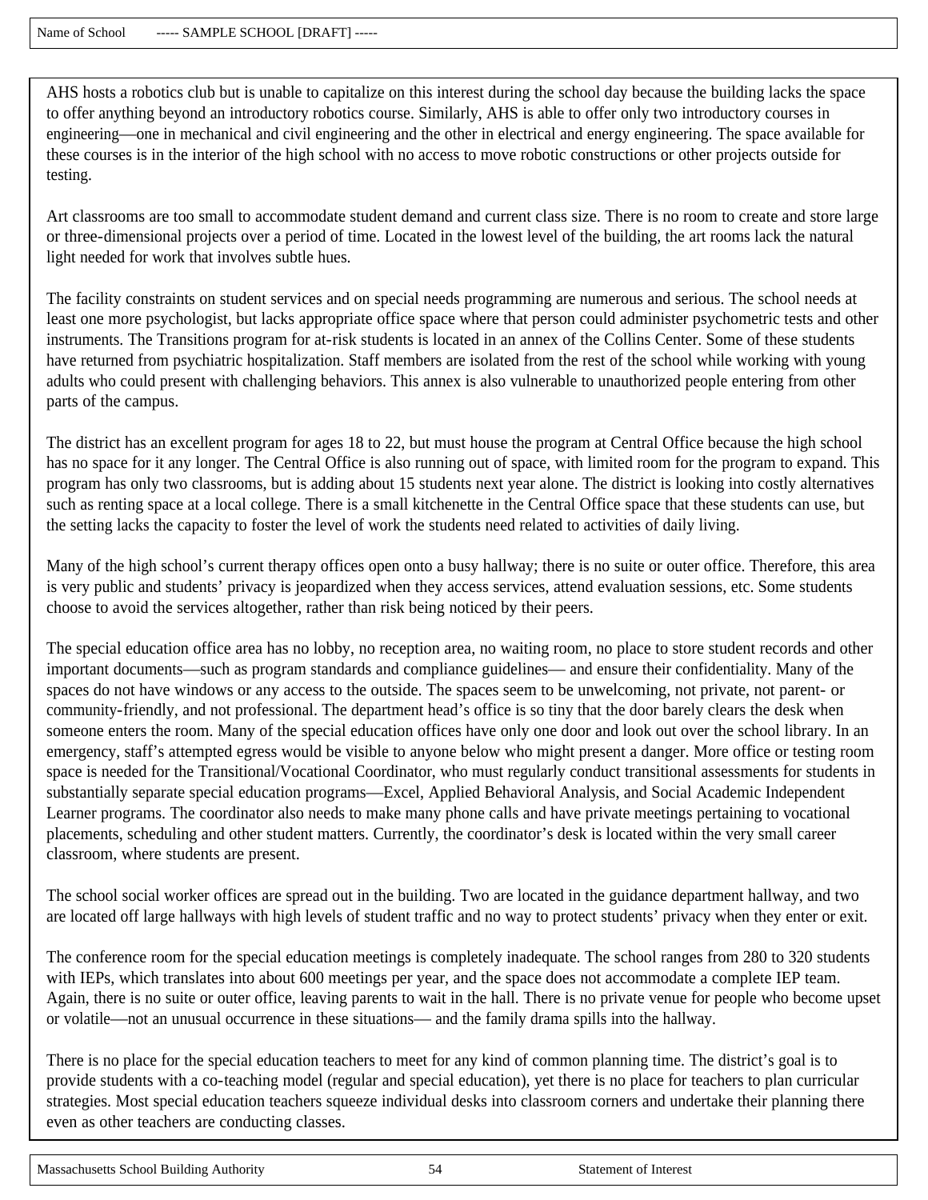AHS hosts a robotics club but is unable to capitalize on this interest during the school day because the building lacks the space to offer anything beyond an introductory robotics course. Similarly, AHS is able to offer only two introductory courses in engineering—one in mechanical and civil engineering and the other in electrical and energy engineering. The space available for these courses is in the interior of the high school with no access to move robotic constructions or other projects outside for testing.

Art classrooms are too small to accommodate student demand and current class size. There is no room to create and store large or three-dimensional projects over a period of time. Located in the lowest level of the building, the art rooms lack the natural light needed for work that involves subtle hues.

The facility constraints on student services and on special needs programming are numerous and serious. The school needs at least one more psychologist, but lacks appropriate office space where that person could administer psychometric tests and other instruments. The Transitions program for at-risk students is located in an annex of the Collins Center. Some of these students have returned from psychiatric hospitalization. Staff members are isolated from the rest of the school while working with young adults who could present with challenging behaviors. This annex is also vulnerable to unauthorized people entering from other parts of the campus.

The district has an excellent program for ages 18 to 22, but must house the program at Central Office because the high school has no space for it any longer. The Central Office is also running out of space, with limited room for the program to expand. This program has only two classrooms, but is adding about 15 students next year alone. The district is looking into costly alternatives such as renting space at a local college. There is a small kitchenette in the Central Office space that these students can use, but the setting lacks the capacity to foster the level of work the students need related to activities of daily living.

Many of the high school's current therapy offices open onto a busy hallway; there is no suite or outer office. Therefore, this area is very public and students' privacy is jeopardized when they access services, attend evaluation sessions, etc. Some students choose to avoid the services altogether, rather than risk being noticed by their peers.

The special education office area has no lobby, no reception area, no waiting room, no place to store student records and other important documents—such as program standards and compliance guidelines— and ensure their confidentiality. Many of the spaces do not have windows or any access to the outside. The spaces seem to be unwelcoming, not private, not parent- or community-friendly, and not professional. The department head's office is so tiny that the door barely clears the desk when someone enters the room. Many of the special education offices have only one door and look out over the school library. In an emergency, staff's attempted egress would be visible to anyone below who might present a danger. More office or testing room space is needed for the Transitional/Vocational Coordinator, who must regularly conduct transitional assessments for students in substantially separate special education programs—Excel, Applied Behavioral Analysis, and Social Academic Independent Learner programs. The coordinator also needs to make many phone calls and have private meetings pertaining to vocational placements, scheduling and other student matters. Currently, the coordinator's desk is located within the very small career classroom, where students are present.

The school social worker offices are spread out in the building. Two are located in the guidance department hallway, and two are located off large hallways with high levels of student traffic and no way to protect students' privacy when they enter or exit.

The conference room for the special education meetings is completely inadequate. The school ranges from 280 to 320 students with IEPs, which translates into about 600 meetings per year, and the space does not accommodate a complete IEP team. Again, there is no suite or outer office, leaving parents to wait in the hall. There is no private venue for people who become upset or volatile—not an unusual occurrence in these situations— and the family drama spills into the hallway.

There is no place for the special education teachers to meet for any kind of common planning time. The district's goal is to provide students with a co-teaching model (regular and special education), yet there is no place for teachers to plan curricular strategies. Most special education teachers squeeze individual desks into classroom corners and undertake their planning there even as other teachers are conducting classes.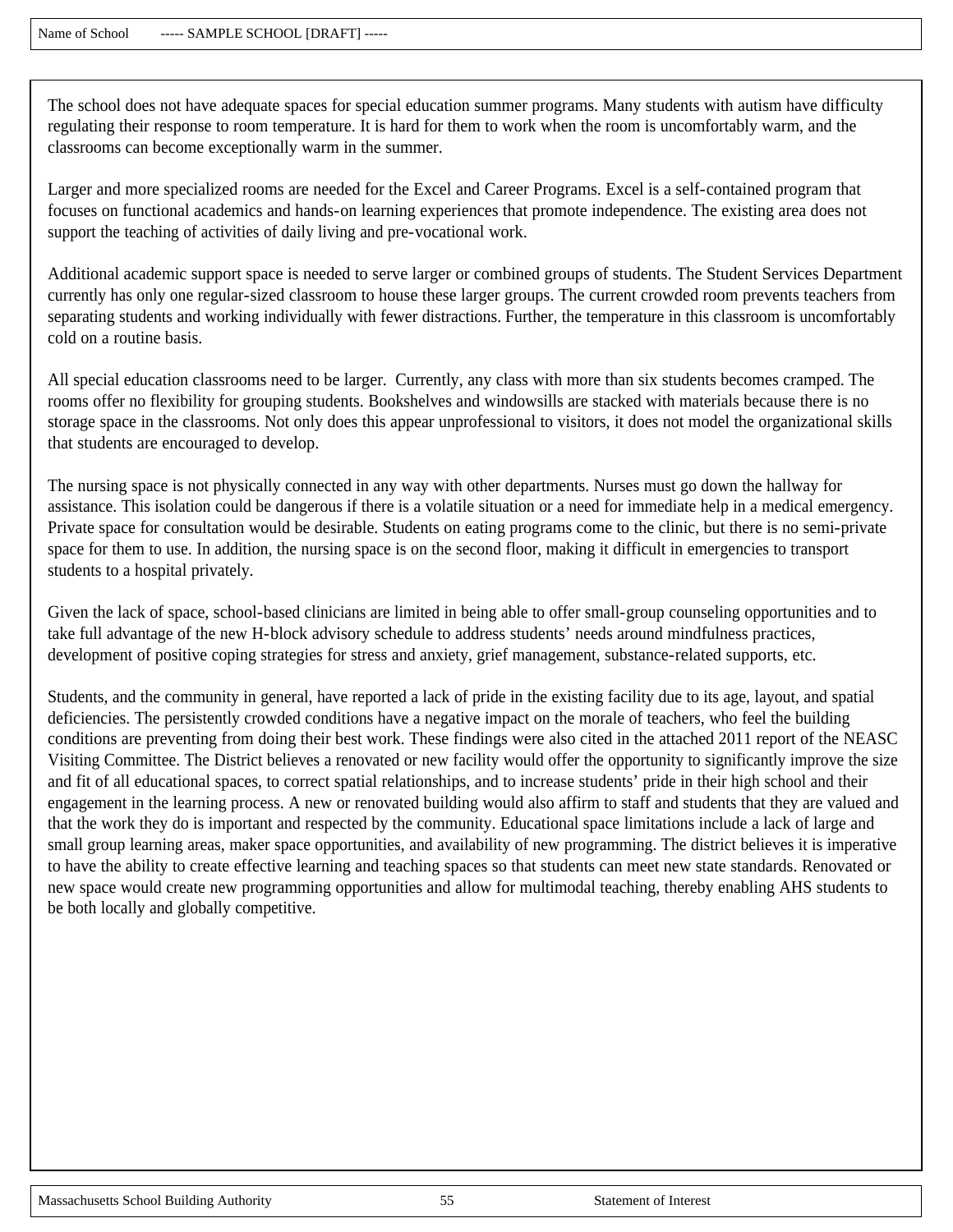The school does not have adequate spaces for special education summer programs. Many students with autism have difficulty regulating their response to room temperature. It is hard for them to work when the room is uncomfortably warm, and the classrooms can become exceptionally warm in the summer.

Larger and more specialized rooms are needed for the Excel and Career Programs. Excel is a self-contained program that focuses on functional academics and hands-on learning experiences that promote independence. The existing area does not support the teaching of activities of daily living and pre-vocational work.

Additional academic support space is needed to serve larger or combined groups of students. The Student Services Department currently has only one regular-sized classroom to house these larger groups. The current crowded room prevents teachers from separating students and working individually with fewer distractions. Further, the temperature in this classroom is uncomfortably cold on a routine basis.

All special education classrooms need to be larger. Currently, any class with more than six students becomes cramped. The rooms offer no flexibility for grouping students. Bookshelves and windowsills are stacked with materials because there is no storage space in the classrooms. Not only does this appear unprofessional to visitors, it does not model the organizational skills that students are encouraged to develop.

The nursing space is not physically connected in any way with other departments. Nurses must go down the hallway for assistance. This isolation could be dangerous if there is a volatile situation or a need for immediate help in a medical emergency. Private space for consultation would be desirable. Students on eating programs come to the clinic, but there is no semi-private space for them to use. In addition, the nursing space is on the second floor, making it difficult in emergencies to transport students to a hospital privately.

Given the lack of space, school-based clinicians are limited in being able to offer small-group counseling opportunities and to take full advantage of the new H-block advisory schedule to address students' needs around mindfulness practices, development of positive coping strategies for stress and anxiety, grief management, substance-related supports, etc.

Students, and the community in general, have reported a lack of pride in the existing facility due to its age, layout, and spatial deficiencies. The persistently crowded conditions have a negative impact on the morale of teachers, who feel the building conditions are preventing from doing their best work. These findings were also cited in the attached 2011 report of the NEASC Visiting Committee. The District believes a renovated or new facility would offer the opportunity to significantly improve the size and fit of all educational spaces, to correct spatial relationships, and to increase students' pride in their high school and their engagement in the learning process. A new or renovated building would also affirm to staff and students that they are valued and that the work they do is important and respected by the community. Educational space limitations include a lack of large and small group learning areas, maker space opportunities, and availability of new programming. The district believes it is imperative to have the ability to create effective learning and teaching spaces so that students can meet new state standards. Renovated or new space would create new programming opportunities and allow for multimodal teaching, thereby enabling AHS students to be both locally and globally competitive.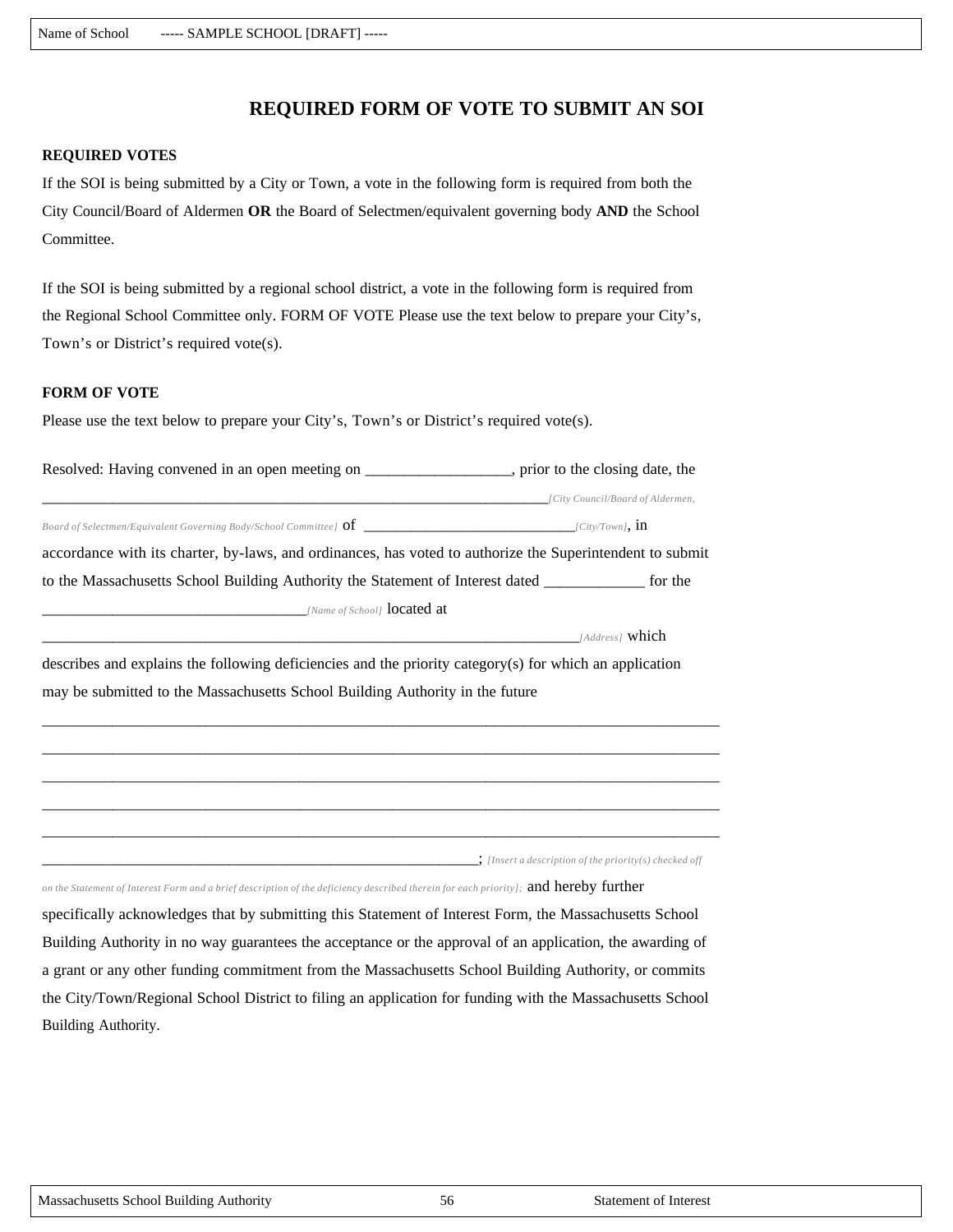# REQUIRED FORM OF VOTE TO SUBMIT AN SOI

**REQUIRED VOTES**

If the SOI is being submitted by a City or Town, a vote in the following form is required from both the City Council/Board of Aldermen **OR** the Board of Selectmen/equivalent governing body **AND** the School Committee.

If the SOI is being submitted by a regional school district, a vote in the following form is required from the Regional School Committee only. FORM OF VOTE Please use the text below to prepare your City's, Town's or District's required vote(s).

**FORM OF VOTE**

Please use the text below to prepare your City's, Town's or District's required vote(s).

Resolved: Having convened in an open meeting on __________________, prior to the closing date, the ______________________________________________________________________*[City Council/Board of Aldermen, Board of Selectmen/Equivalent Governing Body/School Committee]* of ___________________________*[City/Town]*, in accordance with its charter, by-laws, and ordinances, has voted to authorize the Superintendent to submit to the Massachusetts School Building Authority the Statement of Interest dated ____________ for the _________________________________*[Name of School]* located at _________________________________________________________________________*[Address]* which describes and explains the following deficiencies and the priority category(s) for which an application may be submitted to the Massachusetts School Building Authority in the future

_____________________________________________________________________________________

_____________________________________________________________________________________

_____________________________________________________________________________________

_____________________________________________________________________________________

_____________________________________________________________________________________

__________________________________________________________; *[Insert a description of the priority(s) checked off on the Statement of Interest Form and a brief description of the deficiency described therein for each priority];* and hereby further specifically acknowledges that by submitting this Statement of Interest Form, the Massachusetts School Building Authority in no way guarantees the acceptance or the approval of an application, the awarding of a grant or any other funding commitment from the Massachusetts School Building Authority, or commits the City/Town/Regional School District to filing an application for funding with the Massachusetts School Building Authority.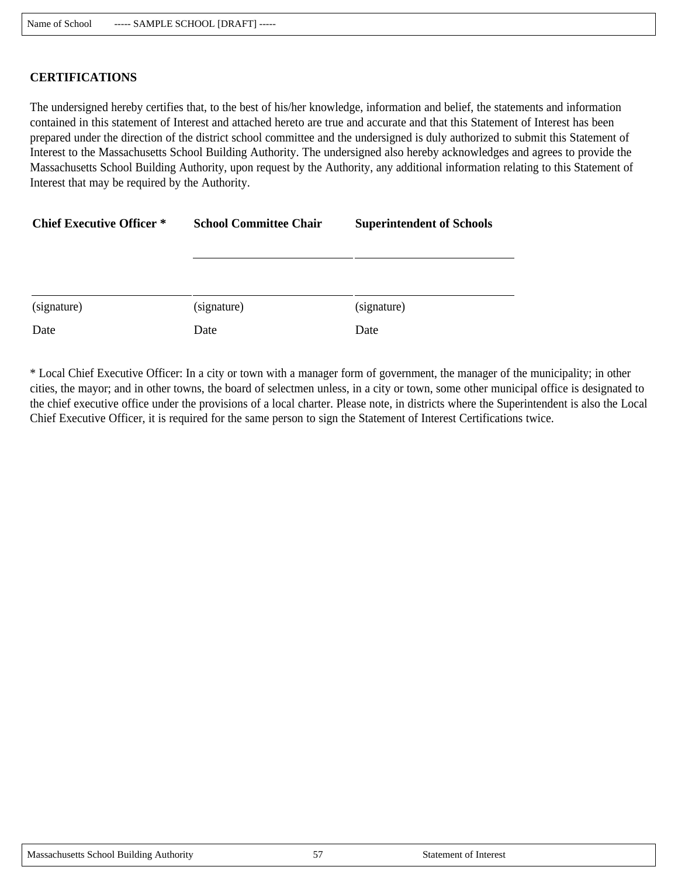Name of School ----- SAMPLE SCHOOL [DRAFT] -----

## CERTIFICATIONS

The undersigned hereby certifies that, to the best of his/her knowledge, information and belief, the statements and information contained in this statement of Interest and attached hereto are true and accurate and that this Statement of Interest has been prepared under the direction of the district school committee and the undersigned is duly authorized to submit this Statement of Interest to the Massachusetts School Building Authority. The undersigned also hereby acknowledges and agrees to provide the Massachusetts School Building Authority, upon request by the Authority, any additional information relating to this Statement of Interest that may be required by the Authority.

| **Chief Executive Officer *** | **School Committee Chair** | **Superintendent of Schools** |
|---|---|---|
| | ______________________ | ______________________ |
| ______________________ | ______________________ | ______________________ |
| (signature) | (signature) | (signature) |
| Date | Date | Date |

* Local Chief Executive Officer: In a city or town with a manager form of government, the manager of the municipality; in other cities, the mayor; and in other towns, the board of selectmen unless, in a city or town, some other municipal office is designated to the chief executive office under the provisions of a local charter. Please note, in districts where the Superintendent is also the Local Chief Executive Officer, it is required for the same person to sign the Statement of Interest Certifications twice.